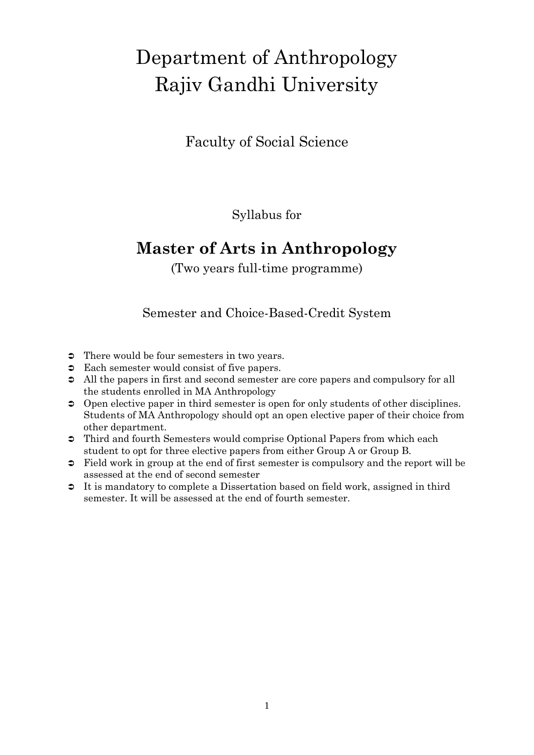# Department of Anthropology
# Rajiv Gandhi University

Faculty of Social Science

Syllabus for

## Master of Arts in Anthropology

(Two years full-time programme)

Semester and Choice-Based-Credit System

- There would be four semesters in two years.
- Each semester would consist of five papers.
- All the papers in first and second semester are core papers and compulsory for all the students enrolled in MA Anthropology
- Open elective paper in third semester is open for only students of other disciplines. Students of MA Anthropology should opt an open elective paper of their choice from other department.
- Third and fourth Semesters would comprise Optional Papers from which each student to opt for three elective papers from either Group A or Group B.
- Field work in group at the end of first semester is compulsory and the report will be assessed at the end of second semester
- It is mandatory to complete a Dissertation based on field work, assigned in third semester. It will be assessed at the end of fourth semester.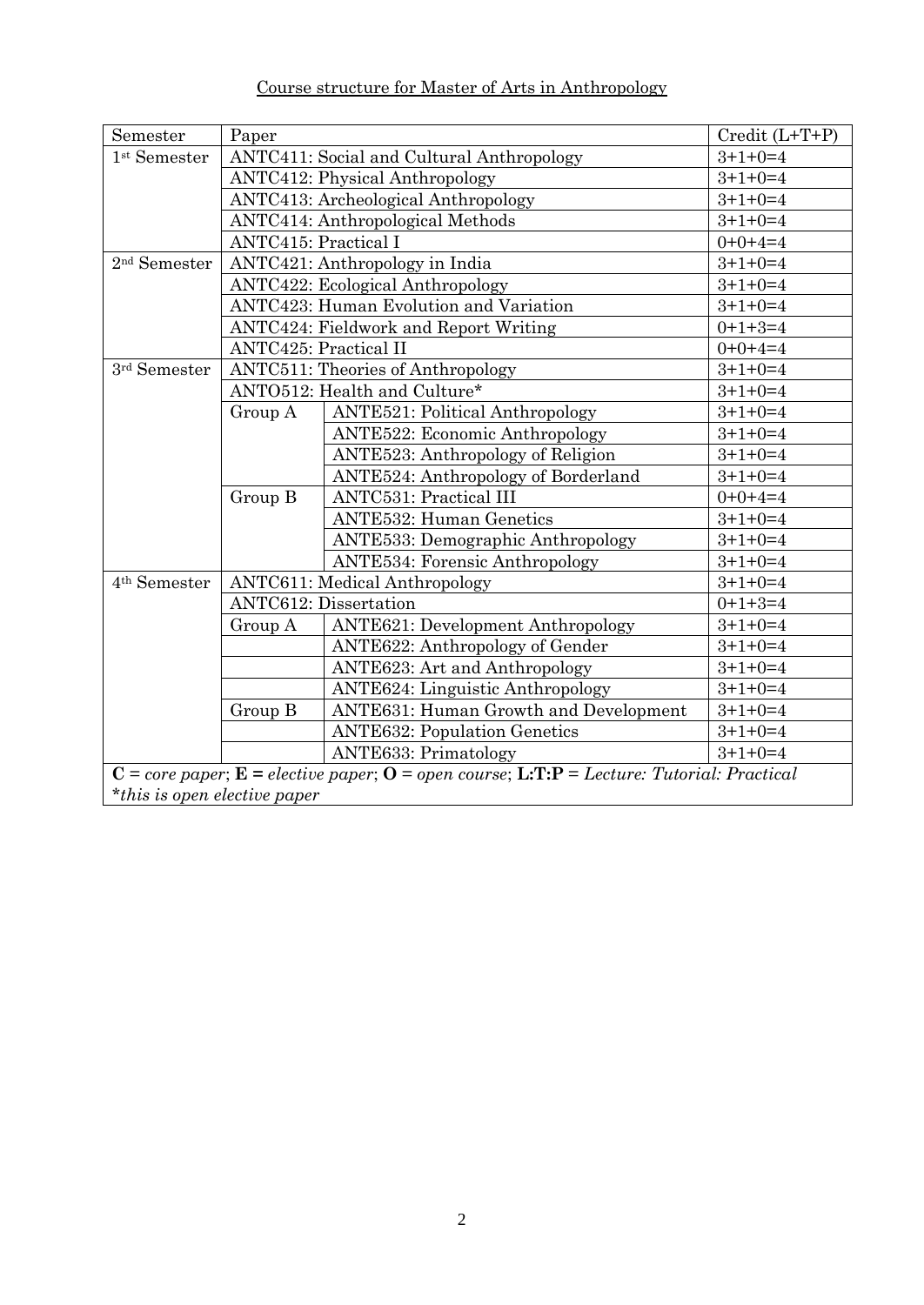Course structure for Master of Arts in Anthropology

| Semester | Paper | | Credit (L+T+P) |
|---|---|---|---|
| 1st Semester | ANTC411: Social and Cultural Anthropology | | 3+1+0=4 |
| | ANTC412: Physical Anthropology | | 3+1+0=4 |
| | ANTC413: Archeological Anthropology | | 3+1+0=4 |
| | ANTC414: Anthropological Methods | | 3+1+0=4 |
| | ANTC415: Practical I | | 0+0+4=4 |
| 2nd Semester | ANTC421: Anthropology in India | | 3+1+0=4 |
| | ANTC422: Ecological Anthropology | | 3+1+0=4 |
| | ANTC423: Human Evolution and Variation | | 3+1+0=4 |
| | ANTC424: Fieldwork and Report Writing | | 0+1+3=4 |
| | ANTC425: Practical II | | 0+0+4=4 |
| 3rd Semester | ANTC511: Theories of Anthropology | | 3+1+0=4 |
| | ANTO512: Health and Culture* | | 3+1+0=4 |
| | Group A | ANTE521: Political Anthropology | 3+1+0=4 |
| | | ANTE522: Economic Anthropology | 3+1+0=4 |
| | | ANTE523: Anthropology of Religion | 3+1+0=4 |
| | | ANTE524: Anthropology of Borderland | 3+1+0=4 |
| | Group B | ANTC531: Practical III | 0+0+4=4 |
| | | ANTE532: Human Genetics | 3+1+0=4 |
| | | ANTE533: Demographic Anthropology | 3+1+0=4 |
| | | ANTE534: Forensic Anthropology | 3+1+0=4 |
| 4th Semester | ANTC611: Medical Anthropology | | 3+1+0=4 |
| | ANTC612: Dissertation | | 0+1+3=4 |
| | Group A | ANTE621: Development Anthropology | 3+1+0=4 |
| | | ANTE622: Anthropology of Gender | 3+1+0=4 |
| | | ANTE623: Art and Anthropology | 3+1+0=4 |
| | | ANTE624: Linguistic Anthropology | 3+1+0=4 |
| | Group B | ANTE631: Human Growth and Development | 3+1+0=4 |
| | | ANTE632: Population Genetics | 3+1+0=4 |
| | | ANTE633: Primatology | 3+1+0=4 |

**C** = *core paper*; **E =** *elective paper*; **O** = *open course*; **L:T:P** = *Lecture: Tutorial: Practical*

**this is open elective paper*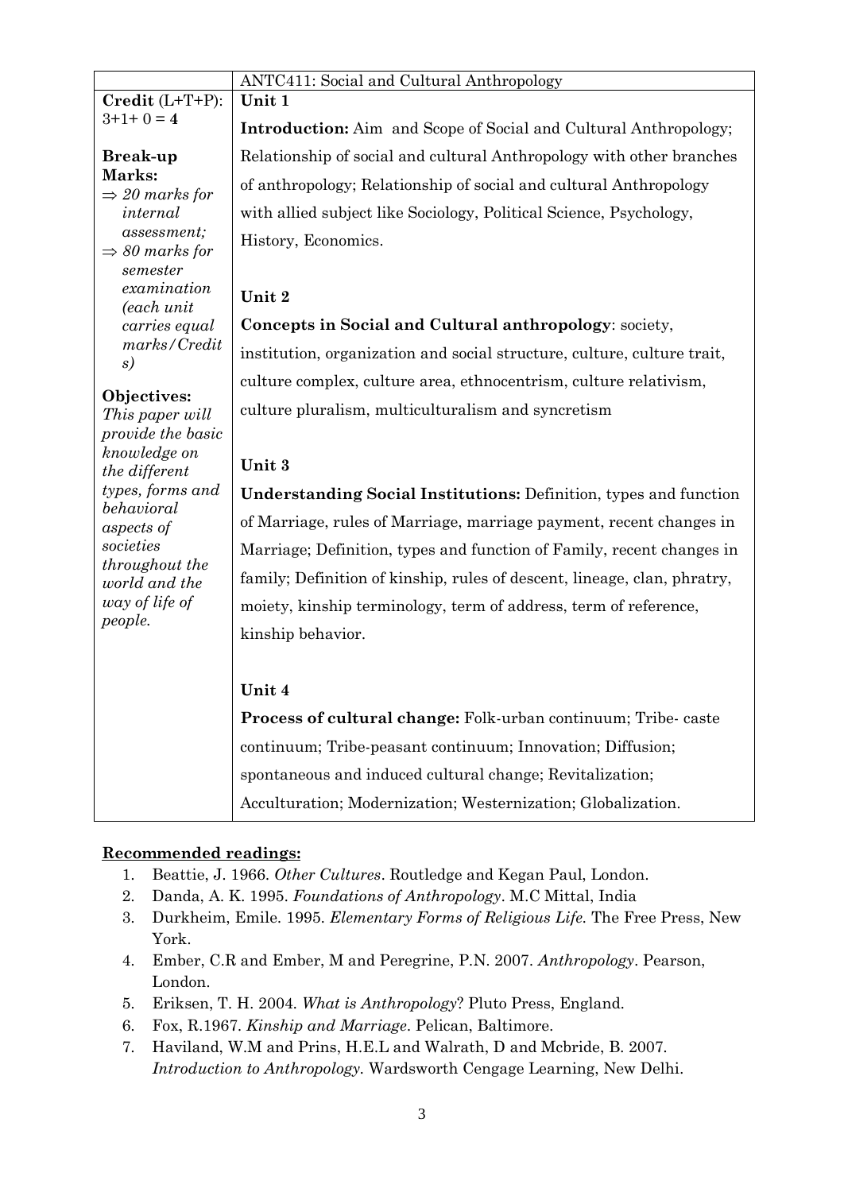| | ANTC411: Social and Cultural Anthropology |
|---|---|
| **Credit** (L+T+P): 3+1+ 0 = **4**<br><br>**Break-up Marks:**<br>⇒ *20 marks for internal assessment;*<br>⇒ *80 marks for semester examination (each unit carries equal marks/Credits)*<br><br>**Objectives:**<br>*This paper will provide the basic knowledge on the different types, forms and behavioral aspects of societies throughout the world and the way of life of people.* | **Unit 1**<br>**Introduction:** Aim and Scope of Social and Cultural Anthropology; Relationship of social and cultural Anthropology with other branches of anthropology; Relationship of social and cultural Anthropology with allied subject like Sociology, Political Science, Psychology, History, Economics.<br><br>**Unit 2**<br>**Concepts in Social and Cultural anthropology**: society, institution, organization and social structure, culture, culture trait, culture complex, culture area, ethnocentrism, culture relativism, culture pluralism, multiculturalism and syncretism<br><br>**Unit 3**<br>**Understanding Social Institutions:** Definition, types and function of Marriage, rules of Marriage, marriage payment, recent changes in Marriage; Definition, types and function of Family, recent changes in family; Definition of kinship, rules of descent, lineage, clan, phratry, moiety, kinship terminology, term of address, term of reference, kinship behavior.<br><br>**Unit 4**<br>**Process of cultural change:** Folk-urban continuum; Tribe- caste continuum; Tribe-peasant continuum; Innovation; Diffusion; spontaneous and induced cultural change; Revitalization; Acculturation; Modernization; Westernization; Globalization. |

**Recommended readings:**

1. Beattie, J. 1966. *Other Cultures*. Routledge and Kegan Paul, London.
2. Danda, A. K. 1995. *Foundations of Anthropology*. M.C Mittal, India
3. Durkheim, Emile. 1995. *Elementary Forms of Religious Life.* The Free Press, New York.
4. Ember, C.R and Ember, M and Peregrine, P.N. 2007. *Anthropology*. Pearson, London.
5. Eriksen, T. H. 2004. *What is Anthropology*? Pluto Press, England.
6. Fox, R.1967. *Kinship and Marriage*. Pelican, Baltimore.
7. Haviland, W.M and Prins, H.E.L and Walrath, D and Mcbride, B. 2007. *Introduction to Anthropology.* Wardsworth Cengage Learning, New Delhi.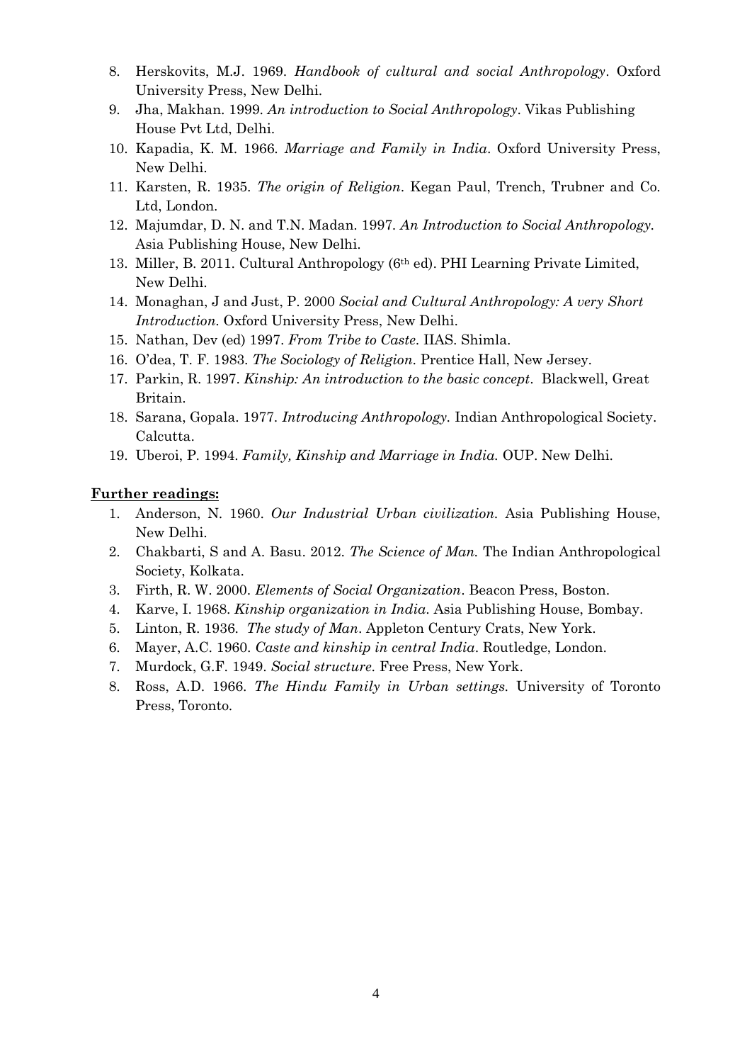8. Herskovits, M.J. 1969. *Handbook of cultural and social Anthropology*. Oxford University Press, New Delhi.
9. Jha, Makhan. 1999. *An introduction to Social Anthropology*. Vikas Publishing House Pvt Ltd, Delhi.
10. Kapadia, K. M. 1966. *Marriage and Family in India*. Oxford University Press, New Delhi.
11. Karsten, R. 1935. *The origin of Religion*. Kegan Paul, Trench, Trubner and Co. Ltd, London.
12. Majumdar, D. N. and T.N. Madan. 1997. *An Introduction to Social Anthropology.* Asia Publishing House, New Delhi.
13. Miller, B. 2011. Cultural Anthropology (6th ed). PHI Learning Private Limited, New Delhi.
14. Monaghan, J and Just, P. 2000 *Social and Cultural Anthropology: A very Short Introduction.* Oxford University Press, New Delhi.
15. Nathan, Dev (ed) 1997. *From Tribe to Caste.* IIAS. Shimla.
16. O'dea, T. F. 1983. *The Sociology of Religion*. Prentice Hall, New Jersey.
17. Parkin, R. 1997. *Kinship: An introduction to the basic concept*. Blackwell, Great Britain.
18. Sarana, Gopala. 1977. *Introducing Anthropology.* Indian Anthropological Society. Calcutta.
19. Uberoi, P. 1994. *Family, Kinship and Marriage in India.* OUP. New Delhi.

**Further readings:**

1. Anderson, N. 1960. *Our Industrial Urban civilization.* Asia Publishing House, New Delhi.
2. Chakbarti, S and A. Basu. 2012. *The Science of Man.* The Indian Anthropological Society, Kolkata.
3. Firth, R. W. 2000. *Elements of Social Organization*. Beacon Press, Boston.
4. Karve, I. 1968. *Kinship organization in India.* Asia Publishing House, Bombay.
5. Linton, R. 1936. *The study of Man*. Appleton Century Crats, New York.
6. Mayer, A.C. 1960. *Caste and kinship in central India*. Routledge, London.
7. Murdock, G.F. 1949. *Social structure.* Free Press, New York.
8. Ross, A.D. 1966. *The Hindu Family in Urban settings.* University of Toronto Press, Toronto.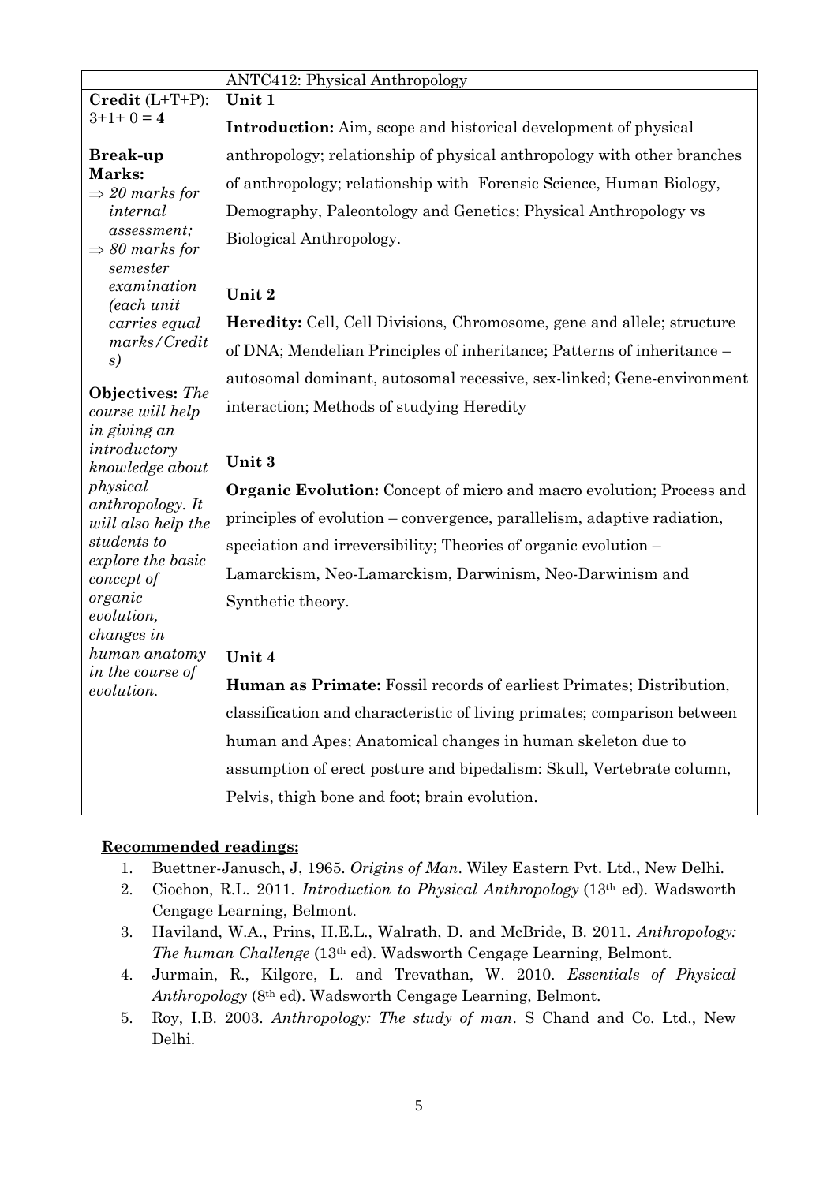| | ANTC412: Physical Anthropology |
|---|---|
| **Credit** (L+T+P): 3+1+ 0 = **4**<br><br>**Break-up Marks:**<br>⇒ *20 marks for internal assessment;*<br>⇒ *80 marks for semester examination (each unit carries equal marks/Credits)*<br><br>**Objectives:** *The course will help in giving an introductory knowledge about physical anthropology. It will also help the students to explore the basic concept of organic evolution, changes in human anatomy in the course of evolution.* | **Unit 1**<br>**Introduction:** Aim, scope and historical development of physical anthropology; relationship of physical anthropology with other branches of anthropology; relationship with Forensic Science, Human Biology, Demography, Paleontology and Genetics; Physical Anthropology vs Biological Anthropology.<br><br>**Unit 2**<br>**Heredity:** Cell, Cell Divisions, Chromosome, gene and allele; structure of DNA; Mendelian Principles of inheritance; Patterns of inheritance – autosomal dominant, autosomal recessive, sex-linked; Gene-environment interaction; Methods of studying Heredity<br><br>**Unit 3**<br>**Organic Evolution:** Concept of micro and macro evolution; Process and principles of evolution – convergence, parallelism, adaptive radiation, speciation and irreversibility; Theories of organic evolution – Lamarckism, Neo-Lamarckism, Darwinism, Neo-Darwinism and Synthetic theory.<br><br>**Unit 4**<br>**Human as Primate:** Fossil records of earliest Primates; Distribution, classification and characteristic of living primates; comparison between human and Apes; Anatomical changes in human skeleton due to assumption of erect posture and bipedalism: Skull, Vertebrate column, Pelvis, thigh bone and foot; brain evolution. |

**Recommended readings:**

1. Buettner-Janusch, J, 1965. *Origins of Man*. Wiley Eastern Pvt. Ltd., New Delhi.
2. Ciochon, R.L. 2011. *Introduction to Physical Anthropology* (13th ed). Wadsworth Cengage Learning, Belmont.
3. Haviland, W.A., Prins, H.E.L., Walrath, D. and McBride, B. 2011. *Anthropology: The human Challenge* (13th ed). Wadsworth Cengage Learning, Belmont.
4. Jurmain, R., Kilgore, L. and Trevathan, W. 2010. *Essentials of Physical Anthropology* (8th ed). Wadsworth Cengage Learning, Belmont.
5. Roy, I.B. 2003. *Anthropology: The study of man*. S Chand and Co. Ltd., New Delhi.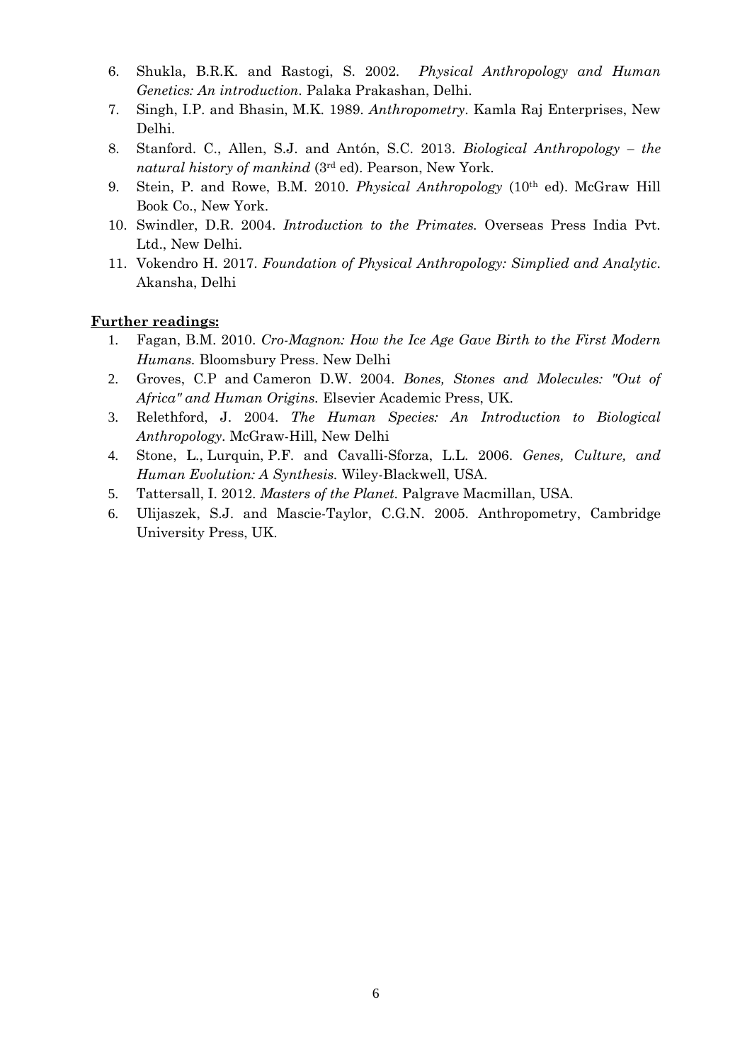6. Shukla, B.R.K. and Rastogi, S. 2002. *Physical Anthropology and Human Genetics: An introduction*. Palaka Prakashan, Delhi.
7. Singh, I.P. and Bhasin, M.K. 1989. *Anthropometry*. Kamla Raj Enterprises, New Delhi.
8. Stanford. C., Allen, S.J. and Antón, S.C. 2013. *Biological Anthropology – the natural history of mankind* (3rd ed). Pearson, New York.
9. Stein, P. and Rowe, B.M. 2010. *Physical Anthropology* (10th ed). McGraw Hill Book Co., New York.
10. Swindler, D.R. 2004. *Introduction to the Primates*. Overseas Press India Pvt. Ltd., New Delhi.
11. Vokendro H. 2017. *Foundation of Physical Anthropology: Simplied and Analytic*. Akansha, Delhi

**Further readings:**

1. Fagan, B.M. 2010. *Cro-Magnon: How the Ice Age Gave Birth to the First Modern Humans*. Bloomsbury Press. New Delhi
2. Groves, C.P and Cameron D.W. 2004. *Bones, Stones and Molecules: "Out of Africa" and Human Origins*. Elsevier Academic Press, UK.
3. Relethford, J. 2004. *The Human Species: An Introduction to Biological Anthropology*. McGraw-Hill, New Delhi
4. Stone, L., Lurquin, P.F. and Cavalli-Sforza, L.L. 2006. *Genes, Culture, and Human Evolution: A Synthesis*. Wiley-Blackwell, USA.
5. Tattersall, I. 2012. *Masters of the Planet*. Palgrave Macmillan, USA.
6. Ulijaszek, S.J. and Mascie-Taylor, C.G.N. 2005. Anthropometry, Cambridge University Press, UK.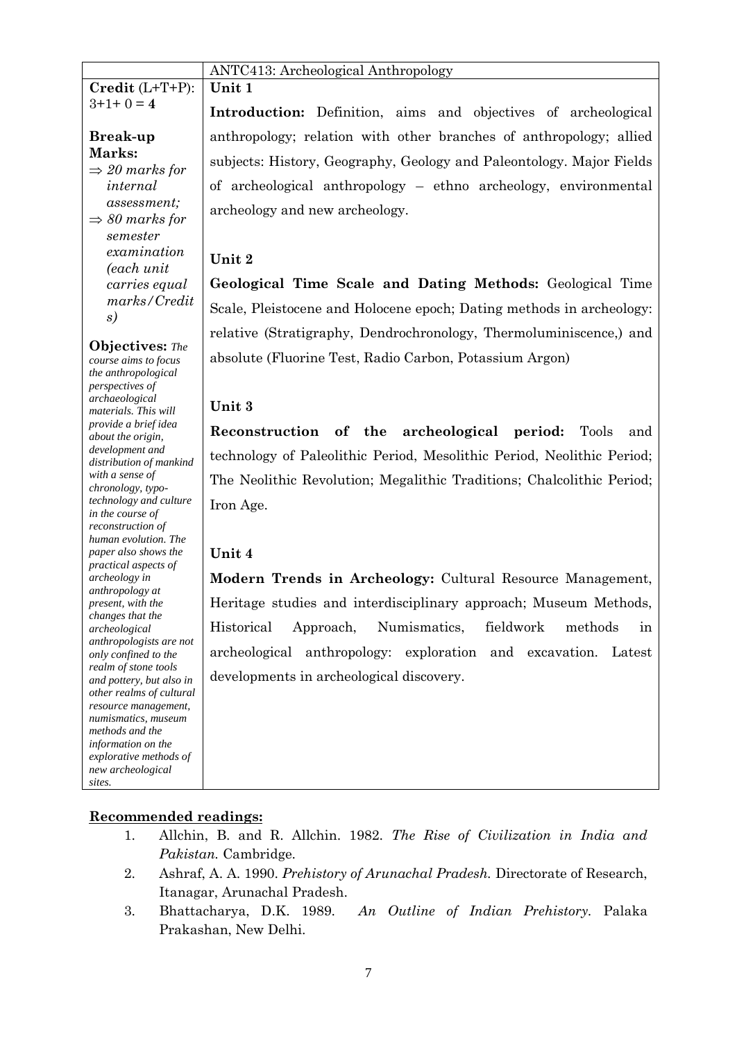| | ANTC413: Archeological Anthropology |
|---|---|
| **Credit** (L+T+P): 3+1+ 0 = **4**<br><br>**Break-up Marks:**<br>⇒ *20 marks for internal assessment;*<br>⇒ *80 marks for semester examination (each unit carries equal marks/Credits)*<br><br>**Objectives:** *The course aims to focus the anthropological perspectives of archaeological materials. This will provide a brief idea about the origin, development and distribution of mankind with a sense of chronology, typo-technology and culture in the course of reconstruction of human evolution. The paper also shows the practical aspects of archeology in anthropology at present, with the changes that the archeological anthropologists are not only confined to the realm of stone tools and pottery, but also in other realms of cultural resource management, numismatics, museum methods and the information on the explorative methods of new archeological sites.* | **Unit 1**<br><br>**Introduction:** Definition, aims and objectives of archeological anthropology; relation with other branches of anthropology; allied subjects: History, Geography, Geology and Paleontology. Major Fields of archeological anthropology – ethno archeology, environmental archeology and new archeology.<br><br>**Unit 2**<br><br>**Geological Time Scale and Dating Methods:** Geological Time Scale, Pleistocene and Holocene epoch; Dating methods in archeology: relative (Stratigraphy, Dendrochronology, Thermoluminiscence,) and absolute (Fluorine Test, Radio Carbon, Potassium Argon)<br><br>**Unit 3**<br><br>**Reconstruction of the archeological period:** Tools and technology of Paleolithic Period, Mesolithic Period, Neolithic Period; The Neolithic Revolution; Megalithic Traditions; Chalcolithic Period; Iron Age.<br><br>**Unit 4**<br><br>**Modern Trends in Archeology:** Cultural Resource Management, Heritage studies and interdisciplinary approach; Museum Methods, Historical Approach, Numismatics, fieldwork methods in archeological anthropology: exploration and excavation. Latest developments in archeological discovery. |

**Recommended readings:**

1. Allchin, B. and R. Allchin. 1982. *The Rise of Civilization in India and Pakistan.* Cambridge.
2. Ashraf, A. A. 1990. *Prehistory of Arunachal Pradesh.* Directorate of Research, Itanagar, Arunachal Pradesh.
3. Bhattacharya, D.K. 1989. *An Outline of Indian Prehistory.* Palaka Prakashan, New Delhi.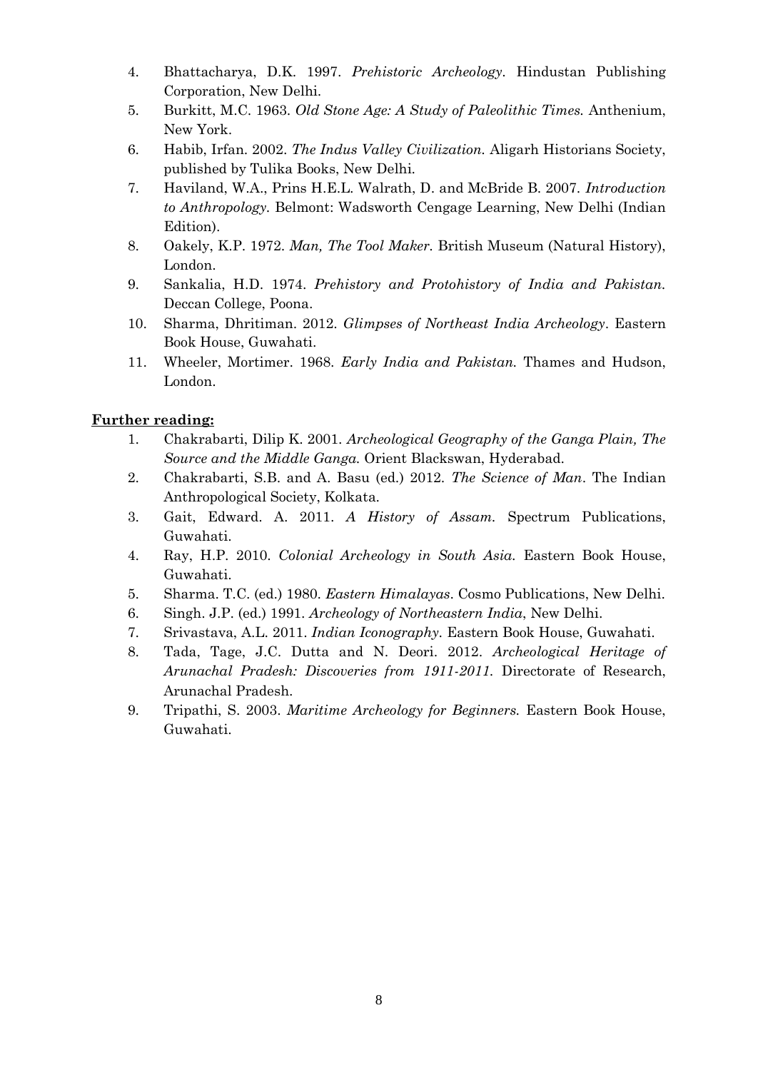4. Bhattacharya, D.K. 1997. *Prehistoric Archeology*. Hindustan Publishing Corporation, New Delhi.
5. Burkitt, M.C. 1963. *Old Stone Age: A Study of Paleolithic Times.* Anthenium, New York.
6. Habib, Irfan. 2002. *The Indus Valley Civilization.* Aligarh Historians Society, published by Tulika Books, New Delhi.
7. Haviland, W.A., Prins H.E.L. Walrath, D. and McBride B. 2007. *Introduction to Anthropology.* Belmont: Wadsworth Cengage Learning, New Delhi (Indian Edition).
8. Oakely, K.P. 1972. *Man, The Tool Maker.* British Museum (Natural History), London.
9. Sankalia, H.D. 1974. *Prehistory and Protohistory of India and Pakistan.* Deccan College, Poona.
10. Sharma, Dhritiman. 2012. *Glimpses of Northeast India Archeology*. Eastern Book House, Guwahati.
11. Wheeler, Mortimer. 1968. *Early India and Pakistan.* Thames and Hudson, London.

**Further reading:**

1. Chakrabarti, Dilip K. 2001. *Archeological Geography of the Ganga Plain, The Source and the Middle Ganga.* Orient Blackswan, Hyderabad.
2. Chakrabarti, S.B. and A. Basu (ed.) 2012. *The Science of Man*. The Indian Anthropological Society, Kolkata.
3. Gait, Edward. A. 2011. *A History of Assam.* Spectrum Publications, Guwahati.
4. Ray, H.P. 2010. *Colonial Archeology in South Asia.* Eastern Book House, Guwahati.
5. Sharma. T.C. (ed.) 1980. *Eastern Himalayas*. Cosmo Publications, New Delhi.
6. Singh. J.P. (ed.) 1991. *Archeology of Northeastern India*, New Delhi.
7. Srivastava, A.L. 2011. *Indian Iconography.* Eastern Book House, Guwahati.
8. Tada, Tage, J.C. Dutta and N. Deori. 2012. *Archeological Heritage of Arunachal Pradesh: Discoveries from 1911-2011.* Directorate of Research, Arunachal Pradesh.
9. Tripathi, S. 2003. *Maritime Archeology for Beginners.* Eastern Book House, Guwahati.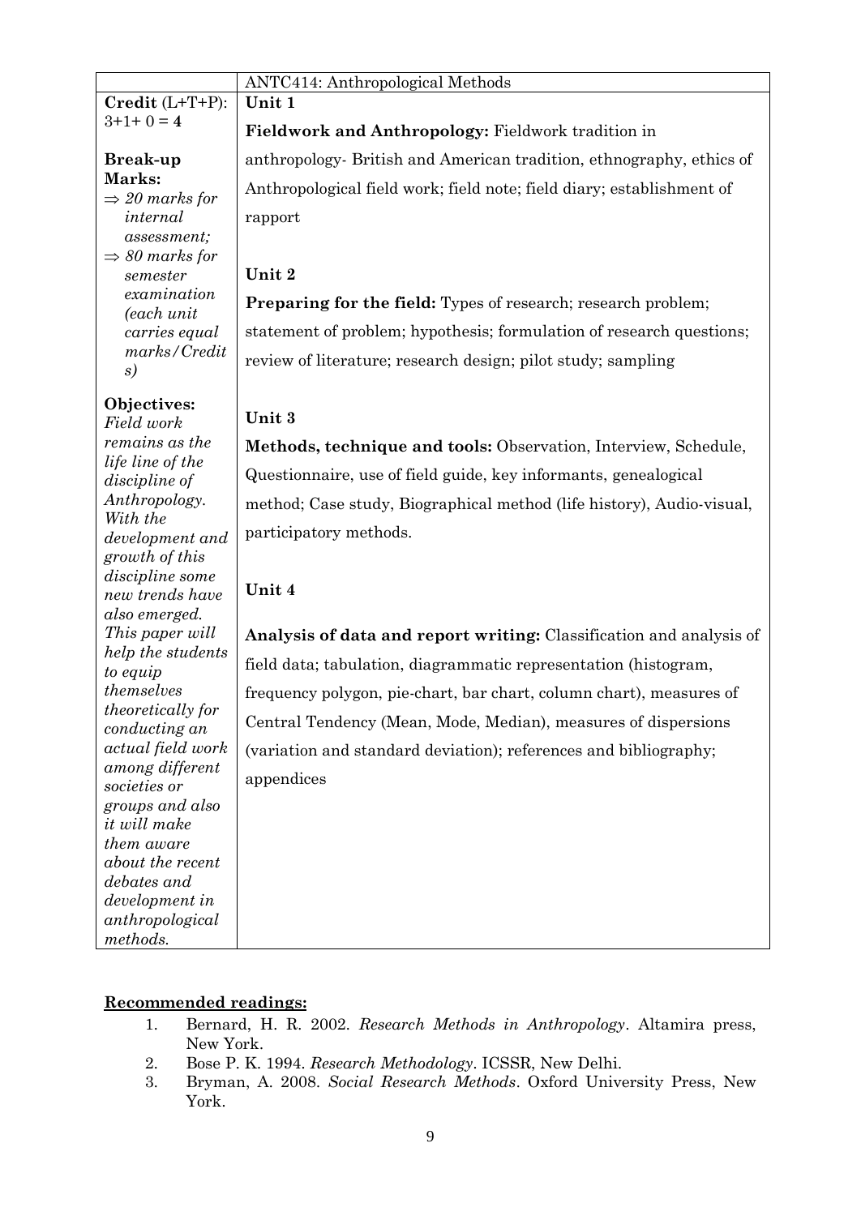| | ANTC414: Anthropological Methods |
|---|---|
| **Credit** (L+T+P): 3+1+ 0 = **4**<br><br>**Break-up Marks:**<br>⇒ *20 marks for internal assessment;*<br>⇒ *80 marks for semester examination (each unit carries equal marks/Credits)*<br><br>**Objectives:**<br>*Field work remains as the life line of the discipline of Anthropology. With the development and growth of this discipline some new trends have also emerged. This paper will help the students to equip themselves theoretically for conducting an actual field work among different societies or groups and also it will make them aware about the recent debates and development in anthropological methods.* | **Unit 1**<br>**Fieldwork and Anthropology:** Fieldwork tradition in anthropology- British and American tradition, ethnography, ethics of Anthropological field work; field note; field diary; establishment of rapport<br><br>**Unit 2**<br>**Preparing for the field:** Types of research; research problem; statement of problem; hypothesis; formulation of research questions; review of literature; research design; pilot study; sampling<br><br>**Unit 3**<br>**Methods, technique and tools:** Observation, Interview, Schedule, Questionnaire, use of field guide, key informants, genealogical method; Case study, Biographical method (life history), Audio-visual, participatory methods.<br><br>**Unit 4**<br>**Analysis of data and report writing:** Classification and analysis of field data; tabulation, diagrammatic representation (histogram, frequency polygon, pie-chart, bar chart, column chart), measures of Central Tendency (Mean, Mode, Median), measures of dispersions (variation and standard deviation); references and bibliography; appendices |

**Recommended readings:**

1. Bernard, H. R. 2002. *Research Methods in Anthropology*. Altamira press, New York.
2. Bose P. K. 1994. *Research Methodology*. ICSSR, New Delhi.
3. Bryman, A. 2008. *Social Research Methods*. Oxford University Press, New York.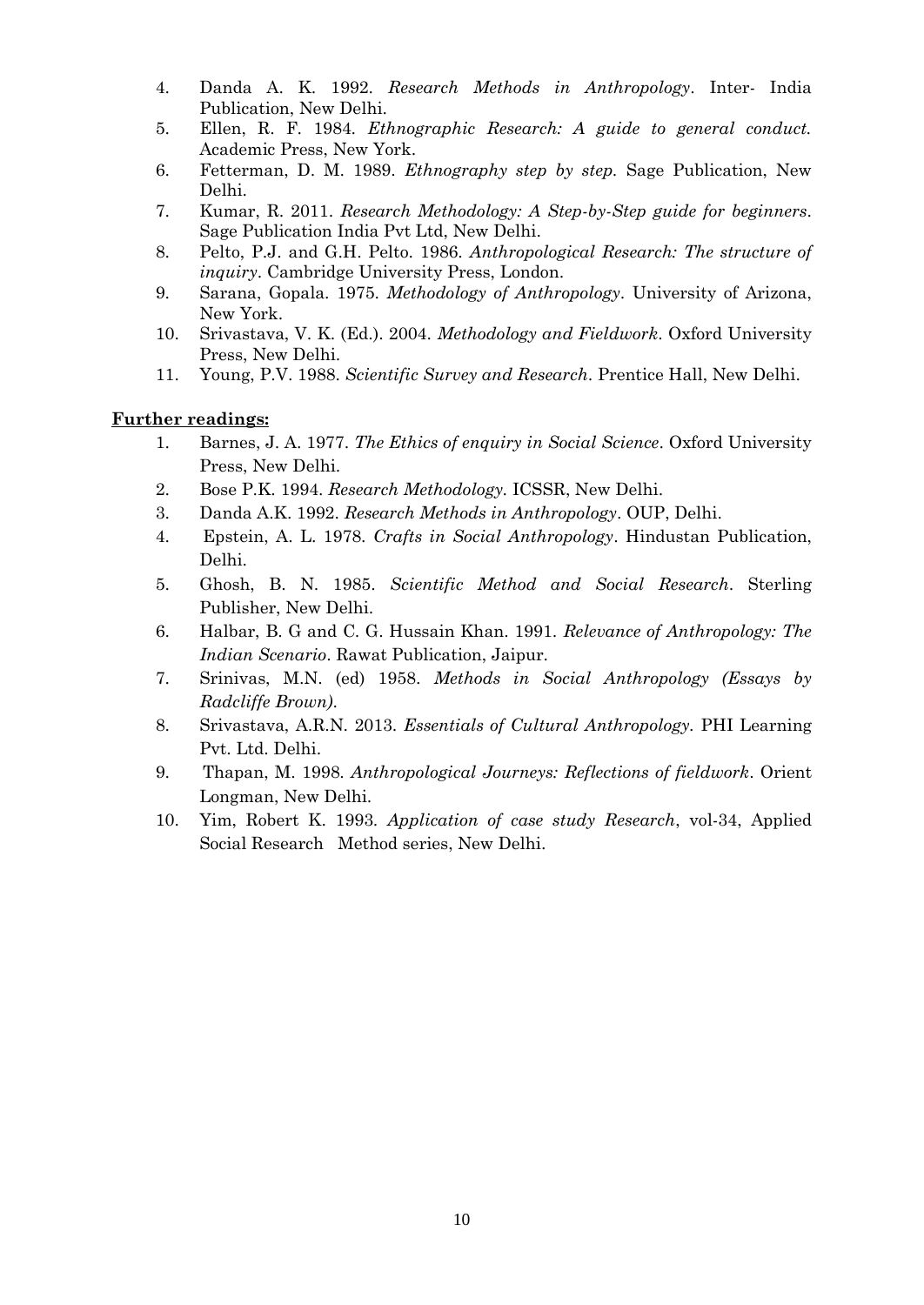4. Danda A. K. 1992. *Research Methods in Anthropology*. Inter- India Publication, New Delhi.
5. Ellen, R. F. 1984. *Ethnographic Research: A guide to general conduct.* Academic Press, New York.
6. Fetterman, D. M. 1989. *Ethnography step by step.* Sage Publication, New Delhi.
7. Kumar, R. 2011. *Research Methodology: A Step-by-Step guide for beginners*. Sage Publication India Pvt Ltd, New Delhi.
8. Pelto, P.J. and G.H. Pelto. 1986. *Anthropological Research: The structure of inquiry*. Cambridge University Press, London.
9. Sarana, Gopala. 1975. *Methodology of Anthropology*. University of Arizona, New York.
10. Srivastava, V. K. (Ed.). 2004. *Methodology and Fieldwork*. Oxford University Press, New Delhi.
11. Young, P.V. 1988. *Scientific Survey and Research*. Prentice Hall, New Delhi.

**Further readings:**

1. Barnes, J. A. 1977. *The Ethics of enquiry in Social Science*. Oxford University Press, New Delhi.
2. Bose P.K. 1994. *Research Methodology.* ICSSR, New Delhi.
3. Danda A.K. 1992. *Research Methods in Anthropology*. OUP, Delhi.
4. Epstein, A. L. 1978. *Crafts in Social Anthropology*. Hindustan Publication, Delhi.
5. Ghosh, B. N. 1985. *Scientific Method and Social Research*. Sterling Publisher, New Delhi.
6. Halbar, B. G and C. G. Hussain Khan. 1991. *Relevance of Anthropology: The Indian Scenario*. Rawat Publication, Jaipur.
7. Srinivas, M.N. (ed) 1958. *Methods in Social Anthropology (Essays by Radcliffe Brown).*
8. Srivastava, A.R.N. 2013. *Essentials of Cultural Anthropology.* PHI Learning Pvt. Ltd. Delhi.
9. Thapan, M. 1998. *Anthropological Journeys: Reflections of fieldwork*. Orient Longman, New Delhi.
10. Yim, Robert K. 1993. *Application of case study Research*, vol-34, Applied Social Research Method series, New Delhi.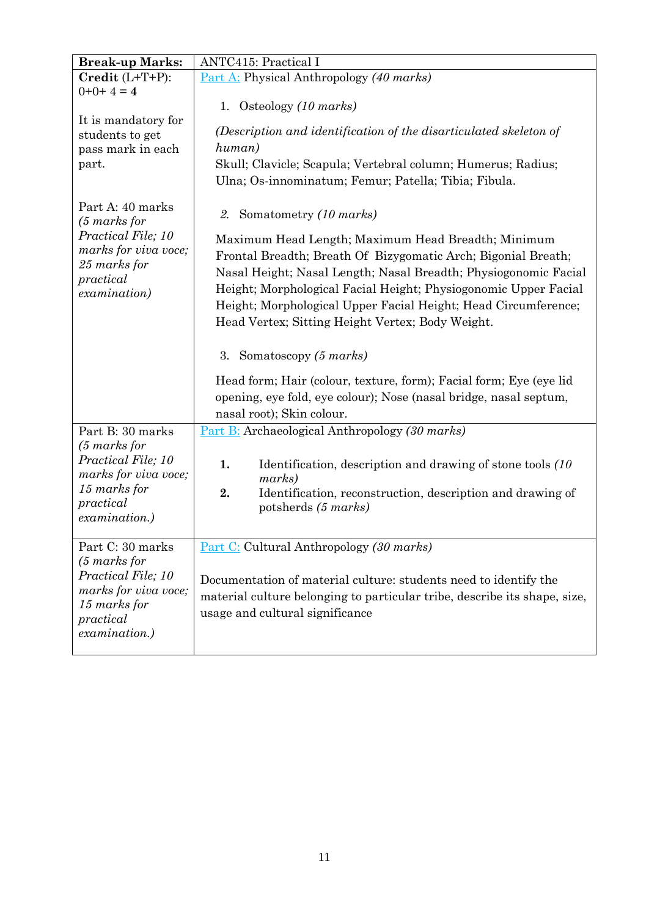| Break-up Marks: | ANTC415: Practical I |
|---|---|
| **Credit** (L+T+P): 0+0+ 4 = **4**<br><br>It is mandatory for students to get pass mark in each part.<br><br>Part A: 40 marks *(5 marks for Practical File; 10 marks for viva voce; 25 marks for practical examination)* | Part A: Physical Anthropology *(40 marks)*<br><br>1. Osteology *(10 marks)*<br><br>*(Description and identification of the disarticulated skeleton of human)*<br>Skull; Clavicle; Scapula; Vertebral column; Humerus; Radius; Ulna; Os-innominatum; Femur; Patella; Tibia; Fibula.<br><br>*2.* Somatometry *(10 marks)*<br><br>Maximum Head Length; Maximum Head Breadth; Minimum Frontal Breadth; Breath Of Bizygomatic Arch; Bigonial Breath; Nasal Height; Nasal Length; Nasal Breadth; Physiogonomic Facial Height; Morphological Facial Height; Physiogonomic Upper Facial Height; Morphological Upper Facial Height; Head Circumference; Head Vertex; Sitting Height Vertex; Body Weight.<br><br>3. Somatoscopy *(5 marks)*<br><br>Head form; Hair (colour, texture, form); Facial form; Eye (eye lid opening, eye fold, eye colour); Nose (nasal bridge, nasal septum, nasal root); Skin colour. |
| Part B: 30 marks *(5 marks for Practical File; 10 marks for viva voce; 15 marks for practical examination.)* | Part B: Archaeological Anthropology *(30 marks)*<br><br>**1.** Identification, description and drawing of stone tools *(10 marks)*<br>**2.** Identification, reconstruction, description and drawing of potsherds *(5 marks)* |
| Part C: 30 marks *(5 marks for Practical File; 10 marks for viva voce; 15 marks for practical examination.)* | Part C: Cultural Anthropology *(30 marks)*<br><br>Documentation of material culture: students need to identify the material culture belonging to particular tribe, describe its shape, size, usage and cultural significance |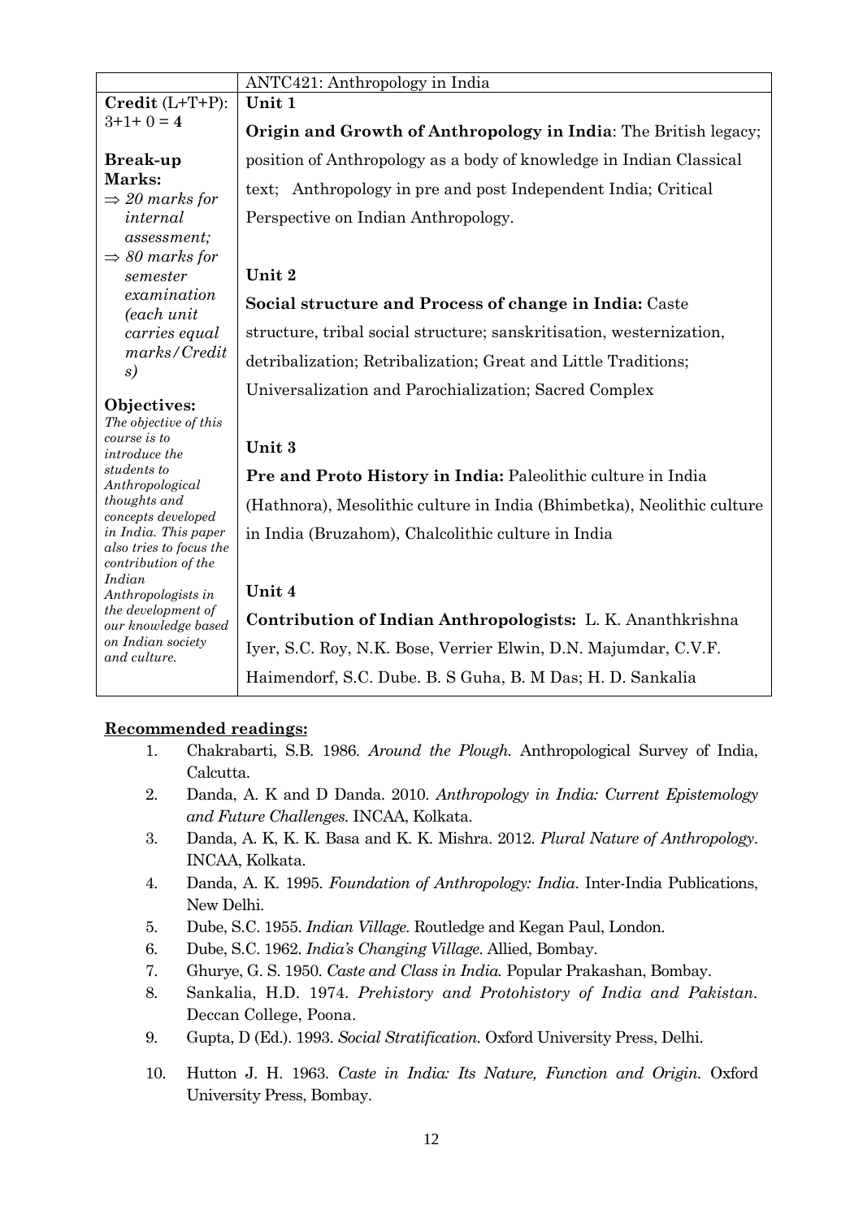| | ANTC421: Anthropology in India |
|---|---|
| **Credit** (L+T+P): 3+1+ 0 = **4**<br><br>**Break-up Marks:**<br>⇒ *20 marks for internal assessment;*<br>⇒ *80 marks for semester examination (each unit carries equal marks/Credits)*<br><br>**Objectives:**<br>*The objective of this course is to introduce the students to Anthropological thoughts and concepts developed in India. This paper also tries to focus the contribution of the Indian Anthropologists in the development of our knowledge based on Indian society and culture.* | **Unit 1**<br>**Origin and Growth of Anthropology in India**: The British legacy; position of Anthropology as a body of knowledge in Indian Classical text; Anthropology in pre and post Independent India; Critical Perspective on Indian Anthropology.<br><br>**Unit 2**<br>**Social structure and Process of change in India:** Caste structure, tribal social structure; sanskritisation, westernization, detribalization; Retribalization; Great and Little Traditions; Universalization and Parochialization; Sacred Complex<br><br>**Unit 3**<br>**Pre and Proto History in India:** Paleolithic culture in India (Hathnora), Mesolithic culture in India (Bhimbetka), Neolithic culture in India (Bruzahom), Chalcolithic culture in India<br><br>**Unit 4**<br>**Contribution of Indian Anthropologists:** L. K. Ananthkrishna Iyer, S.C. Roy, N.K. Bose, Verrier Elwin, D.N. Majumdar, C.V.F. Haimendorf, S.C. Dube. B. S Guha, B. M Das; H. D. Sankalia |

**Recommended readings:**

1. Chakrabarti, S.B. 1986. *Around the Plough.* Anthropological Survey of India, Calcutta.
2. Danda, A. K and D Danda. 2010. *Anthropology in India: Current Epistemology and Future Challenges.* INCAA, Kolkata.
3. Danda, A. K, K. K. Basa and K. K. Mishra. 2012. *Plural Nature of Anthropology*. INCAA, Kolkata.
4. Danda, A. K. 1995. *Foundation of Anthropology: India*. Inter-India Publications, New Delhi.
5. Dube, S.C. 1955. *Indian Village.* Routledge and Kegan Paul, London.
6. Dube, S.C. 1962. *India's Changing Village*. Allied, Bombay.
7. Ghurye, G. S. 1950. *Caste and Class in India.* Popular Prakashan, Bombay.
8. Sankalia, H.D. 1974. *Prehistory and Protohistory of India and Pakistan*. Deccan College, Poona.
9. Gupta, D (Ed.). 1993. *Social Stratification.* Oxford University Press, Delhi.
10. Hutton J. H. 1963. *Caste in India: Its Nature, Function and Origin.* Oxford University Press, Bombay.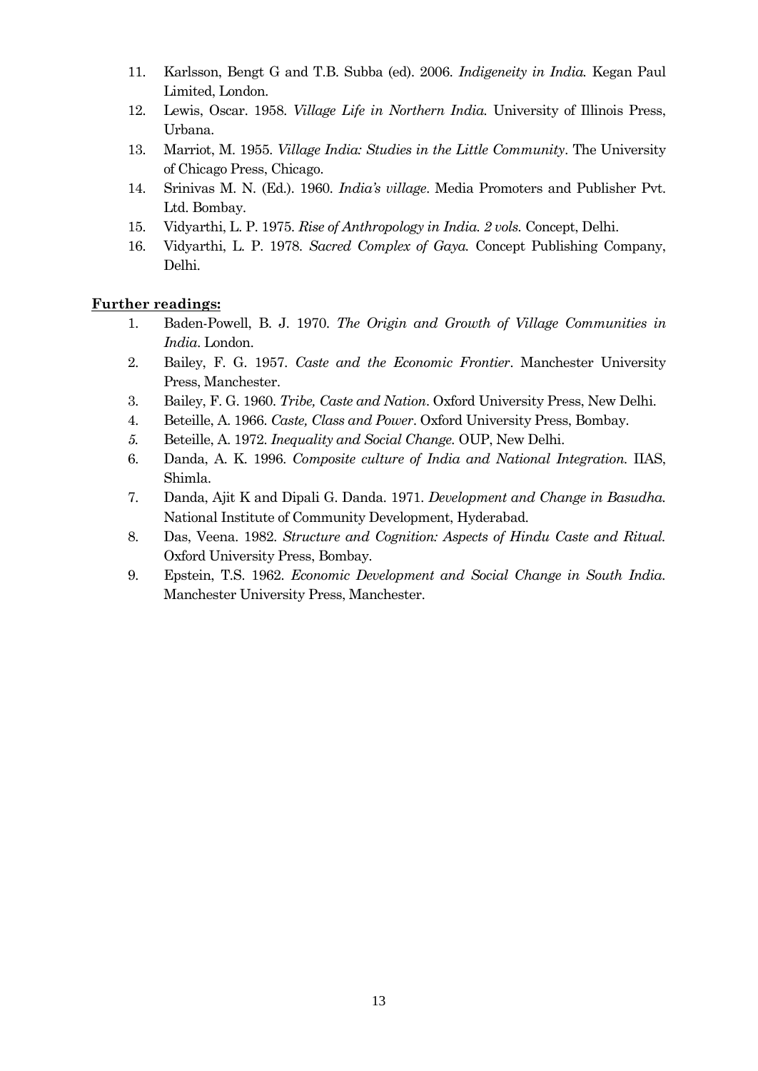11. Karlsson, Bengt G and T.B. Subba (ed). 2006. *Indigeneity in India.* Kegan Paul Limited, London.
12. Lewis, Oscar. 1958. *Village Life in Northern India.* University of Illinois Press, Urbana.
13. Marriot, M. 1955. *Village India: Studies in the Little Community*. The University of Chicago Press, Chicago.
14. Srinivas M. N. (Ed.). 1960. *India's village*. Media Promoters and Publisher Pvt. Ltd. Bombay.
15. Vidyarthi, L. P. 1975. *Rise of Anthropology in India. 2 vols.* Concept, Delhi.
16. Vidyarthi, L. P. 1978. *Sacred Complex of Gaya.* Concept Publishing Company, Delhi.

**Further readings:**

1. Baden-Powell, B. J. 1970. *The Origin and Growth of Village Communities in India*. London.
2. Bailey, F. G. 1957. *Caste and the Economic Frontier*. Manchester University Press, Manchester.
3. Bailey, F. G. 1960. *Tribe, Caste and Nation*. Oxford University Press, New Delhi.
4. Beteille, A. 1966. *Caste, Class and Power*. Oxford University Press, Bombay.
5. Beteille, A. 1972. *Inequality and Social Change.* OUP, New Delhi.
6. Danda, A. K. 1996. *Composite culture of India and National Integration.* IIAS, Shimla.
7. Danda, Ajit K and Dipali G. Danda. 1971. *Development and Change in Basudha.* National Institute of Community Development, Hyderabad.
8. Das, Veena. 1982. *Structure and Cognition: Aspects of Hindu Caste and Ritual.* Oxford University Press, Bombay.
9. Epstein, T.S. 1962. *Economic Development and Social Change in South India.* Manchester University Press, Manchester.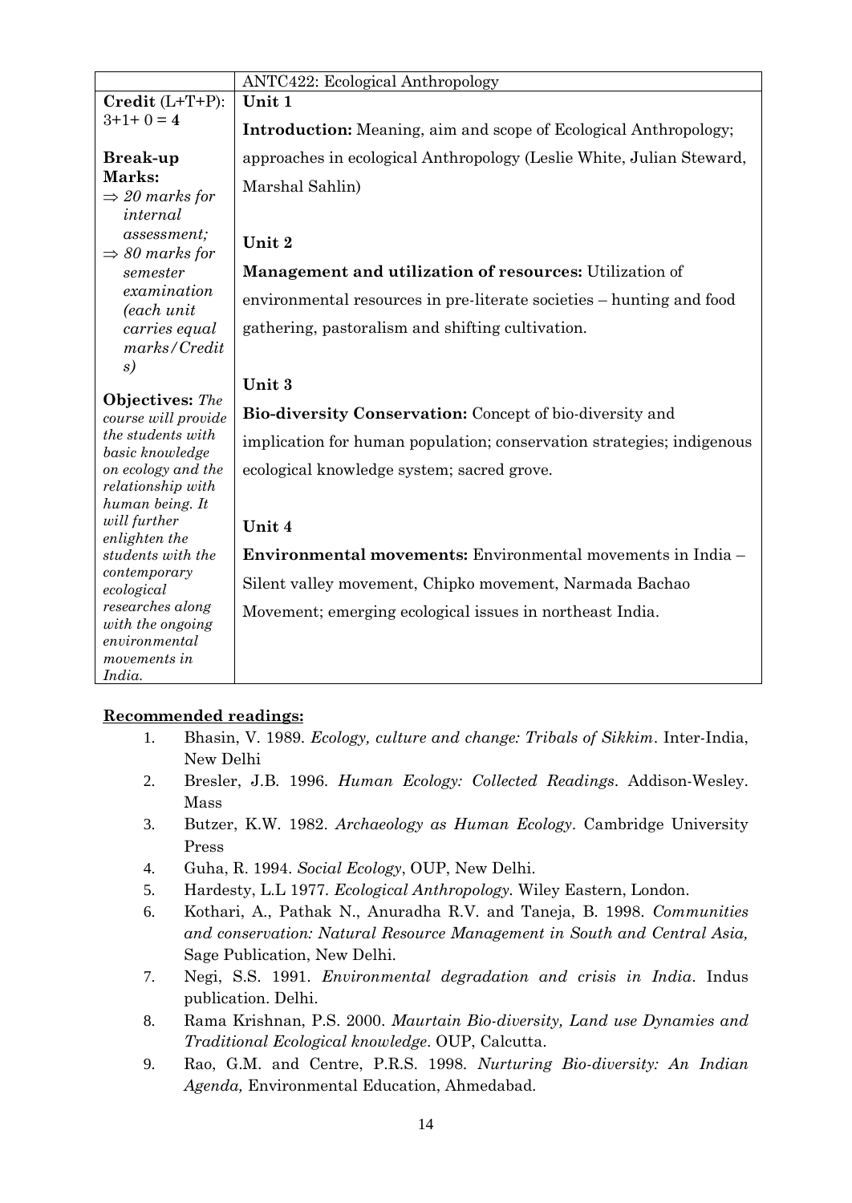| | ANTC422: Ecological Anthropology |
|---|---|
| **Credit** (L+T+P): 3+1+ 0 = **4**<br><br>**Break-up Marks:**<br>⇒ *20 marks for internal assessment;*<br>⇒ *80 marks for semester examination (each unit carries equal marks/Credits)*<br><br>**Objectives:** *The course will provide the students with basic knowledge on ecology and the relationship with human being. It will further enlighten the students with the contemporary ecological researches along with the ongoing environmental movements in India.* | **Unit 1**<br>**Introduction:** Meaning, aim and scope of Ecological Anthropology; approaches in ecological Anthropology (Leslie White, Julian Steward, Marshal Sahlin)<br><br>**Unit 2**<br>**Management and utilization of resources:** Utilization of environmental resources in pre-literate societies – hunting and food gathering, pastoralism and shifting cultivation.<br><br>**Unit 3**<br>**Bio-diversity Conservation:** Concept of bio-diversity and implication for human population; conservation strategies; indigenous ecological knowledge system; sacred grove.<br><br>**Unit 4**<br>**Environmental movements:** Environmental movements in India – Silent valley movement, Chipko movement, Narmada Bachao Movement; emerging ecological issues in northeast India. |

**Recommended readings:**

1. Bhasin, V. 1989. *Ecology, culture and change: Tribals of Sikkim*. Inter-India, New Delhi
2. Bresler, J.B. 1996. *Human Ecology: Collected Readings*. Addison-Wesley. Mass
3. Butzer, K.W. 1982. *Archaeology as Human Ecology*. Cambridge University Press
4. Guha, R. 1994. *Social Ecology*, OUP, New Delhi.
5. Hardesty, L.L 1977. *Ecological Anthropology.* Wiley Eastern, London.
6. Kothari, A., Pathak N., Anuradha R.V. and Taneja, B. 1998. *Communities and conservation: Natural Resource Management in South and Central Asia,* Sage Publication, New Delhi.
7. Negi, S.S. 1991. *Environmental degradation and crisis in India*. Indus publication. Delhi.
8. Rama Krishnan, P.S. 2000. *Maurtain Bio-diversity, Land use Dynamies and Traditional Ecological knowledge*. OUP, Calcutta.
9. Rao, G.M. and Centre, P.R.S. 1998. *Nurturing Bio-diversity: An Indian Agenda,* Environmental Education, Ahmedabad.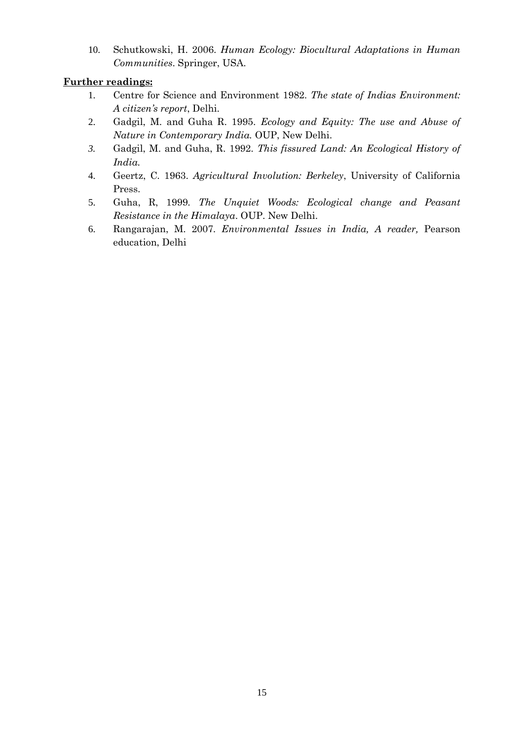10. Schutkowski, H. 2006. *Human Ecology: Biocultural Adaptations in Human Communities*. Springer, USA.

**Further readings:**

1. Centre for Science and Environment 1982. *The state of Indias Environment: A citizen's report*, Delhi.
2. Gadgil, M. and Guha R. 1995. *Ecology and Equity: The use and Abuse of Nature in Contemporary India.* OUP, New Delhi.
3. Gadgil, M. and Guha, R. 1992. *This fissured Land: An Ecological History of India.*
4. Geertz, C. 1963. *Agricultural Involution: Berkeley*, University of California Press.
5. Guha, R, 1999. *The Unquiet Woods: Ecological change and Peasant Resistance in the Himalaya*. OUP. New Delhi.
6. Rangarajan, M. 2007. *Environmental Issues in India, A reader,* Pearson education, Delhi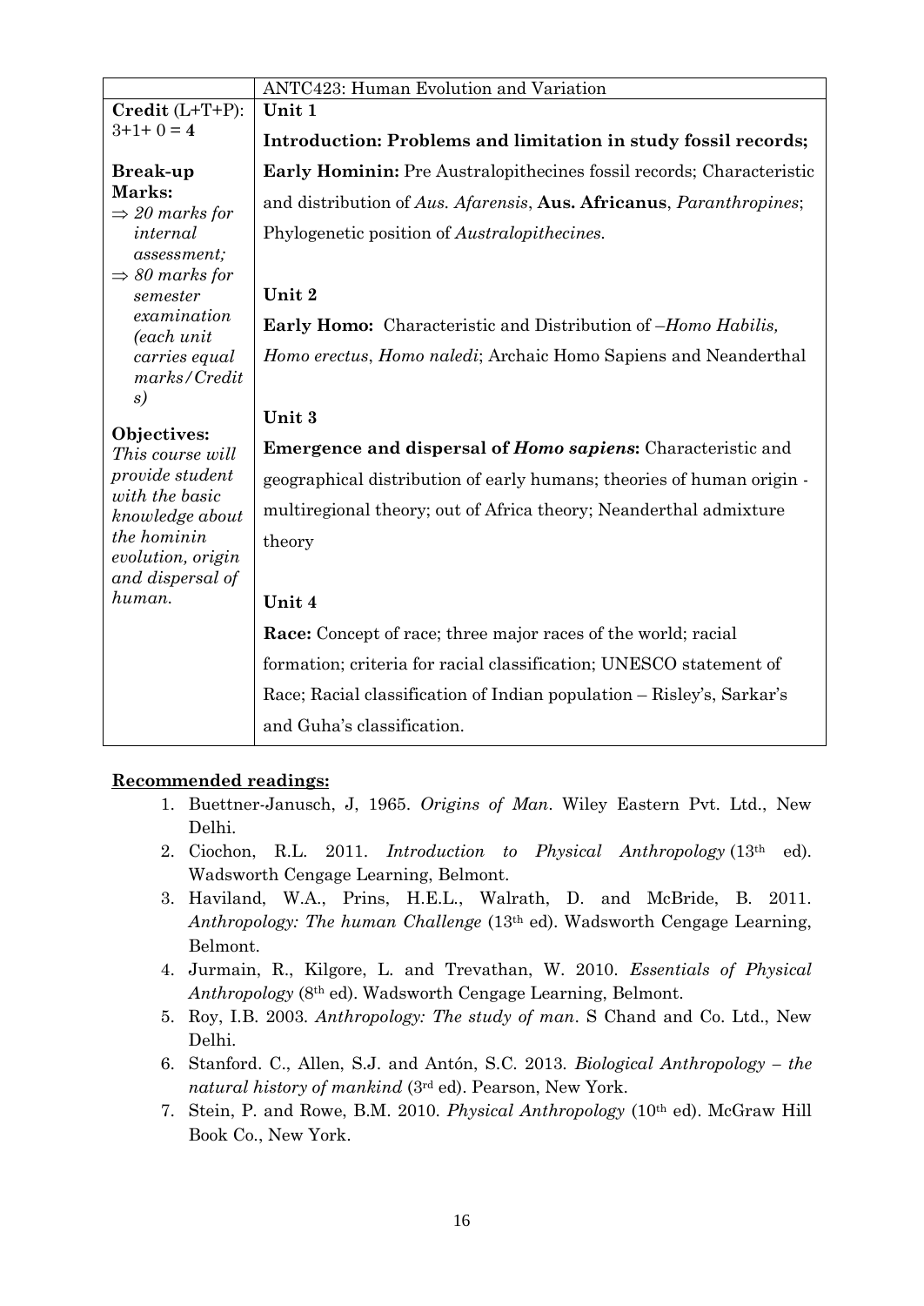| | ANTC423: Human Evolution and Variation |
|---|---|
| **Credit** (L+T+P): 3+1+ 0 = **4**<br><br>**Break-up Marks:**<br>⇒ *20 marks for internal assessment;*<br>⇒ *80 marks for semester examination (each unit carries equal marks/Credits)*<br><br>**Objectives:**<br>*This course will provide student with the basic knowledge about the hominin evolution, origin and dispersal of human.* | **Unit 1**<br>**Introduction: Problems and limitation in study fossil records; Early Hominin:** Pre Australopithecines fossil records; Characteristic and distribution of *Aus. Afarensis*, **Aus. Africanus**, *Paranthropines*; Phylogenetic position of *Australopithecines.*<br><br>**Unit 2**<br>**Early Homo:** Characteristic and Distribution of –*Homo Habilis, Homo erectus*, *Homo naledi*; Archaic Homo Sapiens and Neanderthal<br><br>**Unit 3**<br>**Emergence and dispersal of *Homo sapiens*:** Characteristic and geographical distribution of early humans; theories of human origin - multiregional theory; out of Africa theory; Neanderthal admixture theory<br><br>**Unit 4**<br>**Race:** Concept of race; three major races of the world; racial formation; criteria for racial classification; UNESCO statement of Race; Racial classification of Indian population – Risley's, Sarkar's and Guha's classification. |

**Recommended readings:**

1. Buettner-Janusch, J, 1965. *Origins of Man*. Wiley Eastern Pvt. Ltd., New Delhi.
2. Ciochon, R.L. 2011. *Introduction to Physical Anthropology* (13th ed). Wadsworth Cengage Learning, Belmont.
3. Haviland, W.A., Prins, H.E.L., Walrath, D. and McBride, B. 2011. *Anthropology: The human Challenge* (13th ed). Wadsworth Cengage Learning, Belmont.
4. Jurmain, R., Kilgore, L. and Trevathan, W. 2010. *Essentials of Physical Anthropology* (8th ed). Wadsworth Cengage Learning, Belmont.
5. Roy, I.B. 2003. *Anthropology: The study of man*. S Chand and Co. Ltd., New Delhi.
6. Stanford. C., Allen, S.J. and Antón, S.C. 2013. *Biological Anthropology – the natural history of mankind* (3rd ed). Pearson, New York.
7. Stein, P. and Rowe, B.M. 2010. *Physical Anthropology* (10th ed). McGraw Hill Book Co., New York.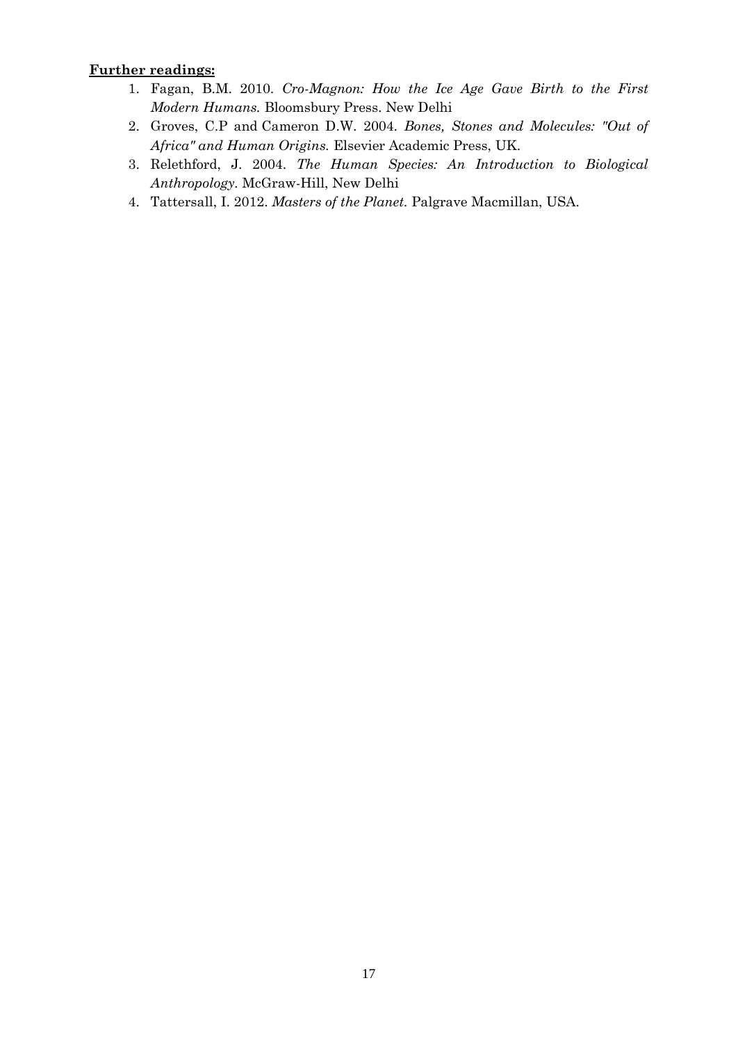**Further readings:**

1. Fagan, B.M. 2010. *Cro-Magnon: How the Ice Age Gave Birth to the First Modern Humans.* Bloomsbury Press. New Delhi
2. Groves, C.P and Cameron D.W. 2004. *Bones, Stones and Molecules: "Out of Africa" and Human Origins.* Elsevier Academic Press, UK.
3. Relethford, J. 2004. *The Human Species: An Introduction to Biological Anthropology.* McGraw-Hill, New Delhi
4. Tattersall, I. 2012. *Masters of the Planet.* Palgrave Macmillan, USA.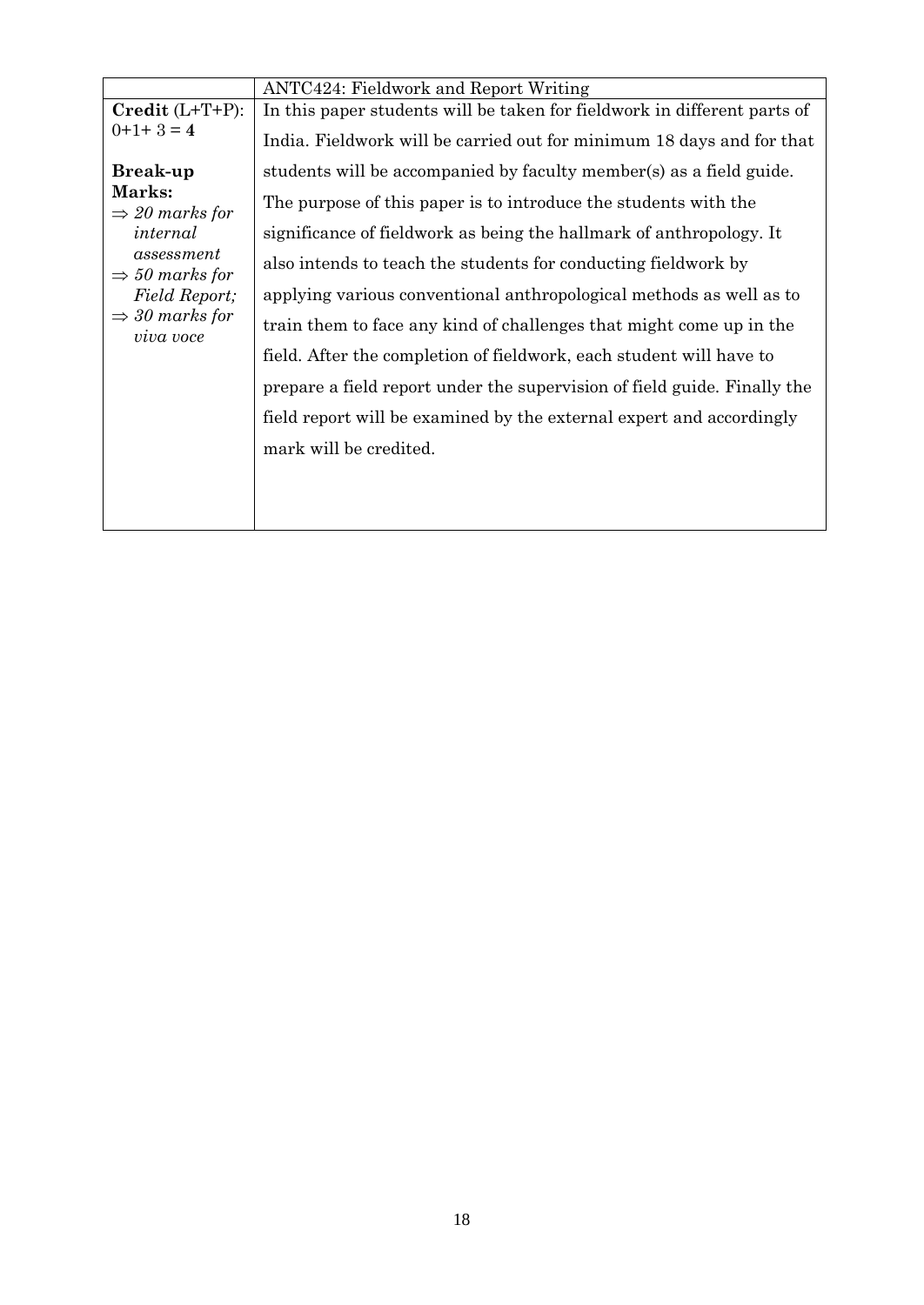| | ANTC424: Fieldwork and Report Writing |
|---|---|
| **Credit** (L+T+P): 0+1+ 3 = **4**<br><br>**Break-up Marks:**<br>⇒ *20 marks for internal assessment*<br>⇒ *50 marks for Field Report;*<br>⇒ *30 marks for viva voce* | In this paper students will be taken for fieldwork in different parts of India. Fieldwork will be carried out for minimum 18 days and for that students will be accompanied by faculty member(s) as a field guide. The purpose of this paper is to introduce the students with the significance of fieldwork as being the hallmark of anthropology. It also intends to teach the students for conducting fieldwork by applying various conventional anthropological methods as well as to train them to face any kind of challenges that might come up in the field. After the completion of fieldwork, each student will have to prepare a field report under the supervision of field guide. Finally the field report will be examined by the external expert and accordingly mark will be credited. |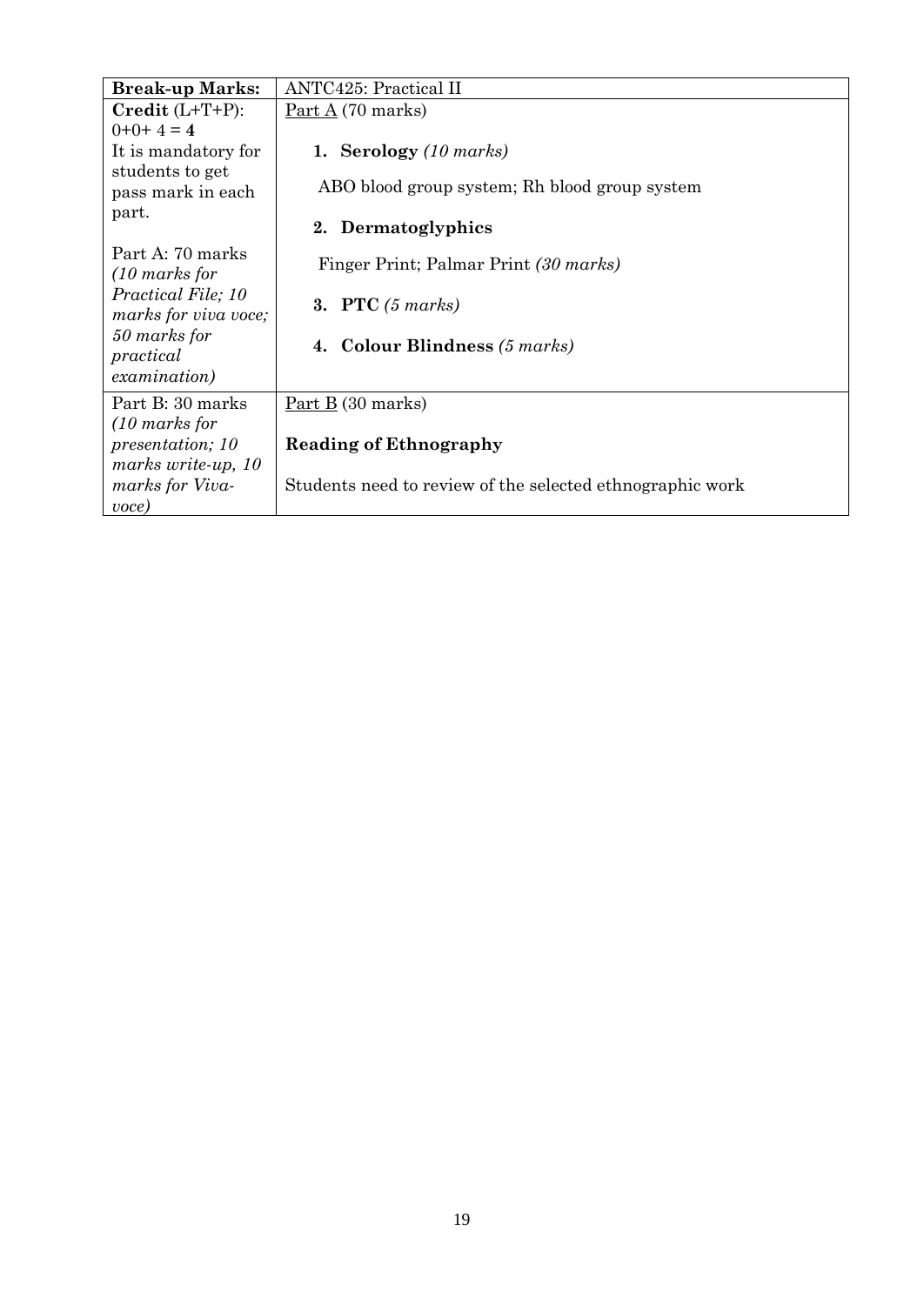| **Break-up Marks:** | ANTC425: Practical II |
|---|---|
| **Credit** (L+T+P): 0+0+ 4 = **4**<br>It is mandatory for students to get pass mark in each part.<br><br>Part A: 70 marks *(10 marks for Practical File; 10 marks for viva voce; 50 marks for practical examination)* | Part A (70 marks)<br><br>1. **Serology** *(10 marks)*<br><br>ABO blood group system; Rh blood group system<br><br>2. **Dermatoglyphics**<br><br>Finger Print; Palmar Print *(30 marks)*<br><br>3. **PTC** *(5 marks)*<br><br>4. **Colour Blindness** *(5 marks)* |
| Part B: 30 marks *(10 marks for presentation; 10 marks write-up, 10 marks for Viva-voce)* | Part B (30 marks)<br><br>**Reading of Ethnography**<br><br>Students need to review of the selected ethnographic work |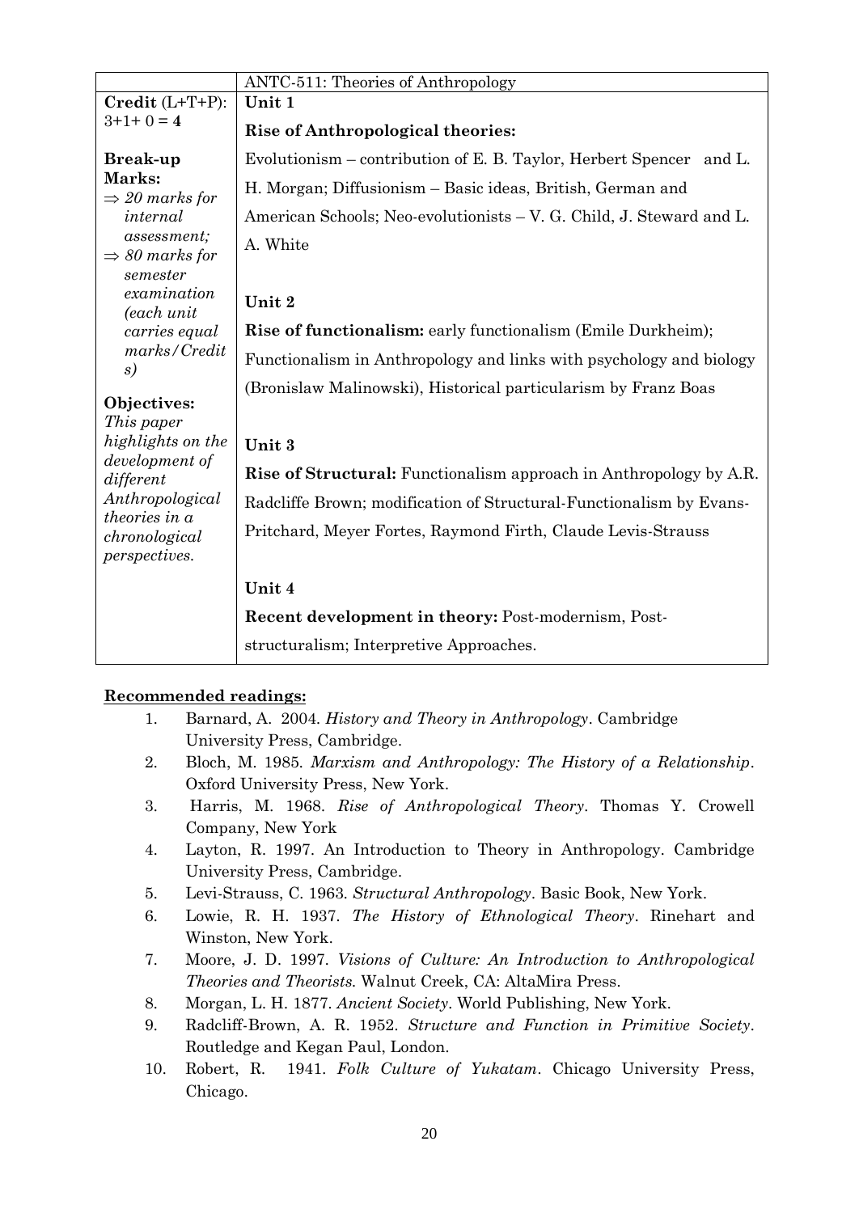| | ANTC-511: Theories of Anthropology |
|---|---|
| **Credit** (L+T+P): 3+1+ 0 = **4**<br><br>**Break-up Marks:**<br>⇒ *20 marks for internal assessment;*<br>⇒ *80 marks for semester examination (each unit carries equal marks/Credits)*<br><br>**Objectives:**<br>*This paper highlights on the development of different Anthropological theories in a chronological perspectives.* | **Unit 1**<br><br>**Rise of Anthropological theories:**<br>Evolutionism – contribution of E. B. Taylor, Herbert Spencer and L. H. Morgan; Diffusionism – Basic ideas, British, German and American Schools; Neo-evolutionists – V. G. Child, J. Steward and L. A. White<br><br>**Unit 2**<br><br>**Rise of functionalism:** early functionalism (Emile Durkheim); Functionalism in Anthropology and links with psychology and biology (Bronislaw Malinowski), Historical particularism by Franz Boas<br><br>**Unit 3**<br><br>**Rise of Structural:** Functionalism approach in Anthropology by A.R. Radcliffe Brown; modification of Structural-Functionalism by Evans-Pritchard, Meyer Fortes, Raymond Firth, Claude Levis-Strauss<br><br>**Unit 4**<br><br>**Recent development in theory:** Post-modernism, Post-structuralism; Interpretive Approaches. |

**Recommended readings:**

1. Barnard, A. 2004. *History and Theory in Anthropology*. Cambridge University Press, Cambridge.
2. Bloch, M. 1985. *Marxism and Anthropology: The History of a Relationship*. Oxford University Press, New York.
3. Harris, M. 1968. *Rise of Anthropological Theory*. Thomas Y. Crowell Company, New York
4. Layton, R. 1997. An Introduction to Theory in Anthropology. Cambridge University Press, Cambridge.
5. Levi-Strauss, C. 1963. *Structural Anthropology*. Basic Book, New York.
6. Lowie, R. H. 1937. *The History of Ethnological Theory*. Rinehart and Winston, New York.
7. Moore, J. D. 1997. *Visions of Culture: An Introduction to Anthropological Theories and Theorists.* Walnut Creek, CA: AltaMira Press.
8. Morgan, L. H. 1877. *Ancient Society*. World Publishing, New York.
9. Radcliff-Brown, A. R. 1952. *Structure and Function in Primitive Society*. Routledge and Kegan Paul, London.
10. Robert, R. 1941. *Folk Culture of Yukatam*. Chicago University Press, Chicago.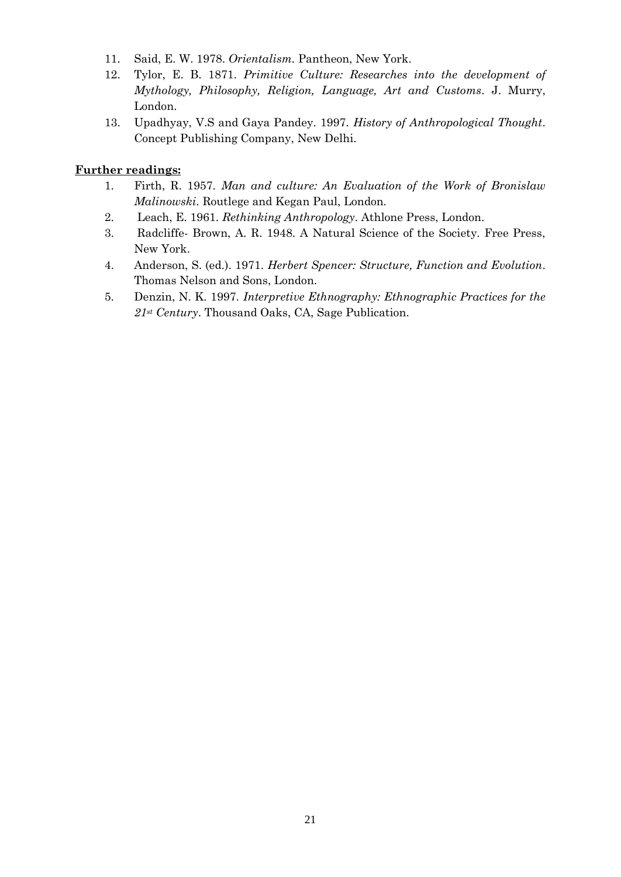11. Said, E. W. 1978. *Orientalism*. Pantheon, New York.
12. Tylor, E. B. 1871. *Primitive Culture: Researches into the development of Mythology, Philosophy, Religion, Language, Art and Customs*. J. Murry, London.
13. Upadhyay, V.S and Gaya Pandey. 1997. *History of Anthropological Thought*. Concept Publishing Company, New Delhi.

**Further readings:**

1. Firth, R. 1957. *Man and culture: An Evaluation of the Work of Bronislaw Malinowski*. Routlege and Kegan Paul, London.
2. Leach, E. 1961. *Rethinking Anthropology*. Athlone Press, London.
3. Radcliffe- Brown, A. R. 1948. A Natural Science of the Society. Free Press, New York.
4. Anderson, S. (ed.). 1971. *Herbert Spencer: Structure, Function and Evolution*. Thomas Nelson and Sons, London.
5. Denzin, N. K. 1997. *Interpretive Ethnography: Ethnographic Practices for the 21st Century*. Thousand Oaks, CA, Sage Publication.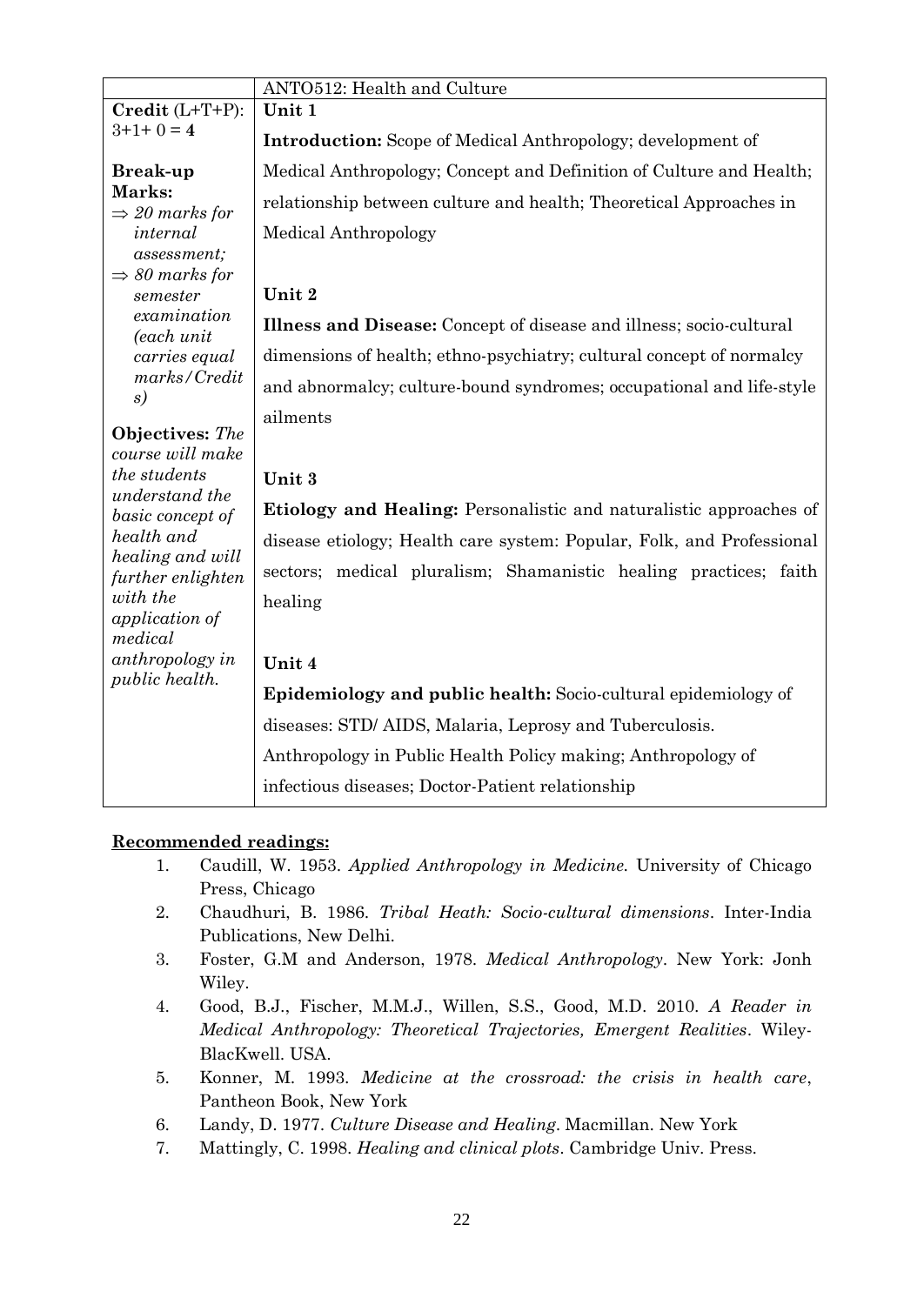| | ANTO512: Health and Culture |
|---|---|
| **Credit** (L+T+P): 3+1+ 0 = **4**<br><br>**Break-up Marks:**<br>⇒ *20 marks for internal assessment;*<br>⇒ *80 marks for semester examination (each unit carries equal marks/Credits)*<br><br>**Objectives:** *The course will make the students understand the basic concept of health and healing and will further enlighten with the application of medical anthropology in public health.* | **Unit 1**<br>**Introduction:** Scope of Medical Anthropology; development of Medical Anthropology; Concept and Definition of Culture and Health; relationship between culture and health; Theoretical Approaches in Medical Anthropology<br><br>**Unit 2**<br>**Illness and Disease:** Concept of disease and illness; socio-cultural dimensions of health; ethno-psychiatry; cultural concept of normalcy and abnormalcy; culture-bound syndromes; occupational and life-style ailments<br><br>**Unit 3**<br>**Etiology and Healing:** Personalistic and naturalistic approaches of disease etiology; Health care system: Popular, Folk, and Professional sectors; medical pluralism; Shamanistic healing practices; faith healing<br><br>**Unit 4**<br>**Epidemiology and public health:** Socio-cultural epidemiology of diseases: STD/ AIDS, Malaria, Leprosy and Tuberculosis. Anthropology in Public Health Policy making; Anthropology of infectious diseases; Doctor-Patient relationship |

**Recommended readings:**

1. Caudill, W. 1953. *Applied Anthropology in Medicine.* University of Chicago Press, Chicago
2. Chaudhuri, B. 1986. *Tribal Heath: Socio-cultural dimensions*. Inter-India Publications, New Delhi.
3. Foster, G.M and Anderson, 1978. *Medical Anthropology*. New York: Jonh Wiley.
4. Good, B.J., Fischer, M.M.J., Willen, S.S., Good, M.D. 2010. *A Reader in Medical Anthropology: Theoretical Trajectories, Emergent Realities*. Wiley-BlacKwell. USA.
5. Konner, M. 1993. *Medicine at the crossroad: the crisis in health care*, Pantheon Book, New York
6. Landy, D. 1977. *Culture Disease and Healing*. Macmillan. New York
7. Mattingly, C. 1998. *Healing and clinical plots*. Cambridge Univ. Press.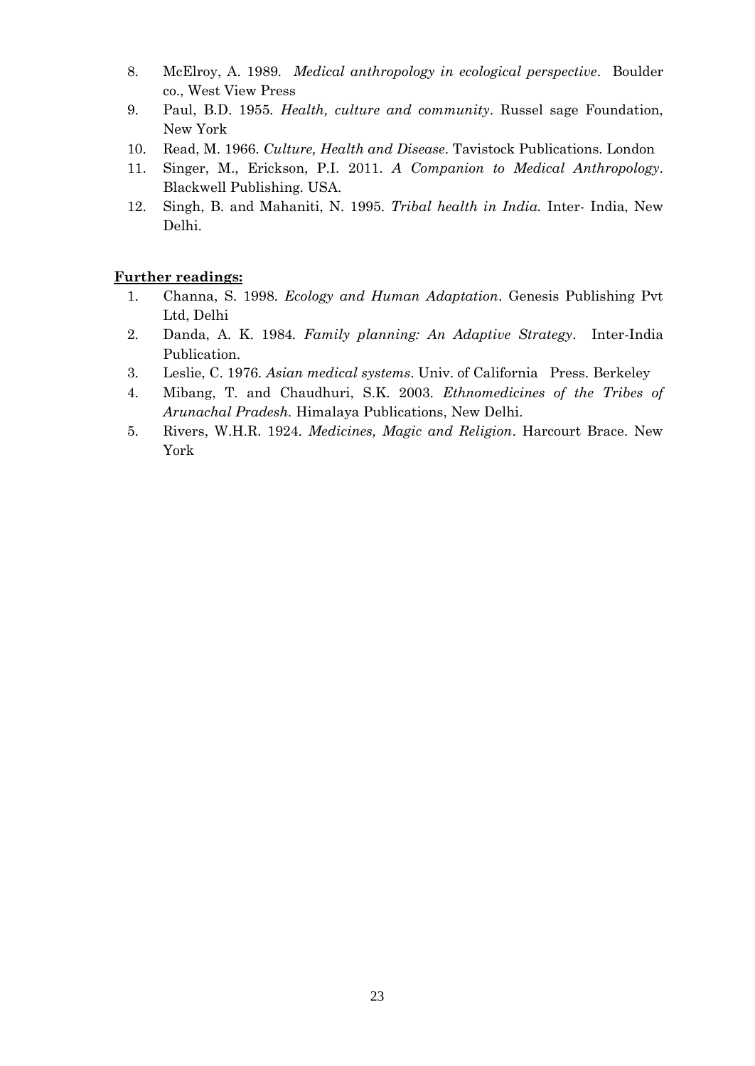8. McElroy, A. 1989. *Medical anthropology in ecological perspective*. Boulder co., West View Press
9. Paul, B.D. 1955. *Health, culture and community*. Russel sage Foundation, New York
10. Read, M. 1966. *Culture, Health and Disease*. Tavistock Publications. London
11. Singer, M., Erickson, P.I. 2011. *A Companion to Medical Anthropology*. Blackwell Publishing. USA.
12. Singh, B. and Mahaniti, N. 1995. *Tribal health in India.* Inter- India, New Delhi.

**Further readings:**

1. Channa, S. 1998. *Ecology and Human Adaptation*. Genesis Publishing Pvt Ltd, Delhi
2. Danda, A. K. 1984. *Family planning: An Adaptive Strategy*. Inter-India Publication.
3. Leslie, C. 1976. *Asian medical systems*. Univ. of California Press. Berkeley
4. Mibang, T. and Chaudhuri, S.K. 2003. *Ethnomedicines of the Tribes of Arunachal Pradesh.* Himalaya Publications, New Delhi.
5. Rivers, W.H.R. 1924. *Medicines, Magic and Religion*. Harcourt Brace. New York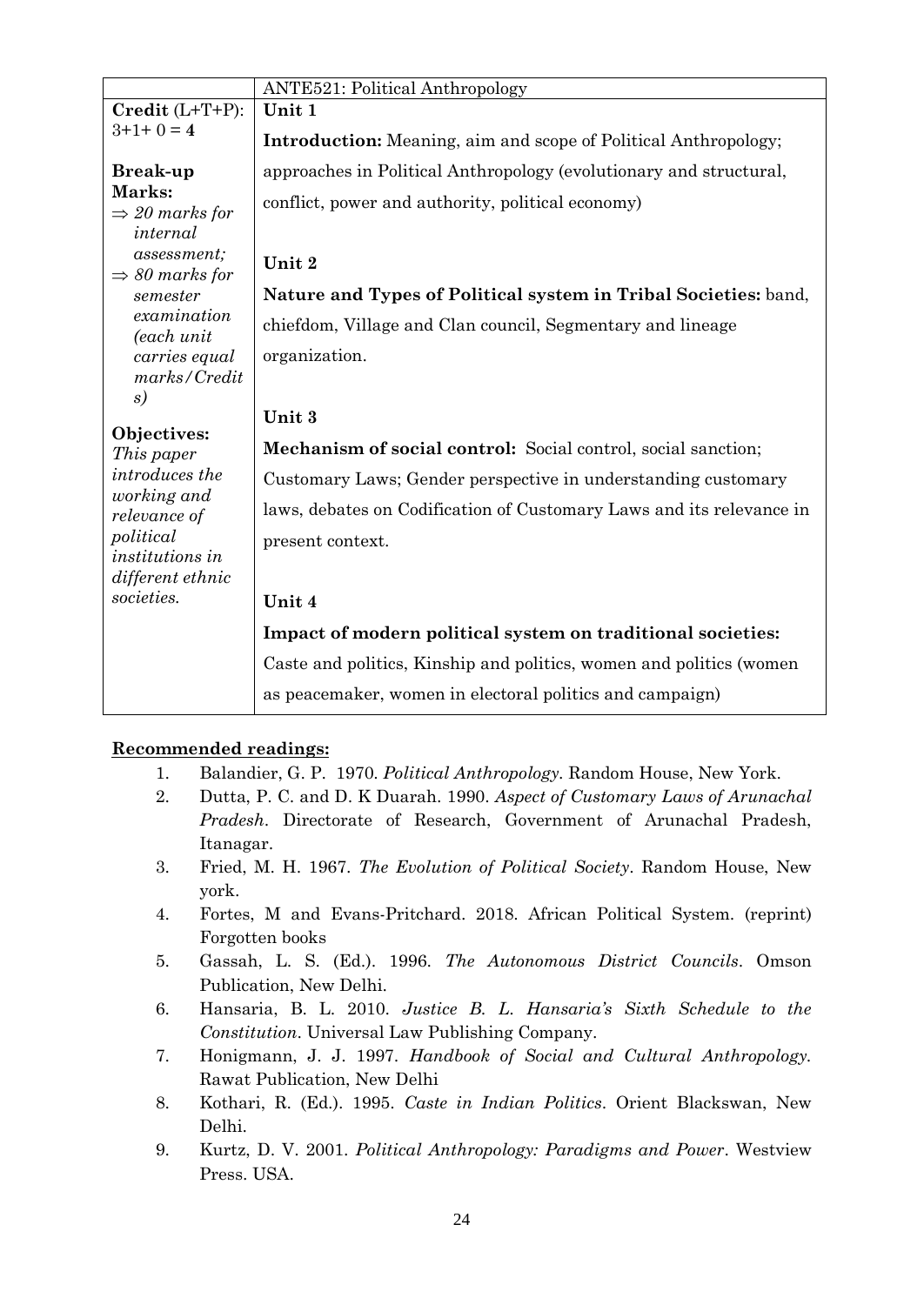| | ANTE521: Political Anthropology |
|---|---|
| **Credit** (L+T+P): 3+1+ 0 = **4**<br><br>**Break-up Marks:**<br>⇒ *20 marks for internal assessment;*<br>⇒ *80 marks for semester examination (each unit carries equal marks/Credits)*<br><br>**Objectives:**<br>*This paper introduces the working and relevance of political institutions in different ethnic societies.* | **Unit 1**<br>**Introduction:** Meaning, aim and scope of Political Anthropology; approaches in Political Anthropology (evolutionary and structural, conflict, power and authority, political economy)<br><br>**Unit 2**<br>**Nature and Types of Political system in Tribal Societies:** band, chiefdom, Village and Clan council, Segmentary and lineage organization.<br><br>**Unit 3**<br>**Mechanism of social control:** Social control, social sanction; Customary Laws; Gender perspective in understanding customary laws, debates on Codification of Customary Laws and its relevance in present context.<br><br>**Unit 4**<br>**Impact of modern political system on traditional societies:** Caste and politics, Kinship and politics, women and politics (women as peacemaker, women in electoral politics and campaign) |

**Recommended readings:**

1. Balandier, G. P. 1970. *Political Anthropology*. Random House, New York.
2. Dutta, P. C. and D. K Duarah. 1990. *Aspect of Customary Laws of Arunachal Pradesh*. Directorate of Research, Government of Arunachal Pradesh, Itanagar.
3. Fried, M. H. 1967. *The Evolution of Political Society*. Random House, New york.
4. Fortes, M and Evans-Pritchard. 2018. African Political System. (reprint) Forgotten books
5. Gassah, L. S. (Ed.). 1996. *The Autonomous District Councils*. Omson Publication, New Delhi.
6. Hansaria, B. L. 2010. *Justice B. L. Hansaria's Sixth Schedule to the Constitution*. Universal Law Publishing Company.
7. Honigmann, J. J. 1997. *Handbook of Social and Cultural Anthropology*. Rawat Publication, New Delhi
8. Kothari, R. (Ed.). 1995. *Caste in Indian Politics*. Orient Blackswan, New Delhi.
9. Kurtz, D. V. 2001. *Political Anthropology: Paradigms and Power*. Westview Press. USA.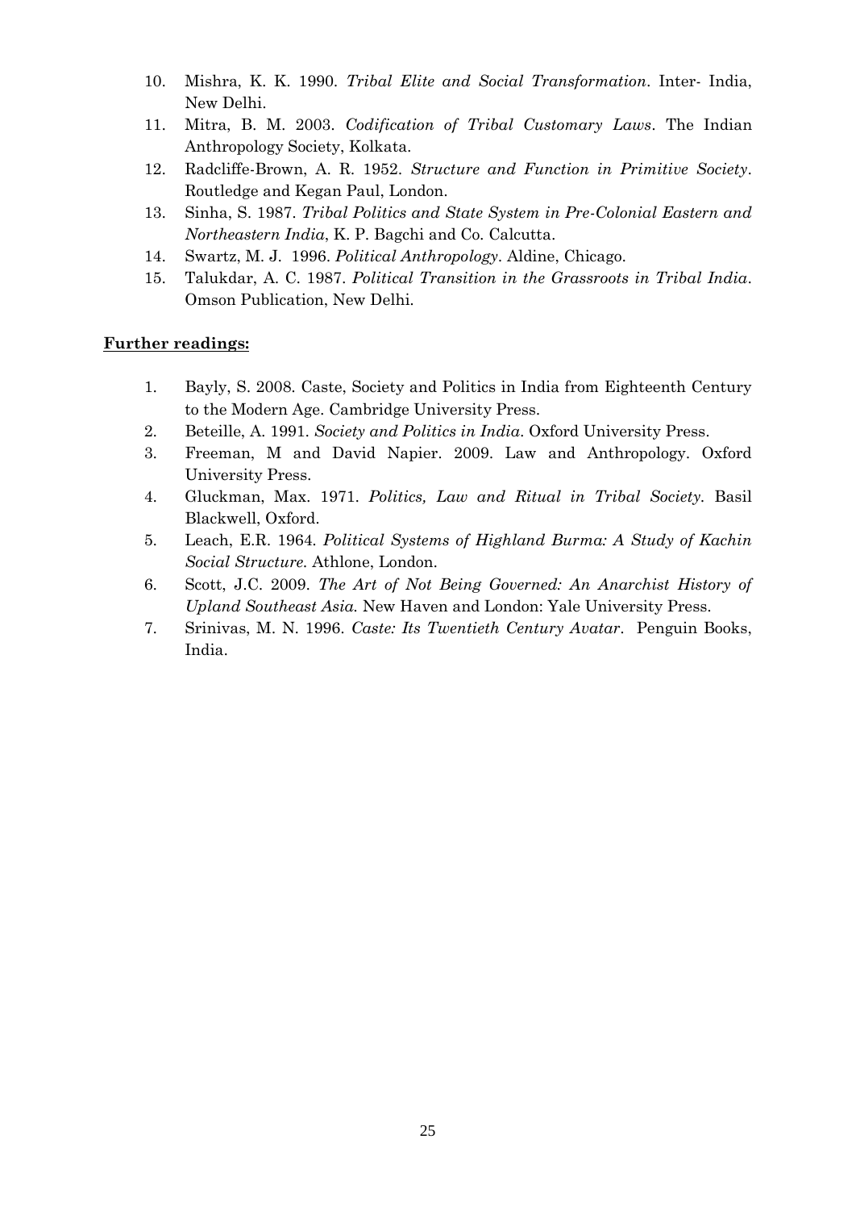10. Mishra, K. K. 1990. *Tribal Elite and Social Transformation*. Inter- India, New Delhi.
11. Mitra, B. M. 2003. *Codification of Tribal Customary Laws*. The Indian Anthropology Society, Kolkata.
12. Radcliffe-Brown, A. R. 1952. *Structure and Function in Primitive Society*. Routledge and Kegan Paul, London.
13. Sinha, S. 1987. *Tribal Politics and State System in Pre-Colonial Eastern and Northeastern India*, K. P. Bagchi and Co. Calcutta.
14. Swartz, M. J. 1996. *Political Anthropology*. Aldine, Chicago.
15. Talukdar, A. C. 1987. *Political Transition in the Grassroots in Tribal India*. Omson Publication, New Delhi.

**<u>Further readings:</u>**

1. Bayly, S. 2008. Caste, Society and Politics in India from Eighteenth Century to the Modern Age. Cambridge University Press.
2. Beteille, A. 1991. *Society and Politics in India*. Oxford University Press.
3. Freeman, M and David Napier. 2009. Law and Anthropology. Oxford University Press.
4. Gluckman, Max. 1971. *Politics, Law and Ritual in Tribal Society*. Basil Blackwell, Oxford.
5. Leach, E.R. 1964. *Political Systems of Highland Burma: A Study of Kachin Social Structure*. Athlone, London.
6. Scott, J.C. 2009. *The Art of Not Being Governed: An Anarchist History of Upland Southeast Asia.* New Haven and London: Yale University Press.
7. Srinivas, M. N. 1996. *Caste: Its Twentieth Century Avatar*. Penguin Books, India.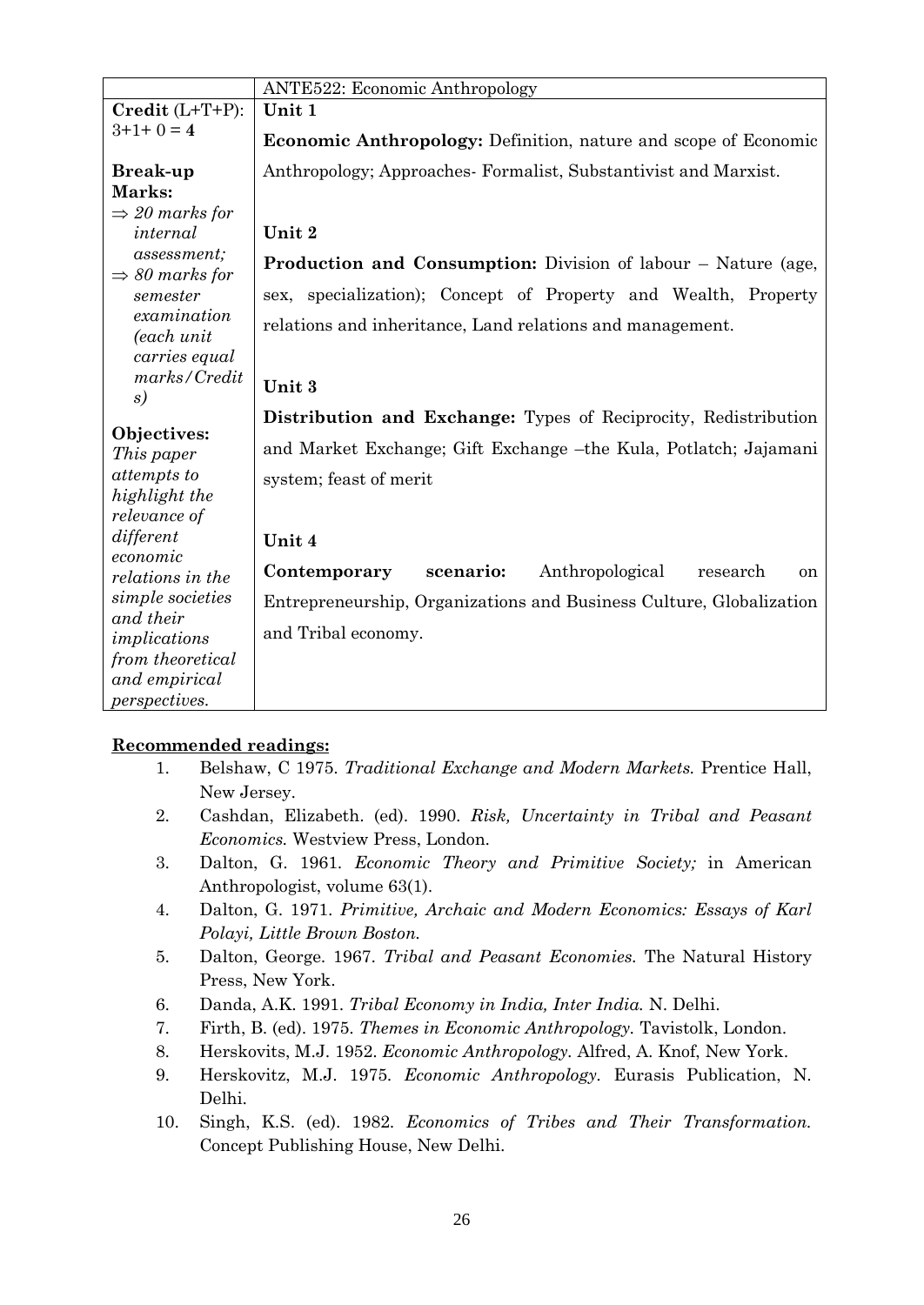| | ANTE522: Economic Anthropology |
|---|---|
| **Credit** (L+T+P): 3+1+ 0 = **4**<br><br>**Break-up Marks:**<br>⇒ *20 marks for internal assessment;*<br>⇒ *80 marks for semester examination (each unit carries equal marks/Credits)*<br><br>**Objectives:** *This paper attempts to highlight the relevance of different economic relations in the simple societies and their implications from theoretical and empirical perspectives.* | **Unit 1**<br><br>**Economic Anthropology:** Definition, nature and scope of Economic Anthropology; Approaches- Formalist, Substantivist and Marxist.<br><br>**Unit 2**<br><br>**Production and Consumption:** Division of labour – Nature (age, sex, specialization); Concept of Property and Wealth, Property relations and inheritance, Land relations and management.<br><br>**Unit 3**<br><br>**Distribution and Exchange:** Types of Reciprocity, Redistribution and Market Exchange; Gift Exchange –the Kula, Potlatch; Jajamani system; feast of merit<br><br>**Unit 4**<br><br>**Contemporary scenario:** Anthropological research on Entrepreneurship, Organizations and Business Culture, Globalization and Tribal economy. |

**Recommended readings:**

1. Belshaw, C 1975. *Traditional Exchange and Modern Markets.* Prentice Hall, New Jersey.
2. Cashdan, Elizabeth. (ed). 1990. *Risk, Uncertainty in Tribal and Peasant Economics.* Westview Press, London.
3. Dalton, G. 1961. *Economic Theory and Primitive Society;* in American Anthropologist, volume 63(1).
4. Dalton, G. 1971. *Primitive, Archaic and Modern Economics: Essays of Karl Polayi, Little Brown Boston.*
5. Dalton, George. 1967. *Tribal and Peasant Economies.* The Natural History Press, New York.
6. Danda, A.K. 1991. *Tribal Economy in India, Inter India.* N. Delhi.
7. Firth, B. (ed). 1975. *Themes in Economic Anthropology.* Tavistolk, London.
8. Herskovits, M.J. 1952. *Economic Anthropology.* Alfred, A. Knof, New York.
9. Herskovitz, M.J. 1975. *Economic Anthropology.* Eurasis Publication, N. Delhi.
10. Singh, K.S. (ed). 1982. *Economics of Tribes and Their Transformation.* Concept Publishing House, New Delhi.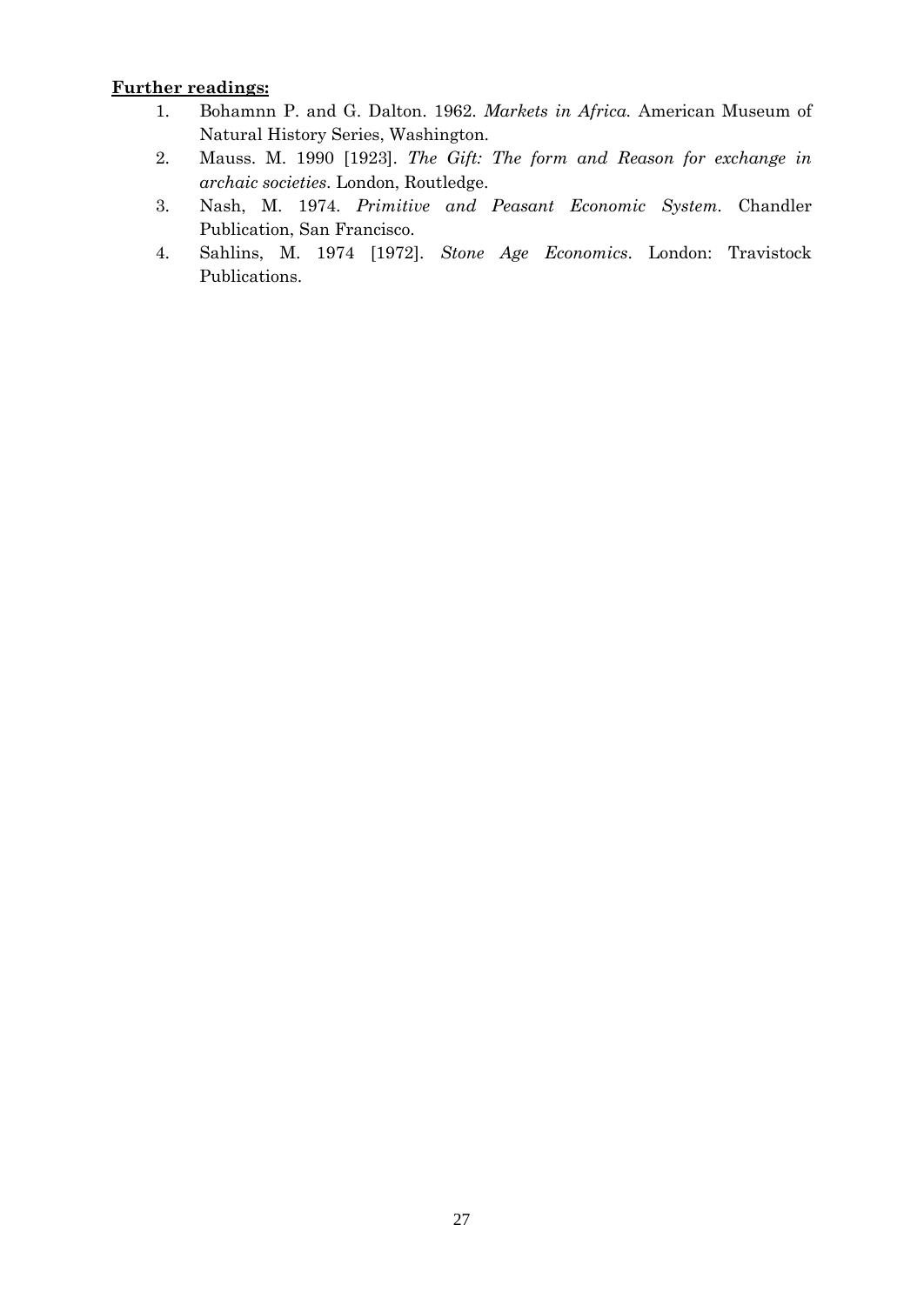**Further readings:**

1. Bohamnn P. and G. Dalton. 1962. *Markets in Africa.* American Museum of Natural History Series, Washington.
2. Mauss. M. 1990 [1923]. *The Gift: The form and Reason for exchange in archaic societies*. London, Routledge.
3. Nash, M. 1974. *Primitive and Peasant Economic System*. Chandler Publication, San Francisco.
4. Sahlins, M. 1974 [1972]. *Stone Age Economics*. London: Travistock Publications.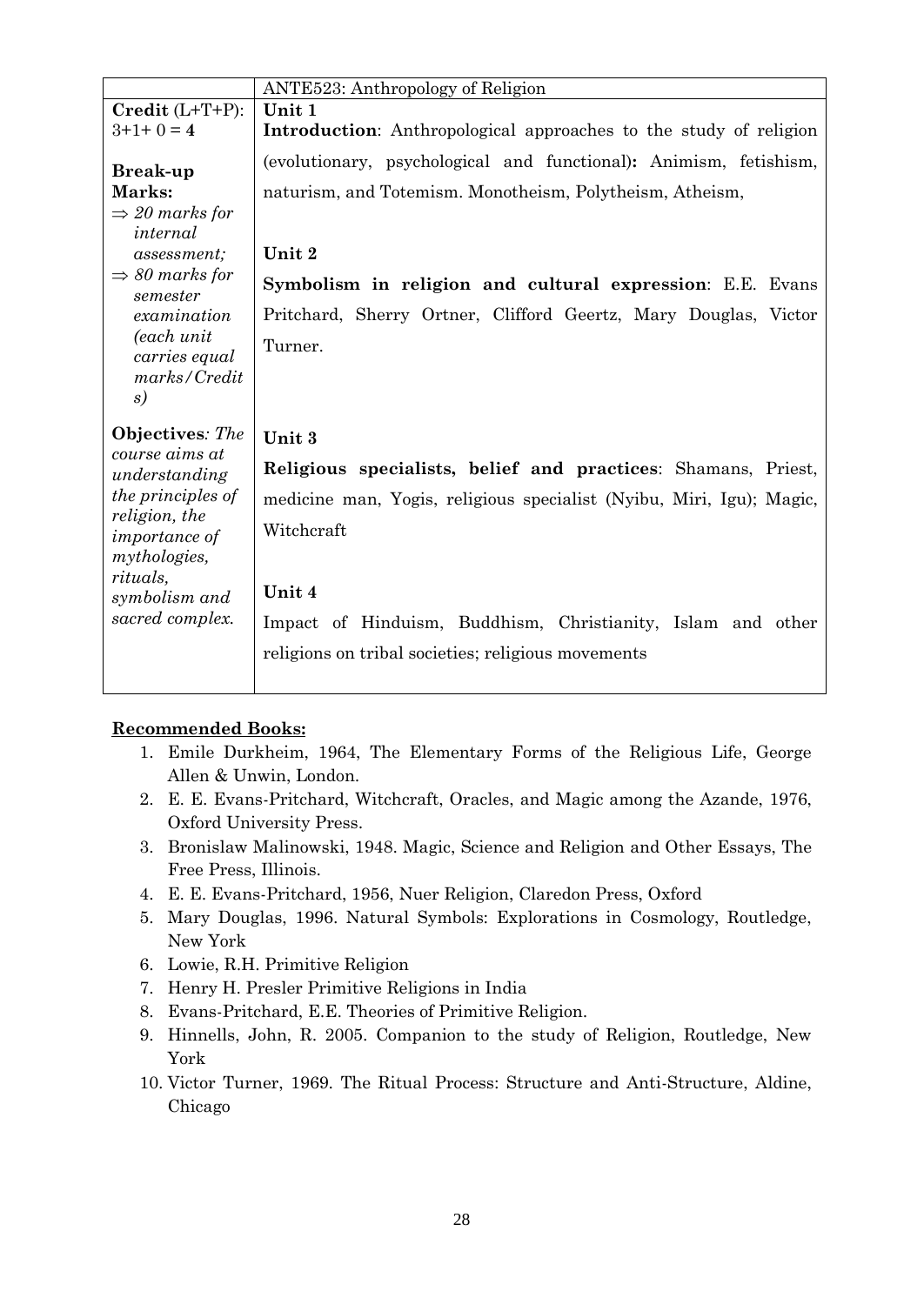| | ANTE523: Anthropology of Religion |
|---|---|
| **Credit** (L+T+P): 3+1+ 0 = **4**<br><br>**Break-up Marks:**<br>⇒ *20 marks for internal assessment;*<br>⇒ *80 marks for semester examination (each unit carries equal marks/Credits)* | **Unit 1**<br>**Introduction**: Anthropological approaches to the study of religion (evolutionary, psychological and functional)**:** Animism, fetishism, naturism, and Totemism. Monotheism, Polytheism, Atheism,<br><br>**Unit 2**<br>**Symbolism in religion and cultural expression**: E.E. Evans Pritchard, Sherry Ortner, Clifford Geertz, Mary Douglas, Victor Turner. |
| **Objectives***: The course aims at understanding the principles of religion, the importance of mythologies, rituals, symbolism and sacred complex.* | **Unit 3**<br>**Religious specialists, belief and practices**: Shamans, Priest, medicine man, Yogis, religious specialist (Nyibu, Miri, Igu); Magic, Witchcraft<br><br>**Unit 4**<br>Impact of Hinduism, Buddhism, Christianity, Islam and other religions on tribal societies; religious movements |

**Recommended Books:**

1. Emile Durkheim, 1964, The Elementary Forms of the Religious Life, George Allen & Unwin, London.
2. E. E. Evans-Pritchard, Witchcraft, Oracles, and Magic among the Azande, 1976, Oxford University Press.
3. Bronislaw Malinowski, 1948. Magic, Science and Religion and Other Essays, The Free Press, Illinois.
4. E. E. Evans-Pritchard, 1956, Nuer Religion, Claredon Press, Oxford
5. Mary Douglas, 1996. Natural Symbols: Explorations in Cosmology, Routledge, New York
6. Lowie, R.H. Primitive Religion
7. Henry H. Presler Primitive Religions in India
8. Evans-Pritchard, E.E. Theories of Primitive Religion.
9. Hinnells, John, R. 2005. Companion to the study of Religion, Routledge, New York
10. Victor Turner, 1969. The Ritual Process: Structure and Anti-Structure, Aldine, Chicago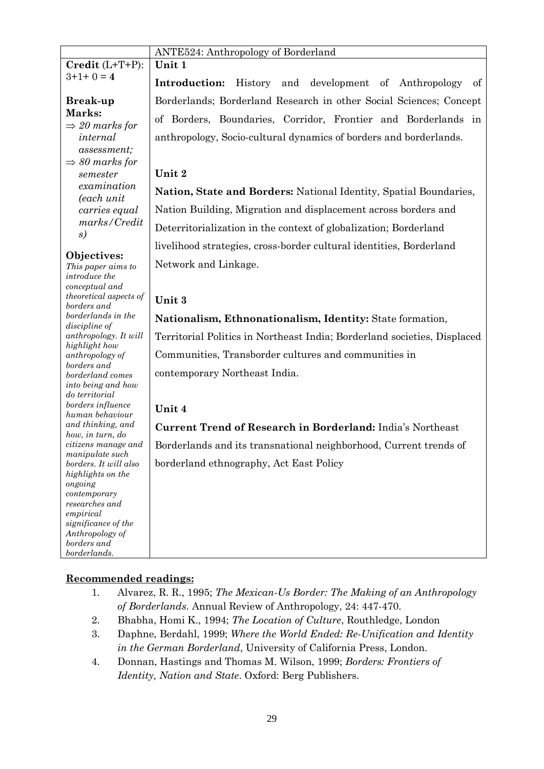| | ANTE524: Anthropology of Borderland |
|---|---|
| **Credit** (L+T+P): 3+1+ 0 = **4**<br><br>**Break-up Marks:**<br>⇒ *20 marks for internal assessment;*<br>⇒ *80 marks for semester examination (each unit carries equal marks/Credits)*<br><br>**Objectives:**<br>*This paper aims to introduce the conceptual and theoretical aspects of borders and borderlands in the discipline of anthropology. It will highlight how anthropology of borders and borderland comes into being and how do territorial borders influence human behaviour and thinking, and how, in turn, do citizens manage and manipulate such borders. It will also highlights on the ongoing contemporary researches and empirical significance of the Anthropology of borders and borderlands.* | **Unit 1**<br>**Introduction:** History and development of Anthropology of Borderlands; Borderland Research in other Social Sciences; Concept of Borders, Boundaries, Corridor, Frontier and Borderlands in anthropology, Socio-cultural dynamics of borders and borderlands.<br><br>**Unit 2**<br>**Nation, State and Borders:** National Identity, Spatial Boundaries, Nation Building, Migration and displacement across borders and Deterritorialization in the context of globalization; Borderland livelihood strategies, cross-border cultural identities, Borderland Network and Linkage.<br><br>**Unit 3**<br>**Nationalism, Ethnonationalism, Identity:** State formation, Territorial Politics in Northeast India; Borderland societies, Displaced Communities, Transborder cultures and communities in contemporary Northeast India.<br><br>**Unit 4**<br>**Current Trend of Research in Borderland:** India's Northeast Borderlands and its transnational neighborhood, Current trends of borderland ethnography, Act East Policy |

**Recommended readings:**

1. Alvarez, R. R., 1995; *The Mexican-Us Border: The Making of an Anthropology of Borderlands*. Annual Review of Anthropology, 24: 447-470.
2. Bhabha, Homi K., 1994; *The Location of Culture*, Routhledge, London
3. Daphne, Berdahl, 1999; *Where the World Ended: Re-Unification and Identity in the German Borderland*, University of California Press, London.
4. Donnan, Hastings and Thomas M. Wilson, 1999; *Borders: Frontiers of Identity, Nation and State*. Oxford: Berg Publishers.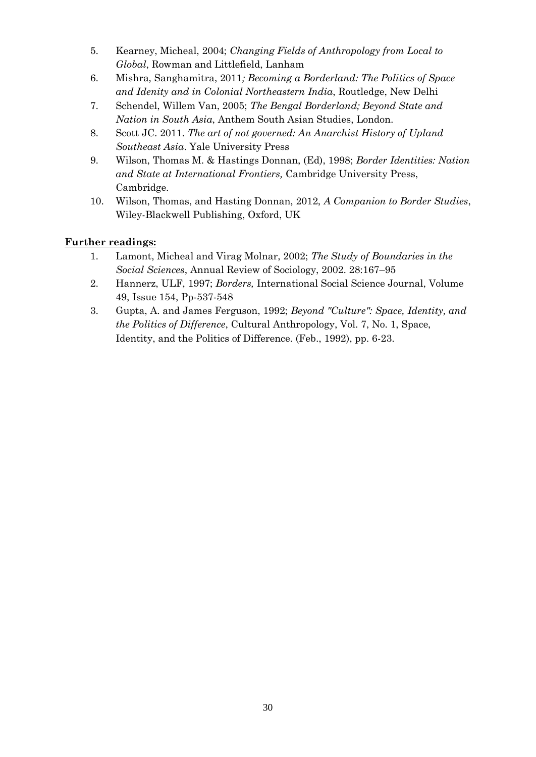5. Kearney, Micheal, 2004; *Changing Fields of Anthropology from Local to Global*, Rowman and Littlefield, Lanham
6. Mishra, Sanghamitra, 2011*; Becoming a Borderland: The Politics of Space and Idenity and in Colonial Northeastern India*, Routledge, New Delhi
7. Schendel, Willem Van, 2005; *The Bengal Borderland; Beyond State and Nation in South Asia*, Anthem South Asian Studies, London.
8. Scott JC. 2011. *The art of not governed: An Anarchist History of Upland Southeast Asia*. Yale University Press
9. Wilson, Thomas M. & Hastings Donnan, (Ed), 1998; *Border Identities: Nation and State at International Frontiers,* Cambridge University Press, Cambridge.
10. Wilson, Thomas, and Hasting Donnan, 2012, *A Companion to Border Studies*, Wiley-Blackwell Publishing, Oxford, UK

**Further readings:**

1. Lamont, Micheal and Virag Molnar, 2002; *The Study of Boundaries in the Social Sciences*, Annual Review of Sociology, 2002. 28:167–95
2. Hannerz, ULF, 1997; *Borders,* International Social Science Journal, Volume 49, Issue 154, Pp-537-548
3. Gupta, A. and James Ferguson, 1992; *Beyond "Culture": Space, Identity, and the Politics of Difference*, Cultural Anthropology, Vol. 7, No. 1, Space, Identity, and the Politics of Difference. (Feb., 1992), pp. 6-23.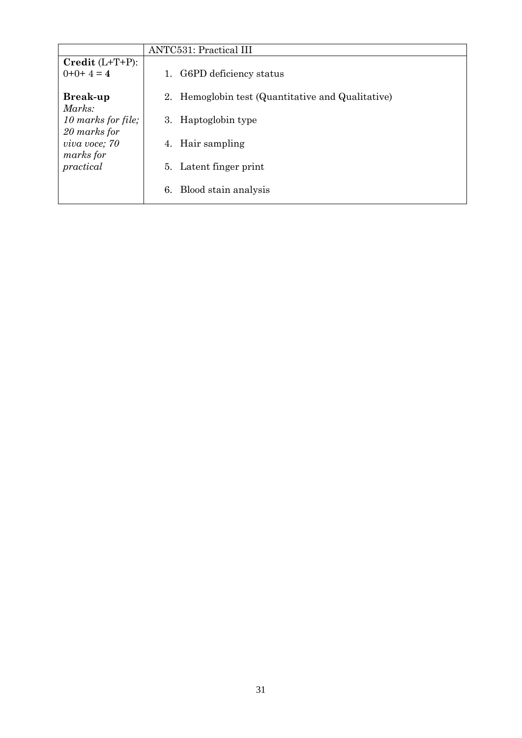| | ANTC531: Practical III |
|---|---|
| **Credit** (L+T+P): 0+0+ 4 = **4**<br><br>**Break-up** *Marks: 10 marks for file; 20 marks for viva voce; 70 marks for practical* | 1. G6PD deficiency status<br><br>2. Hemoglobin test (Quantitative and Qualitative)<br><br>3. Haptoglobin type<br><br>4. Hair sampling<br><br>5. Latent finger print<br><br>6. Blood stain analysis |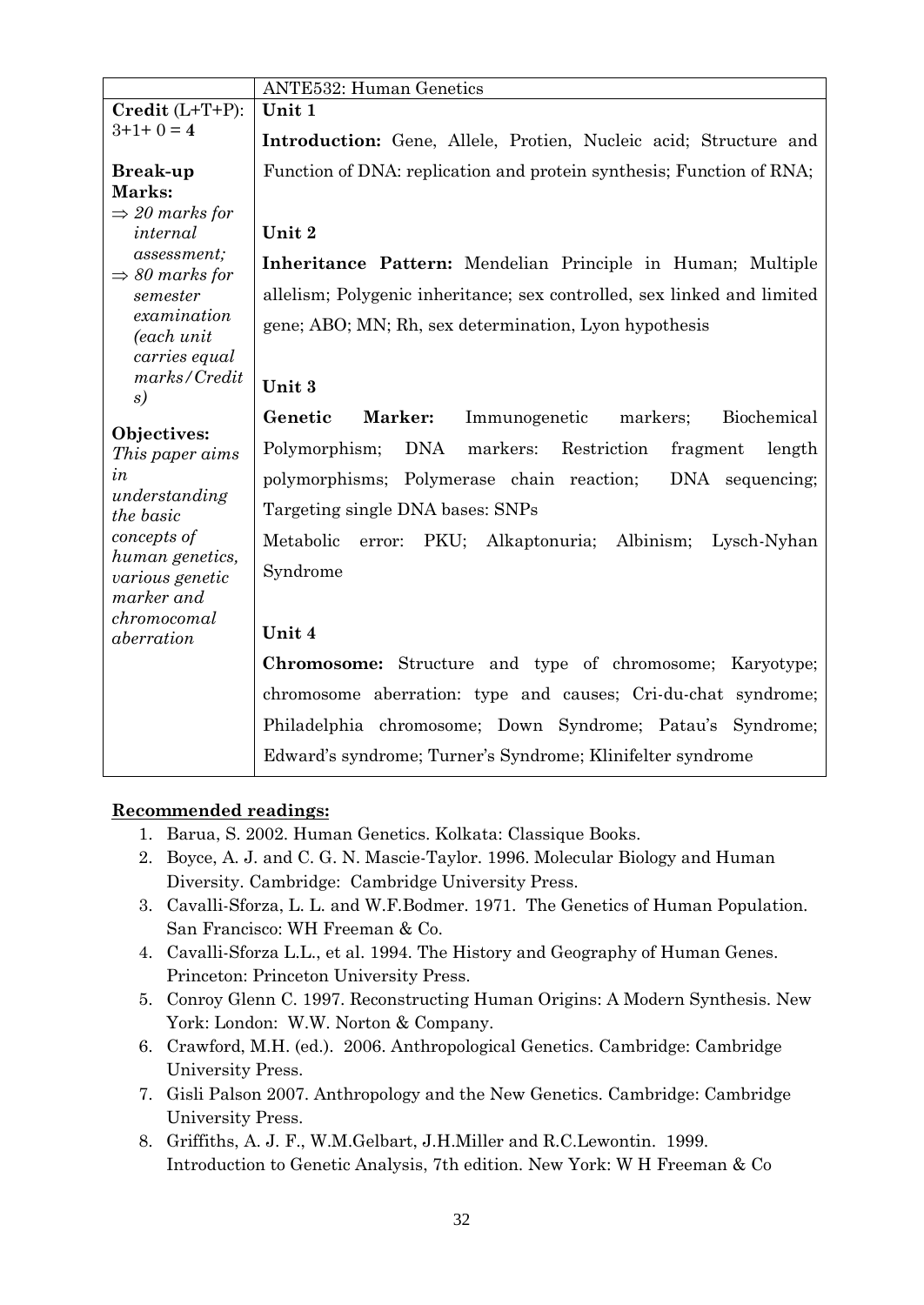| | ANTE532: Human Genetics |
|---|---|
| **Credit** (L+T+P): 3+1+ 0 = **4**<br><br>**Break-up Marks:**<br>⇒ *20 marks for internal assessment;*<br>⇒ *80 marks for semester examination (each unit carries equal marks/Credits)*<br><br>**Objectives:**<br>*This paper aims in understanding the basic concepts of human genetics, various genetic marker and chromocomal aberration* | **Unit 1**<br>**Introduction:** Gene, Allele, Protien, Nucleic acid; Structure and Function of DNA: replication and protein synthesis; Function of RNA;<br><br>**Unit 2**<br>**Inheritance Pattern:** Mendelian Principle in Human; Multiple allelism; Polygenic inheritance; sex controlled, sex linked and limited gene; ABO; MN; Rh, sex determination, Lyon hypothesis<br><br>**Unit 3**<br>**Genetic Marker:** Immunogenetic markers; Biochemical Polymorphism; DNA markers: Restriction fragment length polymorphisms; Polymerase chain reaction; DNA sequencing; Targeting single DNA bases: SNPs<br>Metabolic error: PKU; Alkaptonuria; Albinism; Lysch-Nyhan Syndrome<br><br>**Unit 4**<br>**Chromosome:** Structure and type of chromosome; Karyotype; chromosome aberration: type and causes; Cri-du-chat syndrome; Philadelphia chromosome; Down Syndrome; Patau's Syndrome; Edward's syndrome; Turner's Syndrome; Klinifelter syndrome |

**Recommended readings:**

1. Barua, S. 2002. Human Genetics. Kolkata: Classique Books.
2. Boyce, A. J. and C. G. N. Mascie-Taylor. 1996. Molecular Biology and Human Diversity. Cambridge: Cambridge University Press.
3. Cavalli-Sforza, L. L. and W.F.Bodmer. 1971. The Genetics of Human Population. San Francisco: WH Freeman & Co.
4. Cavalli-Sforza L.L., et al. 1994. The History and Geography of Human Genes. Princeton: Princeton University Press.
5. Conroy Glenn C. 1997. Reconstructing Human Origins: A Modern Synthesis. New York: London: W.W. Norton & Company.
6. Crawford, M.H. (ed.). 2006. Anthropological Genetics. Cambridge: Cambridge University Press.
7. Gisli Palson 2007. Anthropology and the New Genetics. Cambridge: Cambridge University Press.
8. Griffiths, A. J. F., W.M.Gelbart, J.H.Miller and R.C.Lewontin. 1999. Introduction to Genetic Analysis, 7th edition. New York: W H Freeman & Co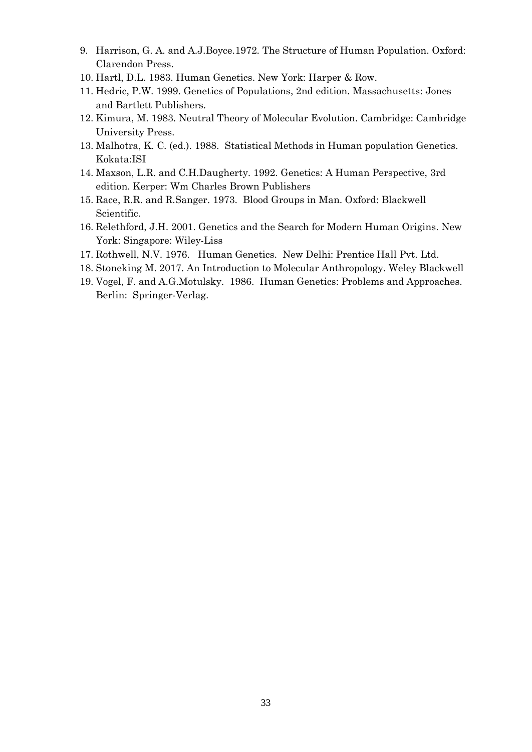9. Harrison, G. A. and A.J.Boyce.1972. The Structure of Human Population. Oxford: Clarendon Press.
10. Hartl, D.L. 1983. Human Genetics. New York: Harper & Row.
11. Hedric, P.W. 1999. Genetics of Populations, 2nd edition. Massachusetts: Jones and Bartlett Publishers.
12. Kimura, M. 1983. Neutral Theory of Molecular Evolution. Cambridge: Cambridge University Press.
13. Malhotra, K. C. (ed.). 1988. Statistical Methods in Human population Genetics. Kokata:ISI
14. Maxson, L.R. and C.H.Daugherty. 1992. Genetics: A Human Perspective, 3rd edition. Kerper: Wm Charles Brown Publishers
15. Race, R.R. and R.Sanger. 1973. Blood Groups in Man. Oxford: Blackwell Scientific.
16. Relethford, J.H. 2001. Genetics and the Search for Modern Human Origins. New York: Singapore: Wiley-Liss
17. Rothwell, N.V. 1976. Human Genetics. New Delhi: Prentice Hall Pvt. Ltd.
18. Stoneking M. 2017. An Introduction to Molecular Anthropology. Weley Blackwell
19. Vogel, F. and A.G.Motulsky. 1986. Human Genetics: Problems and Approaches. Berlin: Springer-Verlag.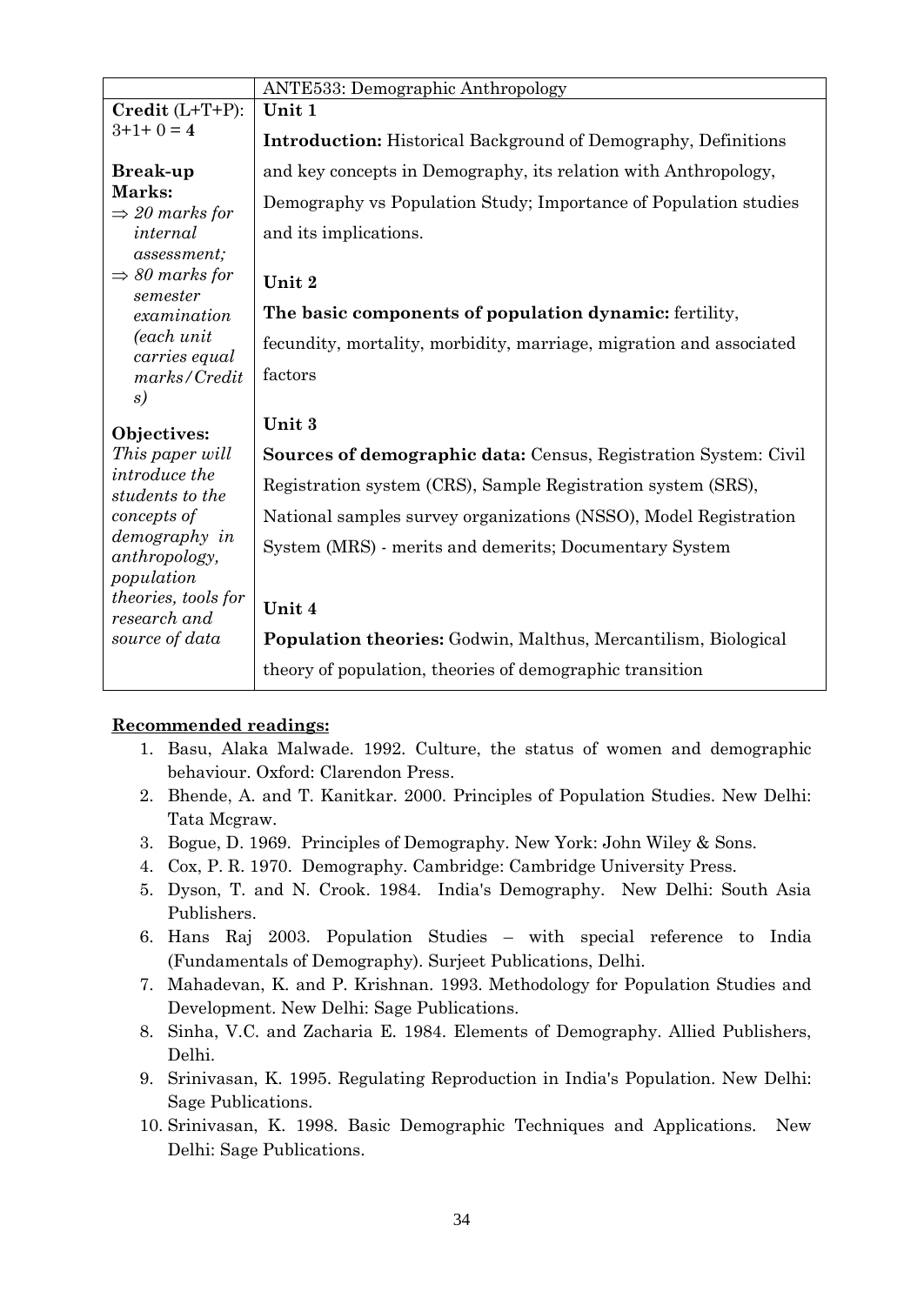| | ANTE533: Demographic Anthropology |
|---|---|
| **Credit** (L+T+P): 3+1+ 0 = **4**<br><br>**Break-up Marks:**<br>⇒ *20 marks for internal assessment;*<br>⇒ *80 marks for semester examination (each unit carries equal marks/Credits)*<br><br>**Objectives:**<br>*This paper will introduce the students to the concepts of demography in anthropology, population theories, tools for research and source of data* | **Unit 1**<br>**Introduction:** Historical Background of Demography, Definitions and key concepts in Demography, its relation with Anthropology, Demography vs Population Study; Importance of Population studies and its implications.<br><br>**Unit 2**<br>**The basic components of population dynamic:** fertility, fecundity, mortality, morbidity, marriage, migration and associated factors<br><br>**Unit 3**<br>**Sources of demographic data:** Census, Registration System: Civil Registration system (CRS), Sample Registration system (SRS), National samples survey organizations (NSSO), Model Registration System (MRS) - merits and demerits; Documentary System<br><br>**Unit 4**<br>**Population theories:** Godwin, Malthus, Mercantilism, Biological theory of population, theories of demographic transition |

**Recommended readings:**

1. Basu, Alaka Malwade. 1992. Culture, the status of women and demographic behaviour. Oxford: Clarendon Press.
2. Bhende, A. and T. Kanitkar. 2000. Principles of Population Studies. New Delhi: Tata Mcgraw.
3. Bogue, D. 1969. Principles of Demography. New York: John Wiley & Sons.
4. Cox, P. R. 1970. Demography. Cambridge: Cambridge University Press.
5. Dyson, T. and N. Crook. 1984. India's Demography. New Delhi: South Asia Publishers.
6. Hans Raj 2003. Population Studies – with special reference to India (Fundamentals of Demography). Surjeet Publications, Delhi.
7. Mahadevan, K. and P. Krishnan. 1993. Methodology for Population Studies and Development. New Delhi: Sage Publications.
8. Sinha, V.C. and Zacharia E. 1984. Elements of Demography. Allied Publishers, Delhi.
9. Srinivasan, K. 1995. Regulating Reproduction in India's Population. New Delhi: Sage Publications.
10. Srinivasan, K. 1998. Basic Demographic Techniques and Applications. New Delhi: Sage Publications.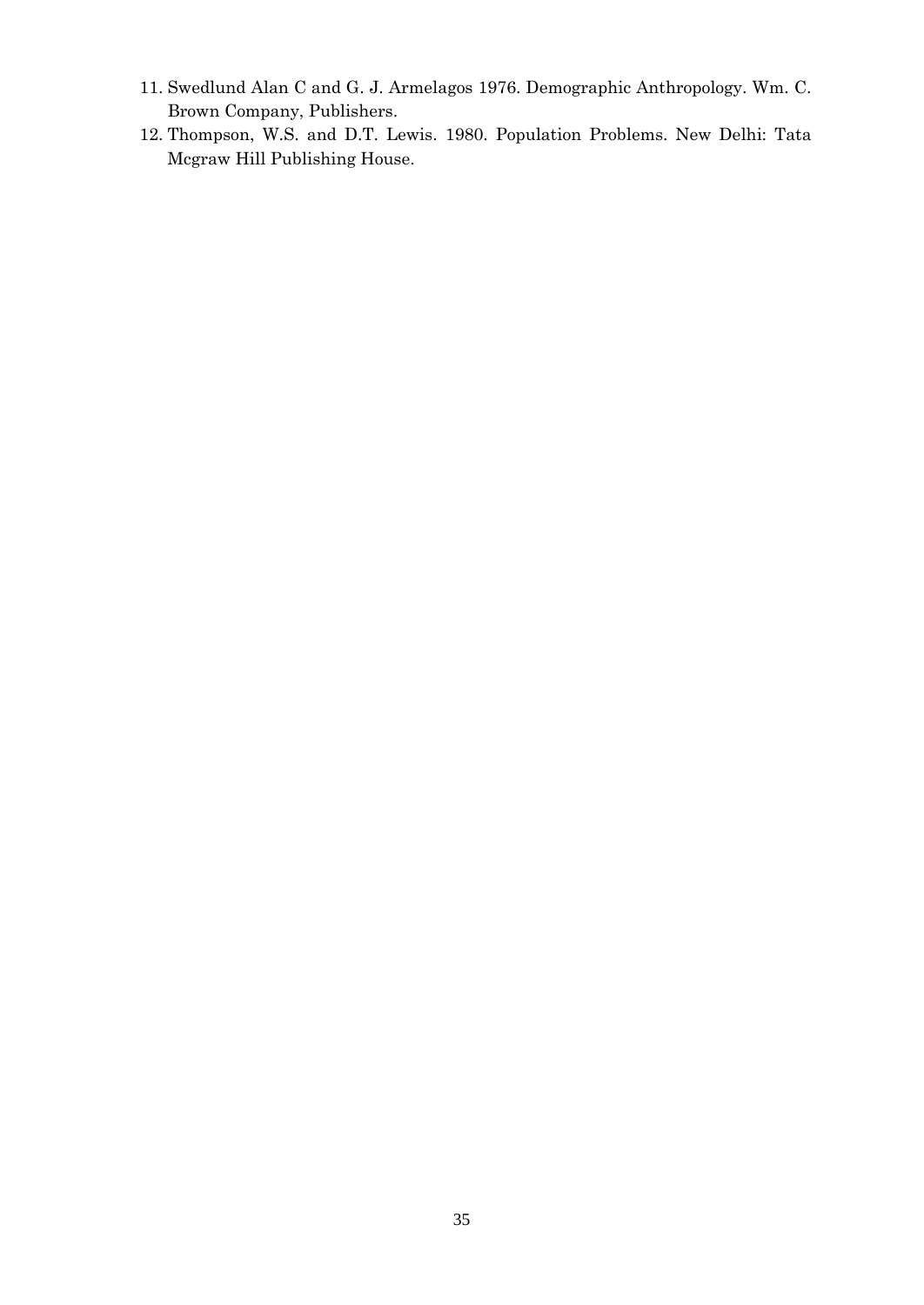11. Swedlund Alan C and G. J. Armelagos 1976. Demographic Anthropology. Wm. C. Brown Company, Publishers.
12. Thompson, W.S. and D.T. Lewis. 1980. Population Problems. New Delhi: Tata Mcgraw Hill Publishing House.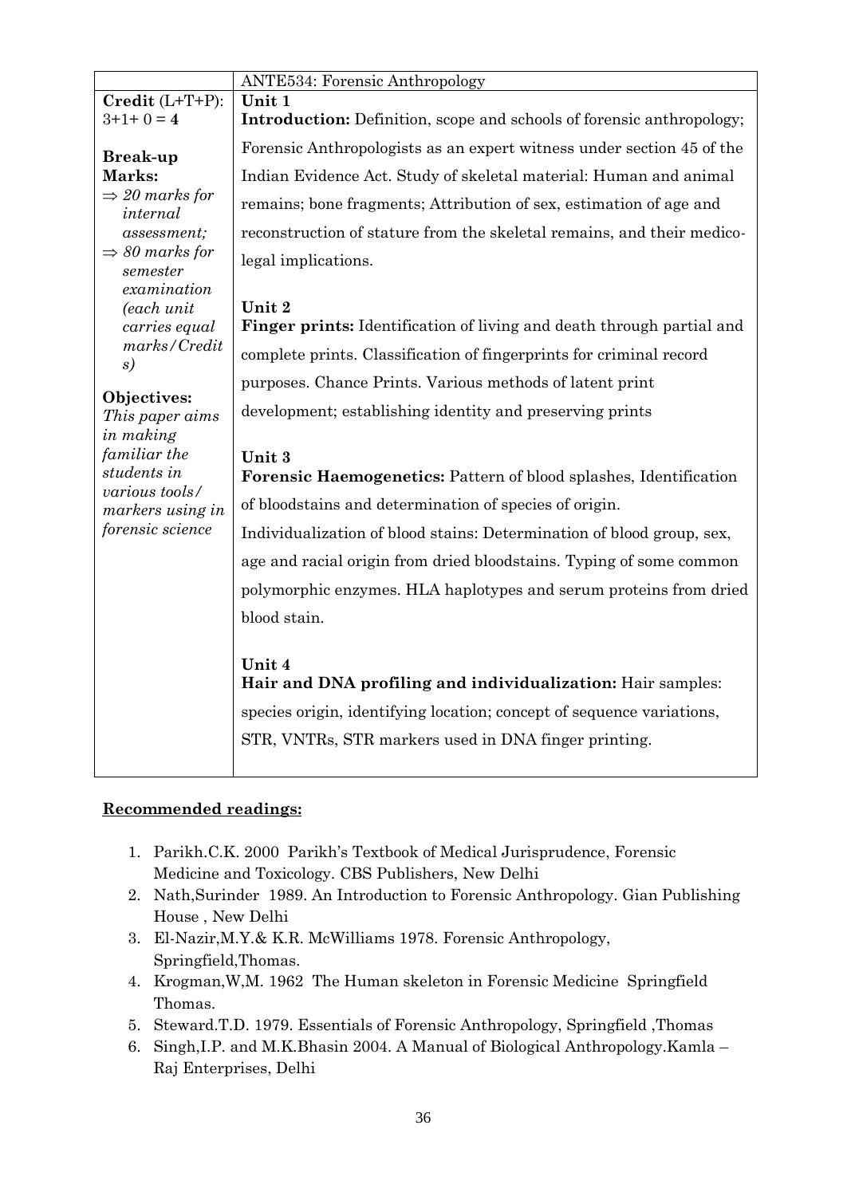| | ANTE534: Forensic Anthropology |
|---|---|
| **Credit** (L+T+P): 3+1+ 0 = **4**<br><br>**Break-up Marks:**<br>⇒ *20 marks for internal assessment;*<br>⇒ *80 marks for semester examination (each unit carries equal marks/Credits)*<br><br>**Objectives:**<br>*This paper aims in making familiar the students in various tools/ markers using in forensic science* | **Unit 1**<br>**Introduction:** Definition, scope and schools of forensic anthropology; Forensic Anthropologists as an expert witness under section 45 of the Indian Evidence Act. Study of skeletal material: Human and animal remains; bone fragments; Attribution of sex, estimation of age and reconstruction of stature from the skeletal remains, and their medico-legal implications.<br><br>**Unit 2**<br>**Finger prints:** Identification of living and death through partial and complete prints. Classification of fingerprints for criminal record purposes. Chance Prints. Various methods of latent print development; establishing identity and preserving prints<br><br>**Unit 3**<br>**Forensic Haemogenetics:** Pattern of blood splashes, Identification of bloodstains and determination of species of origin. Individualization of blood stains: Determination of blood group, sex, age and racial origin from dried bloodstains. Typing of some common polymorphic enzymes. HLA haplotypes and serum proteins from dried blood stain.<br><br>**Unit 4**<br>**Hair and DNA profiling and individualization:** Hair samples: species origin, identifying location; concept of sequence variations, STR, VNTRs, STR markers used in DNA finger printing. |

**Recommended readings:**

1. Parikh.C.K. 2000 Parikh's Textbook of Medical Jurisprudence, Forensic Medicine and Toxicology. CBS Publishers, New Delhi
2. Nath,Surinder 1989. An Introduction to Forensic Anthropology. Gian Publishing House , New Delhi
3. El-Nazir,M.Y.& K.R. McWilliams 1978. Forensic Anthropology, Springfield,Thomas.
4. Krogman,W,M. 1962 The Human skeleton in Forensic Medicine Springfield Thomas.
5. Steward.T.D. 1979. Essentials of Forensic Anthropology, Springfield ,Thomas
6. Singh,I.P. and M.K.Bhasin 2004. A Manual of Biological Anthropology.Kamla – Raj Enterprises, Delhi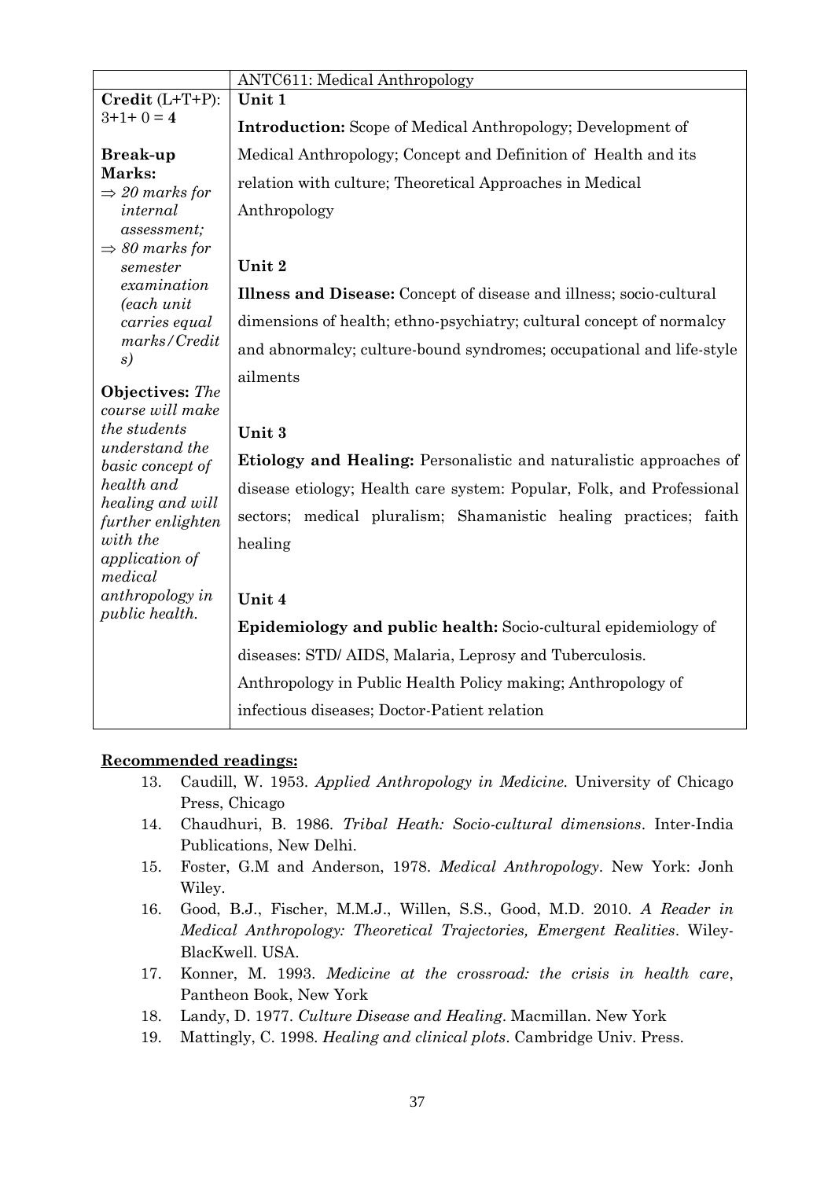| | ANTC611: Medical Anthropology |
|---|---|
| **Credit** (L+T+P): 3+1+ 0 = **4**<br><br>**Break-up Marks:**<br>⇒ *20 marks for internal assessment;*<br>⇒ *80 marks for semester examination (each unit carries equal marks/Credits)*<br><br>**Objectives:** *The course will make the students understand the basic concept of health and healing and will further enlighten with the application of medical anthropology in public health.* | **Unit 1**<br>**Introduction:** Scope of Medical Anthropology; Development of Medical Anthropology; Concept and Definition of Health and its relation with culture; Theoretical Approaches in Medical Anthropology<br><br>**Unit 2**<br>**Illness and Disease:** Concept of disease and illness; socio-cultural dimensions of health; ethno-psychiatry; cultural concept of normalcy and abnormalcy; culture-bound syndromes; occupational and life-style ailments<br><br>**Unit 3**<br>**Etiology and Healing:** Personalistic and naturalistic approaches of disease etiology; Health care system: Popular, Folk, and Professional sectors; medical pluralism; Shamanistic healing practices; faith healing<br><br>**Unit 4**<br>**Epidemiology and public health:** Socio-cultural epidemiology of diseases: STD/ AIDS, Malaria, Leprosy and Tuberculosis. Anthropology in Public Health Policy making; Anthropology of infectious diseases; Doctor-Patient relation |

**Recommended readings:**

13. Caudill, W. 1953. *Applied Anthropology in Medicine.* University of Chicago Press, Chicago
14. Chaudhuri, B. 1986. *Tribal Heath: Socio-cultural dimensions*. Inter-India Publications, New Delhi.
15. Foster, G.M and Anderson, 1978. *Medical Anthropology*. New York: Jonh Wiley.
16. Good, B.J., Fischer, M.M.J., Willen, S.S., Good, M.D. 2010. *A Reader in Medical Anthropology: Theoretical Trajectories, Emergent Realities*. Wiley-BlacKwell. USA.
17. Konner, M. 1993. *Medicine at the crossroad: the crisis in health care*, Pantheon Book, New York
18. Landy, D. 1977. *Culture Disease and Healing*. Macmillan. New York
19. Mattingly, C. 1998. *Healing and clinical plots*. Cambridge Univ. Press.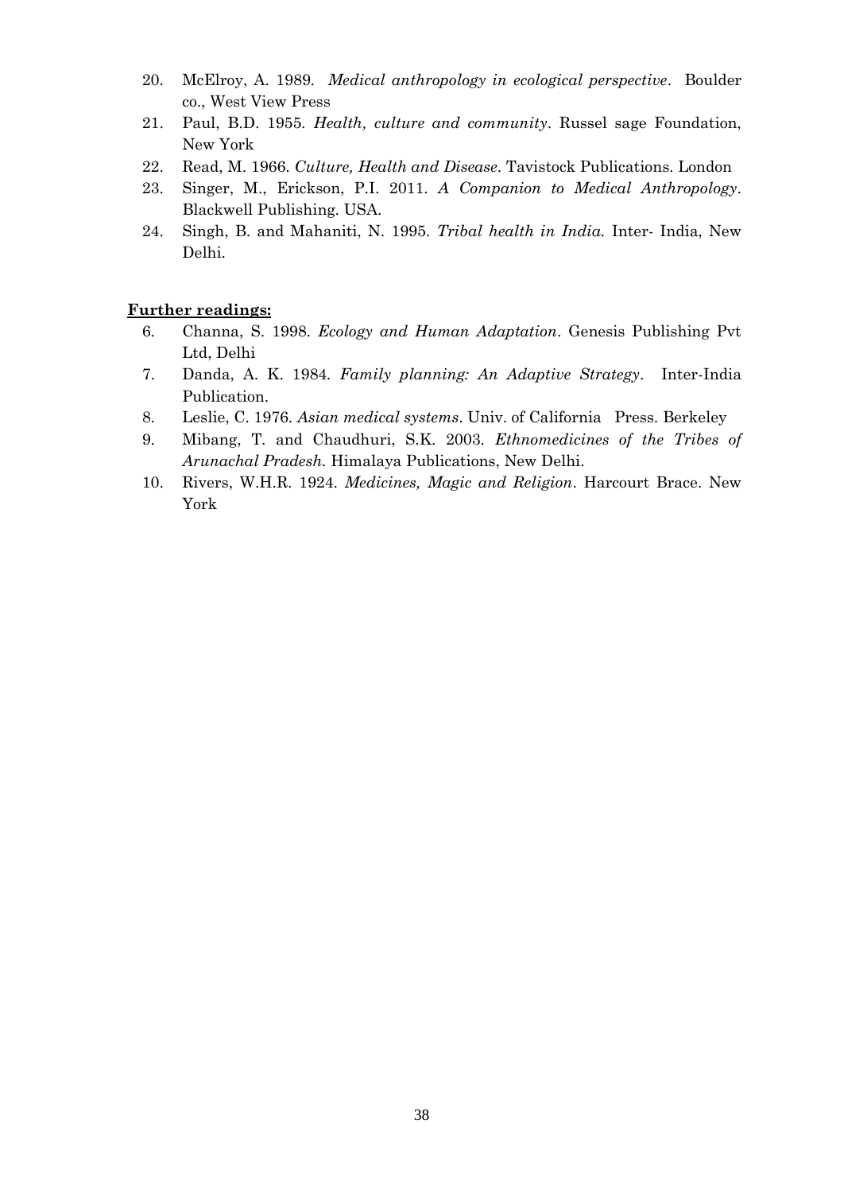20. McElroy, A. 1989. *Medical anthropology in ecological perspective*. Boulder co., West View Press
21. Paul, B.D. 1955. *Health, culture and community*. Russel sage Foundation, New York
22. Read, M. 1966. *Culture, Health and Disease*. Tavistock Publications. London
23. Singer, M., Erickson, P.I. 2011. *A Companion to Medical Anthropology*. Blackwell Publishing. USA.
24. Singh, B. and Mahaniti, N. 1995. *Tribal health in India.* Inter- India, New Delhi.

**Further readings:**

6. Channa, S. 1998. *Ecology and Human Adaptation*. Genesis Publishing Pvt Ltd, Delhi
7. Danda, A. K. 1984. *Family planning: An Adaptive Strategy*. Inter-India Publication.
8. Leslie, C. 1976. *Asian medical systems*. Univ. of California Press. Berkeley
9. Mibang, T. and Chaudhuri, S.K. 2003. *Ethnomedicines of the Tribes of Arunachal Pradesh.* Himalaya Publications, New Delhi.
10. Rivers, W.H.R. 1924. *Medicines, Magic and Religion*. Harcourt Brace. New York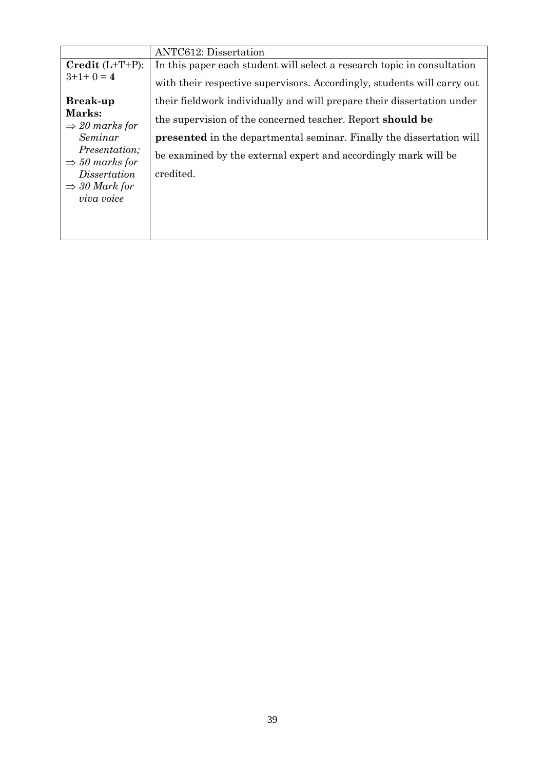| | ANTC612: Dissertation |
|---|---|
| **Credit** (L+T+P): 3+1+ 0 = **4**<br><br>**Break-up Marks:**<br>⇒ *20 marks for Seminar Presentation;*<br>⇒ *50 marks for Dissertation*<br>⇒ *30 Mark for viva voice* | In this paper each student will select a research topic in consultation with their respective supervisors. Accordingly, students will carry out their fieldwork individually and will prepare their dissertation under the supervision of the concerned teacher. Report **should be presented** in the departmental seminar. Finally the dissertation will be examined by the external expert and accordingly mark will be credited. |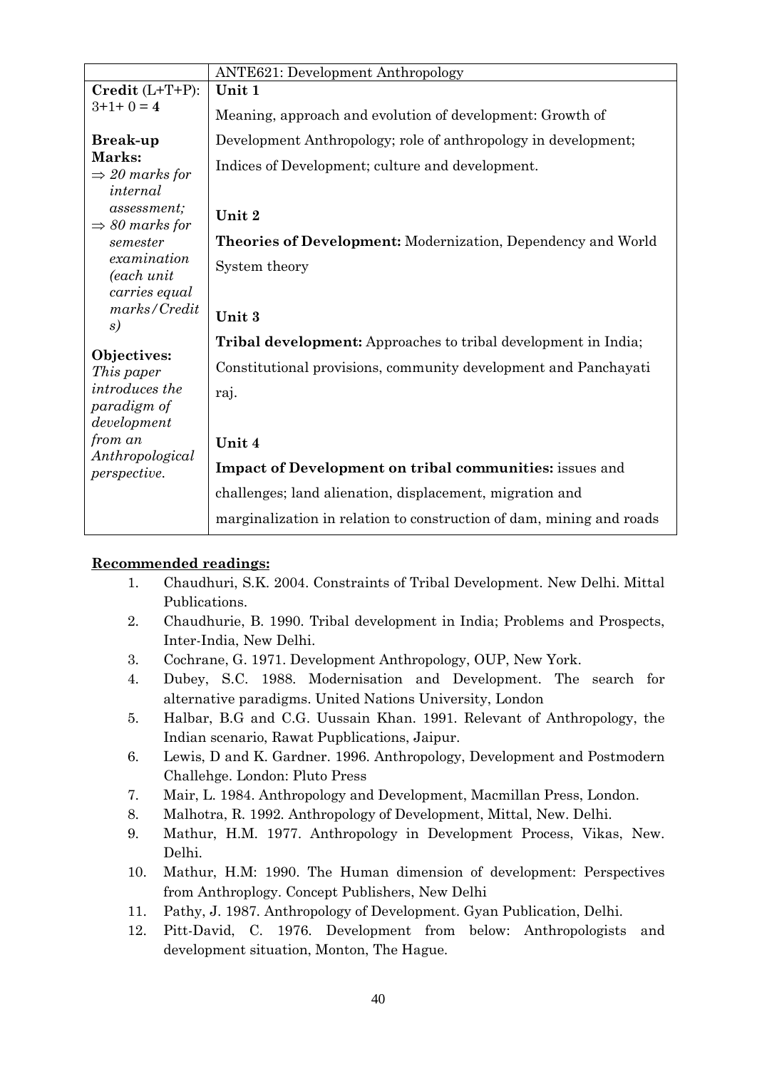| | ANTE621: Development Anthropology |
|---|---|
| **Credit** (L+T+P): 3+1+ 0 = **4**<br><br>**Break-up Marks:**<br>⇒ *20 marks for internal assessment;*<br>⇒ *80 marks for semester examination (each unit carries equal marks/Credits)*<br><br>**Objectives:**<br>*This paper introduces the paradigm of development from an Anthropological perspective.* | **Unit 1**<br>Meaning, approach and evolution of development: Growth of Development Anthropology; role of anthropology in development; Indices of Development; culture and development.<br><br>**Unit 2**<br>**Theories of Development:** Modernization, Dependency and World System theory<br><br>**Unit 3**<br>**Tribal development:** Approaches to tribal development in India; Constitutional provisions, community development and Panchayati raj.<br><br>**Unit 4**<br>**Impact of Development on tribal communities:** issues and challenges; land alienation, displacement, migration and marginalization in relation to construction of dam, mining and roads |

**Recommended readings:**

1. Chaudhuri, S.K. 2004. Constraints of Tribal Development. New Delhi. Mittal Publications.
2. Chaudhurie, B. 1990. Tribal development in India; Problems and Prospects, Inter-India, New Delhi.
3. Cochrane, G. 1971. Development Anthropology, OUP, New York.
4. Dubey, S.C. 1988. Modernisation and Development. The search for alternative paradigms. United Nations University, London
5. Halbar, B.G and C.G. Uussain Khan. 1991. Relevant of Anthropology, the Indian scenario, Rawat Pupblications, Jaipur.
6. Lewis, D and K. Gardner. 1996. Anthropology, Development and Postmodern Challehge. London: Pluto Press
7. Mair, L. 1984. Anthropology and Development, Macmillan Press, London.
8. Malhotra, R. 1992. Anthropology of Development, Mittal, New. Delhi.
9. Mathur, H.M. 1977. Anthropology in Development Process, Vikas, New. Delhi.
10. Mathur, H.M: 1990. The Human dimension of development: Perspectives from Anthroplogy. Concept Publishers, New Delhi
11. Pathy, J. 1987. Anthropology of Development. Gyan Publication, Delhi.
12. Pitt-David, C. 1976. Development from below: Anthropologists and development situation, Monton, The Hague.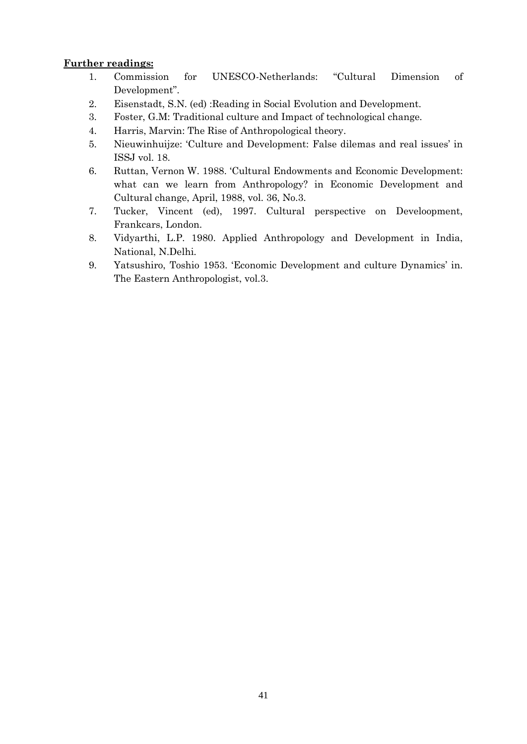**Further readings:**

1. Commission for UNESCO-Netherlands: "Cultural Dimension of Development".
2. Eisenstadt, S.N. (ed) :Reading in Social Evolution and Development.
3. Foster, G.M: Traditional culture and Impact of technological change.
4. Harris, Marvin: The Rise of Anthropological theory.
5. Nieuwinhuijze: 'Culture and Development: False dilemas and real issues' in ISSJ vol. 18.
6. Ruttan, Vernon W. 1988. 'Cultural Endowments and Economic Development: what can we learn from Anthropology? in Economic Development and Cultural change, April, 1988, vol. 36, No.3.
7. Tucker, Vincent (ed), 1997. Cultural perspective on Develoopment, Frankcars, London.
8. Vidyarthi, L.P. 1980. Applied Anthropology and Development in India, National, N.Delhi.
9. Yatsushiro, Toshio 1953. 'Economic Development and culture Dynamics' in. The Eastern Anthropologist, vol.3.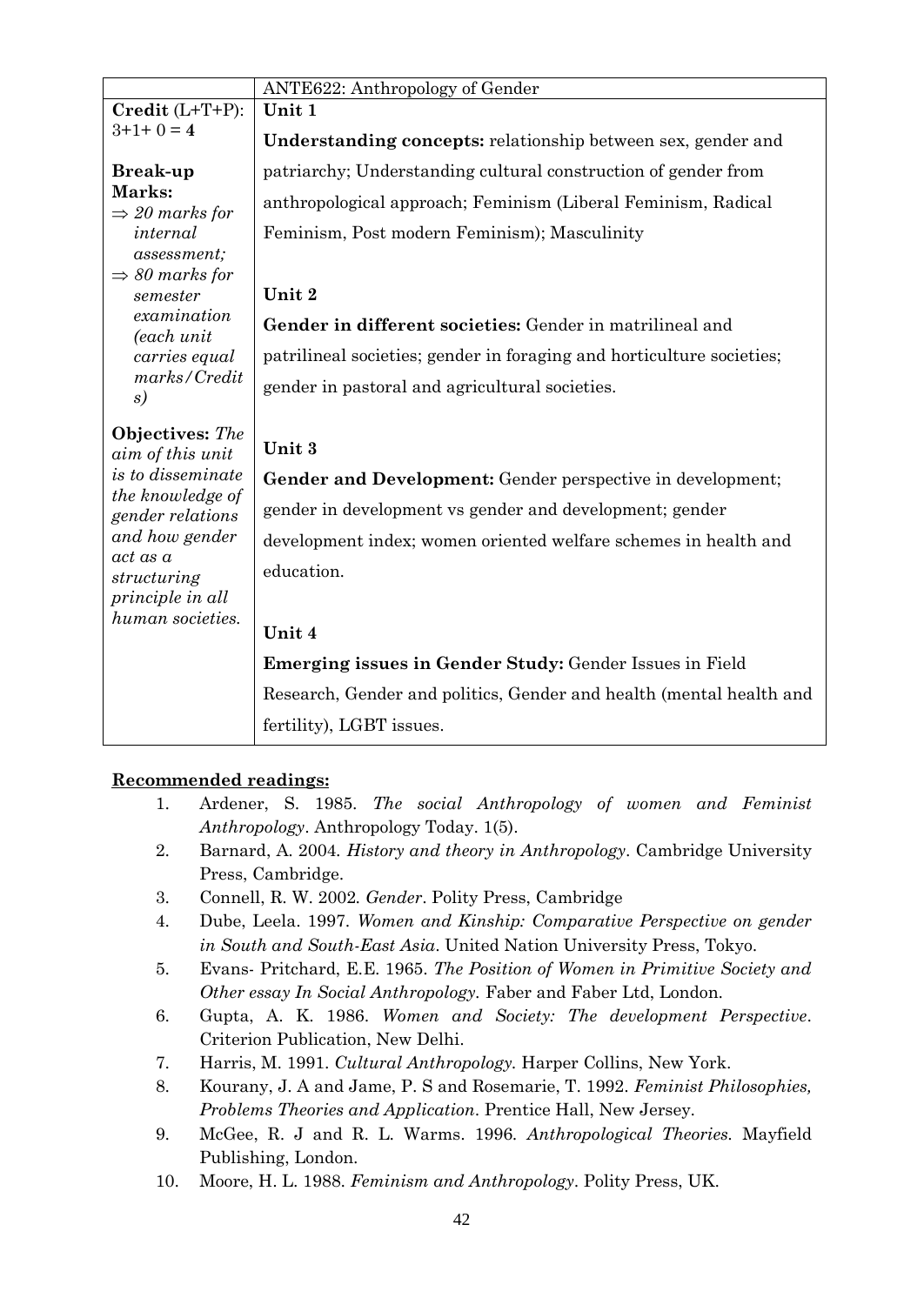| | ANTE622: Anthropology of Gender |
|---|---|
| **Credit** (L+T+P): 3+1+ 0 = **4**<br><br>**Break-up Marks:**<br>⇒ *20 marks for internal assessment;*<br>⇒ *80 marks for semester examination (each unit carries equal marks/Credits)*<br><br>**Objectives:** *The aim of this unit is to disseminate the knowledge of gender relations and how gender act as a structuring principle in all human societies.* | **Unit 1**<br>**Understanding concepts:** relationship between sex, gender and patriarchy; Understanding cultural construction of gender from anthropological approach; Feminism (Liberal Feminism, Radical Feminism, Post modern Feminism); Masculinity<br><br>**Unit 2**<br>**Gender in different societies:** Gender in matrilineal and patrilineal societies; gender in foraging and horticulture societies; gender in pastoral and agricultural societies.<br><br>**Unit 3**<br>**Gender and Development:** Gender perspective in development; gender in development vs gender and development; gender development index; women oriented welfare schemes in health and education.<br><br>**Unit 4**<br>**Emerging issues in Gender Study:** Gender Issues in Field Research, Gender and politics, Gender and health (mental health and fertility), LGBT issues. |

**Recommended readings:**

1. Ardener, S. 1985. *The social Anthropology of women and Feminist Anthropology*. Anthropology Today. 1(5).
2. Barnard, A. 2004. *History and theory in Anthropology*. Cambridge University Press, Cambridge.
3. Connell, R. W. 2002. *Gender*. Polity Press, Cambridge
4. Dube, Leela. 1997. *Women and Kinship: Comparative Perspective on gender in South and South-East Asia*. United Nation University Press, Tokyo.
5. Evans- Pritchard, E.E. 1965. *The Position of Women in Primitive Society and Other essay In Social Anthropology.* Faber and Faber Ltd, London.
6. Gupta, A. K. 1986. *Women and Society: The development Perspective*. Criterion Publication, New Delhi.
7. Harris, M. 1991. *Cultural Anthropology.* Harper Collins, New York.
8. Kourany, J. A and Jame, P. S and Rosemarie, T. 1992. *Feminist Philosophies, Problems Theories and Application*. Prentice Hall, New Jersey.
9. McGee, R. J and R. L. Warms. 1996. *Anthropological Theories.* Mayfield Publishing, London.
10. Moore, H. L. 1988. *Feminism and Anthropology*. Polity Press, UK.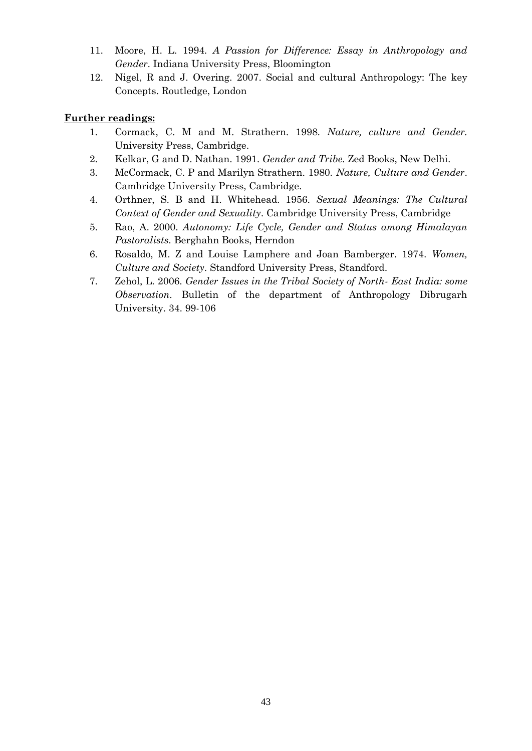11. Moore, H. L. 1994. *A Passion for Difference: Essay in Anthropology and Gender*. Indiana University Press, Bloomington
12. Nigel, R and J. Overing. 2007. Social and cultural Anthropology: The key Concepts. Routledge, London

**Further readings:**

1. Cormack, C. M and M. Strathern. 1998. *Nature, culture and Gender*. University Press, Cambridge.
2. Kelkar, G and D. Nathan. 1991. *Gender and Tribe*. Zed Books, New Delhi.
3. McCormack, C. P and Marilyn Strathern. 1980. *Nature, Culture and Gender*. Cambridge University Press, Cambridge.
4. Orthner, S. B and H. Whitehead. 1956. *Sexual Meanings: The Cultural Context of Gender and Sexuality*. Cambridge University Press, Cambridge
5. Rao, A. 2000. *Autonomy: Life Cycle, Gender and Status among Himalayan Pastoralists*. Berghahn Books, Herndon
6. Rosaldo, M. Z and Louise Lamphere and Joan Bamberger. 1974. *Women, Culture and Society*. Standford University Press, Standford.
7. Zehol, L. 2006. *Gender Issues in the Tribal Society of North- East India: some Observation*. Bulletin of the department of Anthropology Dibrugarh University. 34. 99-106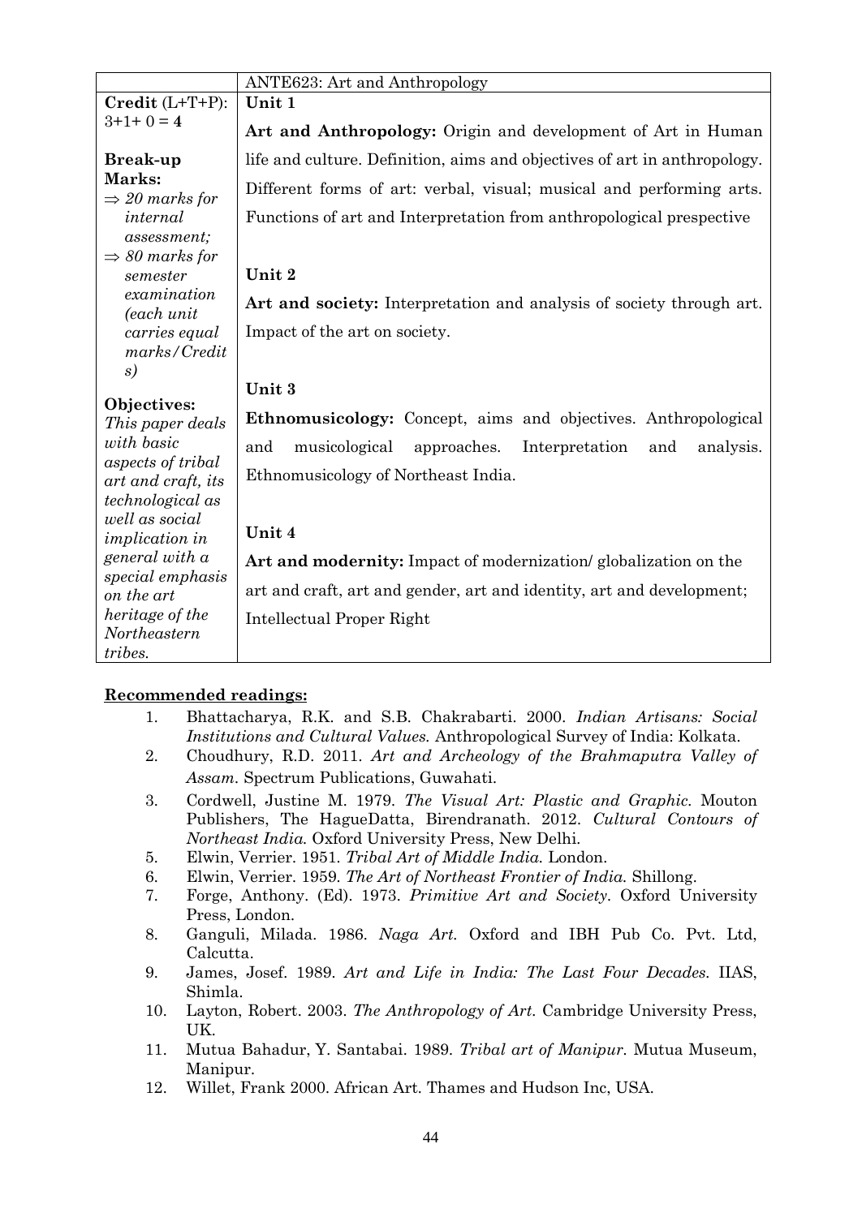| | ANTE623: Art and Anthropology |
|---|---|
| **Credit** (L+T+P): 3+1+ 0 = **4**<br><br>**Break-up Marks:**<br>⇒ *20 marks for internal assessment;*<br>⇒ *80 marks for semester examination (each unit carries equal marks/Credits)*<br><br>**Objectives:**<br>*This paper deals with basic aspects of tribal art and craft, its technological as well as social implication in general with a special emphasis on the art heritage of the Northeastern tribes.* | **Unit 1**<br>**Art and Anthropology:** Origin and development of Art in Human life and culture. Definition, aims and objectives of art in anthropology. Different forms of art: verbal, visual; musical and performing arts. Functions of art and Interpretation from anthropological prespective<br><br>**Unit 2**<br>**Art and society:** Interpretation and analysis of society through art. Impact of the art on society.<br><br>**Unit 3**<br>**Ethnomusicology:** Concept, aims and objectives. Anthropological and musicological approaches. Interpretation and analysis. Ethnomusicology of Northeast India.<br><br>**Unit 4**<br>**Art and modernity:** Impact of modernization/ globalization on the art and craft, art and gender, art and identity, art and development; Intellectual Proper Right |

**Recommended readings:**

1. Bhattacharya, R.K. and S.B. Chakrabarti. 2000. *Indian Artisans: Social Institutions and Cultural Values.* Anthropological Survey of India: Kolkata.
2. Choudhury, R.D. 2011. *Art and Archeology of the Brahmaputra Valley of Assam*. Spectrum Publications, Guwahati.
3. Cordwell, Justine M. 1979. *The Visual Art: Plastic and Graphic.* Mouton Publishers, The HagueDatta, Birendranath. 2012. *Cultural Contours of Northeast India.* Oxford University Press, New Delhi.
5. Elwin, Verrier. 1951. *Tribal Art of Middle India.* London.
6. Elwin, Verrier. 1959. *The Art of Northeast Frontier of India.* Shillong.
7. Forge, Anthony. (Ed). 1973. *Primitive Art and Society.* Oxford University Press, London.
8. Ganguli, Milada. 1986. *Naga Art.* Oxford and IBH Pub Co. Pvt. Ltd, Calcutta.
9. James, Josef. 1989. *Art and Life in India: The Last Four Decades.* IIAS, Shimla.
10. Layton, Robert. 2003. *The Anthropology of Art.* Cambridge University Press, UK.
11. Mutua Bahadur, Y. Santabai. 1989. *Tribal art of Manipur.* Mutua Museum, Manipur.
12. Willet, Frank 2000. African Art. Thames and Hudson Inc, USA.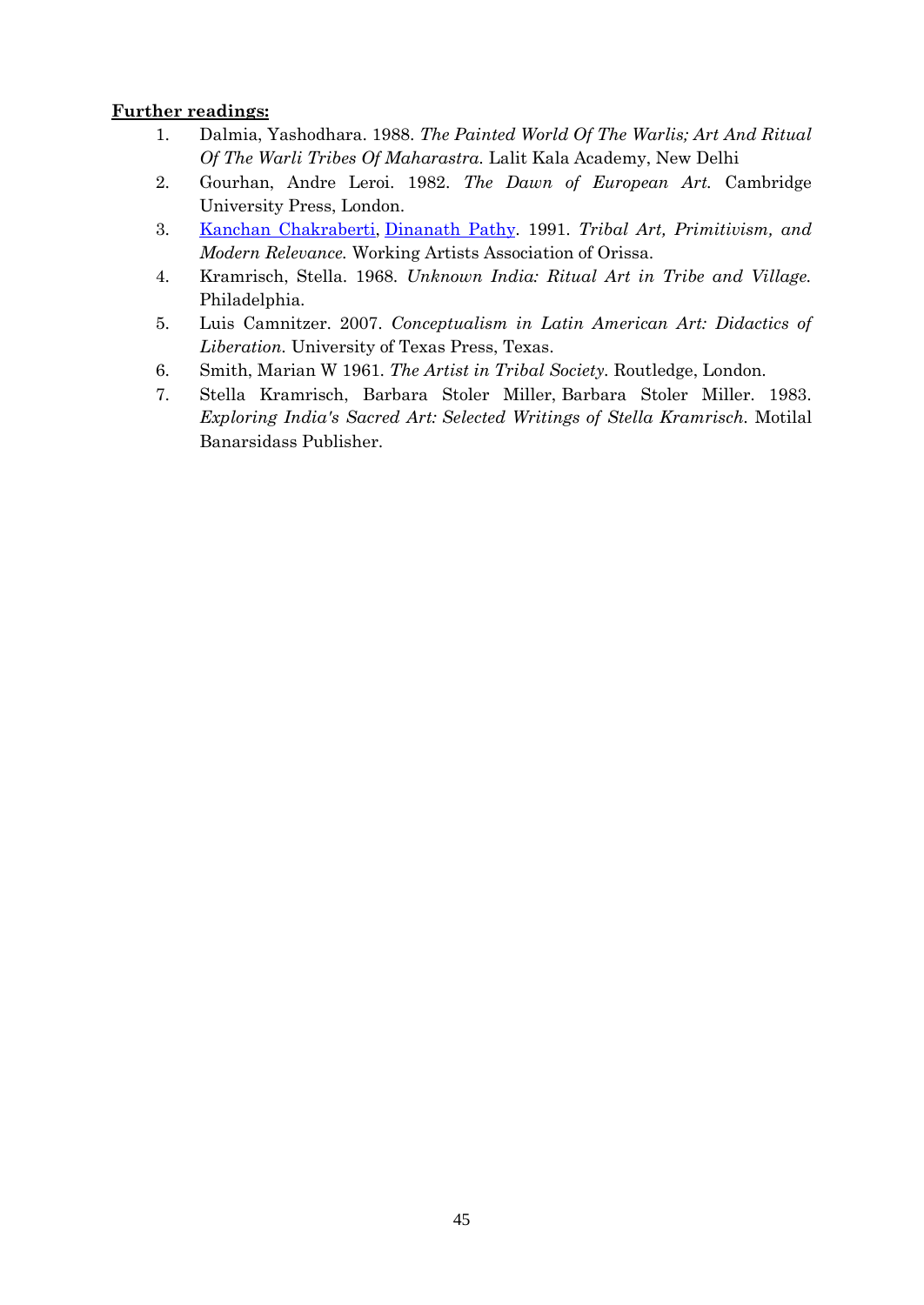**Further readings:**

1. Dalmia, Yashodhara. 1988. *The Painted World Of The Warlis; Art And Ritual Of The Warli Tribes Of Maharastra.* Lalit Kala Academy, New Delhi
2. Gourhan, Andre Leroi. 1982. *The Dawn of European Art.* Cambridge University Press, London.
3. Kanchan Chakraberti, Dinanath Pathy. 1991. *Tribal Art, Primitivism, and Modern Relevance.* Working Artists Association of Orissa.
4. Kramrisch, Stella. 1968. *Unknown India: Ritual Art in Tribe and Village.* Philadelphia.
5. Luis Camnitzer. 2007. *Conceptualism in Latin American Art: Didactics of Liberation.* University of Texas Press, Texas.
6. Smith, Marian W 1961. *The Artist in Tribal Society*. Routledge, London.
7. Stella Kramrisch, Barbara Stoler Miller, Barbara Stoler Miller. 1983. *Exploring India's Sacred Art: Selected Writings of Stella Kramrisch*. Motilal Banarsidass Publisher.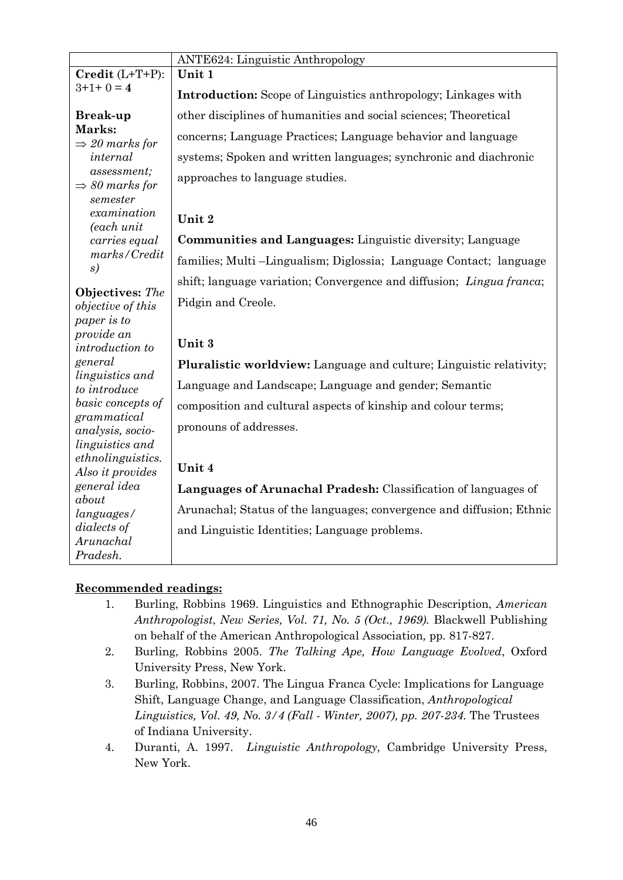| | ANTE624: Linguistic Anthropology |
|---|---|
| **Credit** (L+T+P): 3+1+ 0 = **4**<br><br>**Break-up Marks:**<br>⇒ *20 marks for internal assessment;*<br>⇒ *80 marks for semester examination (each unit carries equal marks/Credits)*<br><br>**Objectives:** *The objective of this paper is to provide an introduction to general linguistics and to introduce basic concepts of grammatical analysis, socio-linguistics and ethnolinguistics. Also it provides general idea about languages/ dialects of Arunachal Pradesh.* | **Unit 1**<br>**Introduction:** Scope of Linguistics anthropology; Linkages with other disciplines of humanities and social sciences; Theoretical concerns; Language Practices; Language behavior and language systems; Spoken and written languages; synchronic and diachronic approaches to language studies.<br><br>**Unit 2**<br>**Communities and Languages:** Linguistic diversity; Language families; Multi –Lingualism; Diglossia; Language Contact; language shift; language variation; Convergence and diffusion; *Lingua franca*; Pidgin and Creole.<br><br>**Unit 3**<br>**Pluralistic worldview:** Language and culture; Linguistic relativity; Language and Landscape; Language and gender; Semantic composition and cultural aspects of kinship and colour terms; pronouns of addresses.<br><br>**Unit 4**<br>**Languages of Arunachal Pradesh:** Classification of languages of Arunachal; Status of the languages; convergence and diffusion; Ethnic and Linguistic Identities; Language problems. |

**Recommended readings:**

1. Burling, Robbins 1969. Linguistics and Ethnographic Description, *American Anthropologist*, *New Series, Vol. 71, No. 5 (Oct., 1969).* Blackwell Publishing on behalf of the American Anthropological Association*,* pp. 817-827.
2. Burling, Robbins 2005. *The Talking Ape, How Language Evolved*, Oxford University Press, New York.
3. Burling, Robbins, 2007. The Lingua Franca Cycle: Implications for Language Shift, Language Change, and Language Classification, *Anthropological Linguistics, Vol. 49, No. 3/4 (Fall - Winter, 2007), pp. 207-234.* The Trustees of Indiana University.
4. Duranti, A. 1997. *Linguistic Anthropology,* Cambridge University Press, New York.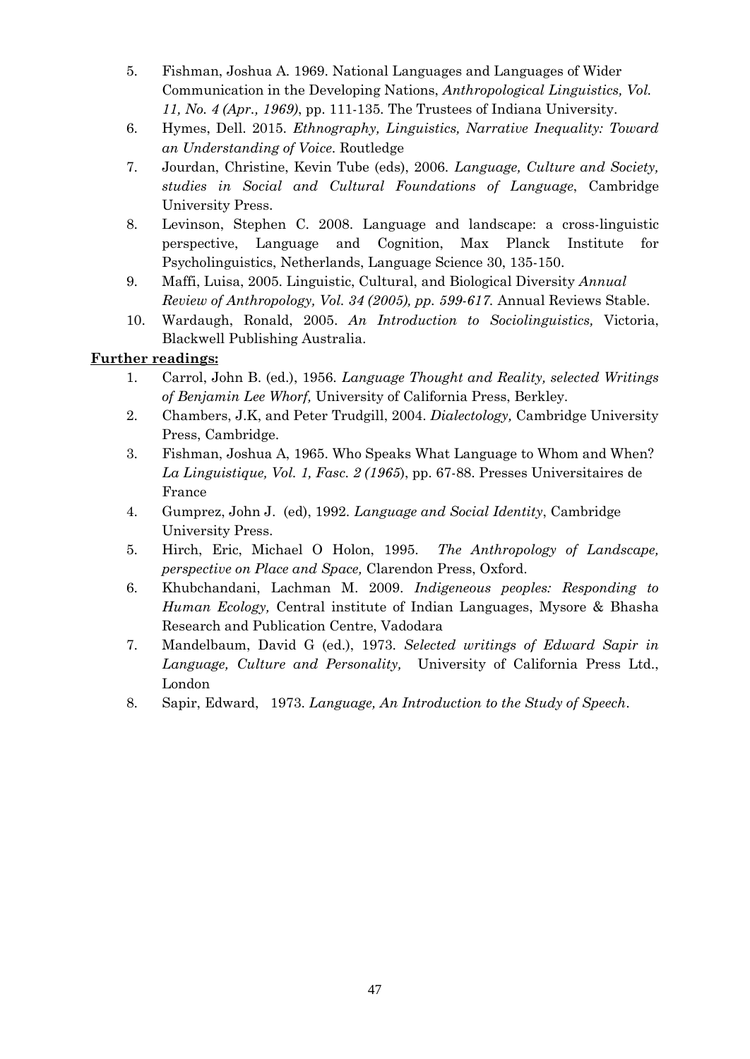5. Fishman, Joshua A. 1969. National Languages and Languages of Wider Communication in the Developing Nations, *Anthropological Linguistics, Vol. 11, No. 4 (Apr., 1969)*, pp. 111-135. The Trustees of Indiana University.
6. Hymes, Dell. 2015. *Ethnography, Linguistics, Narrative Inequality: Toward an Understanding of Voice*. Routledge
7. Jourdan, Christine, Kevin Tube (eds), 2006. *Language, Culture and Society, studies in Social and Cultural Foundations of Language*, Cambridge University Press.
8. Levinson, Stephen C. 2008. Language and landscape: a cross-linguistic perspective, Language and Cognition, Max Planck Institute for Psycholinguistics, Netherlands, Language Science 30, 135-150.
9. Maffi, Luisa, 2005. Linguistic, Cultural, and Biological Diversity *Annual Review of Anthropology, Vol. 34 (2005), pp. 599-617.* Annual Reviews Stable.
10. Wardaugh, Ronald, 2005. *An Introduction to Sociolinguistics,* Victoria, Blackwell Publishing Australia.

**Further readings:**

1. Carrol, John B. (ed.), 1956. *Language Thought and Reality, selected Writings of Benjamin Lee Whorf,* University of California Press, Berkley.
2. Chambers, J.K, and Peter Trudgill, 2004. *Dialectology,* Cambridge University Press, Cambridge.
3. Fishman, Joshua A, 1965. Who Speaks What Language to Whom and When? *La Linguistique, Vol. 1, Fasc. 2 (1965*), pp. 67-88. Presses Universitaires de France
4. Gumprez, John J. (ed), 1992. *Language and Social Identity*, Cambridge University Press.
5. Hirch, Eric, Michael O Holon, 1995. *The Anthropology of Landscape, perspective on Place and Space,* Clarendon Press, Oxford.
6. Khubchandani, Lachman M. 2009. *Indigeneous peoples: Responding to Human Ecology,* Central institute of Indian Languages, Mysore & Bhasha Research and Publication Centre, Vadodara
7. Mandelbaum, David G (ed.), 1973. *Selected writings of Edward Sapir in Language, Culture and Personality,* University of California Press Ltd., London
8. Sapir, Edward, 1973. *Language, An Introduction to the Study of Speech*.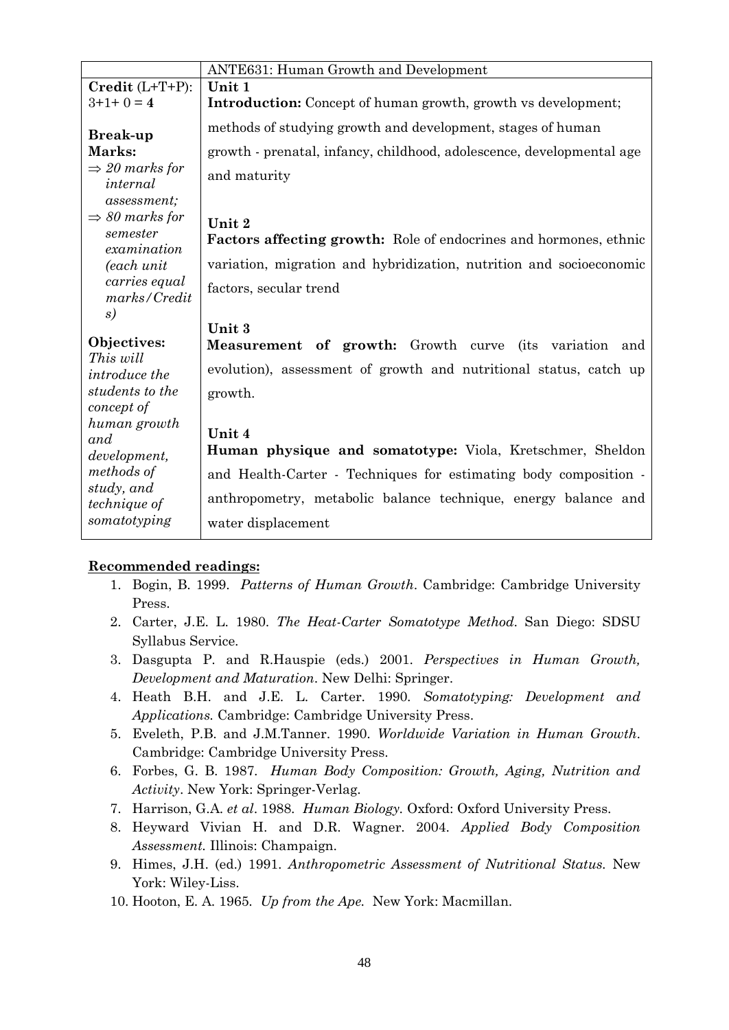| | ANTE631: Human Growth and Development |
|---|---|
| **Credit** (L+T+P): 3+1+ 0 = **4**<br><br>**Break-up Marks:**<br>⇒ *20 marks for internal assessment;*<br>⇒ *80 marks for semester examination (each unit carries equal marks/Credits)*<br><br>**Objectives:**<br>*This will introduce the students to the concept of human growth and development, methods of study, and technique of somatotyping* | **Unit 1**<br>**Introduction:** Concept of human growth, growth vs development; methods of studying growth and development, stages of human growth - prenatal, infancy, childhood, adolescence, developmental age and maturity<br><br>**Unit 2**<br>**Factors affecting growth:** Role of endocrines and hormones, ethnic variation, migration and hybridization, nutrition and socioeconomic factors, secular trend<br><br>**Unit 3**<br>**Measurement of growth:** Growth curve (its variation and evolution), assessment of growth and nutritional status, catch up growth.<br><br>**Unit 4**<br>**Human physique and somatotype:** Viola, Kretschmer, Sheldon and Health-Carter - Techniques for estimating body composition - anthropometry, metabolic balance technique, energy balance and water displacement |

**Recommended readings:**

1. Bogin, B. 1999. *Patterns of Human Growth*. Cambridge: Cambridge University Press.
2. Carter, J.E. L. 1980. *The Heat-Carter Somatotype Method*. San Diego: SDSU Syllabus Service.
3. Dasgupta P. and R.Hauspie (eds.) 2001. *Perspectives in Human Growth, Development and Maturation*. New Delhi: Springer.
4. Heath B.H. and J.E. L. Carter. 1990. *Somatotyping: Development and Applications.* Cambridge: Cambridge University Press.
5. Eveleth, P.B. and J.M.Tanner. 1990. *Worldwide Variation in Human Growth*. Cambridge: Cambridge University Press.
6. Forbes, G. B. 1987. *Human Body Composition: Growth, Aging, Nutrition and Activity*. New York: Springer-Verlag.
7. Harrison, G.A. *et al*. 1988. *Human Biology.* Oxford: Oxford University Press.
8. Heyward Vivian H. and D.R. Wagner. 2004. *Applied Body Composition Assessment.* Illinois: Champaign.
9. Himes, J.H. (ed.) 1991. *Anthropometric Assessment of Nutritional Status.* New York: Wiley-Liss.
10. Hooton, E. A. 1965. *Up from the Ape.* New York: Macmillan.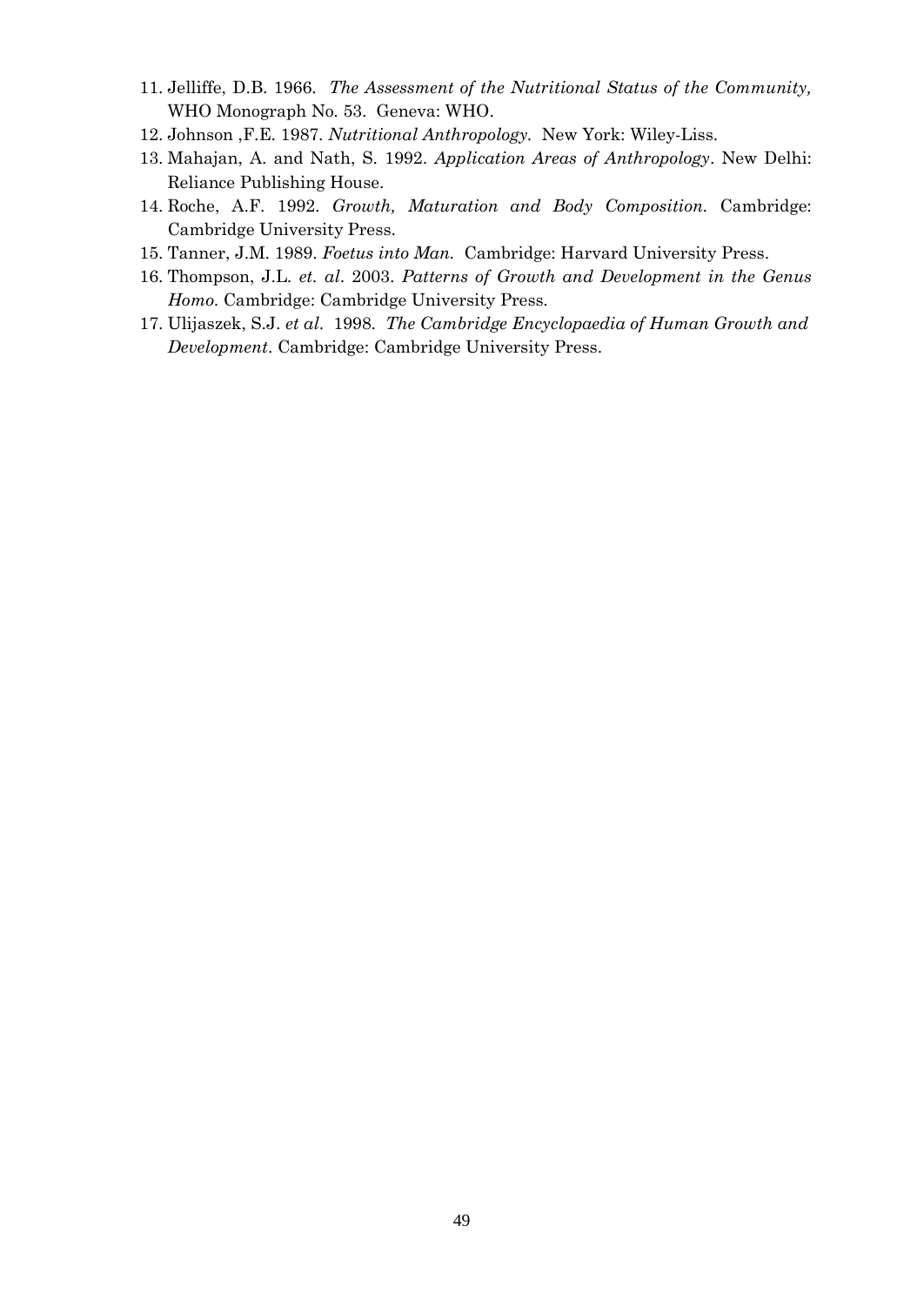11. Jelliffe, D.B. 1966. *The Assessment of the Nutritional Status of the Community,* WHO Monograph No. 53. Geneva: WHO.
12. Johnson ,F.E. 1987. *Nutritional Anthropology.* New York: Wiley-Liss.
13. Mahajan, A. and Nath, S. 1992. *Application Areas of Anthropology*. New Delhi: Reliance Publishing House.
14. Roche, A.F. 1992. *Growth, Maturation and Body Composition.* Cambridge: Cambridge University Press.
15. Tanner, J.M. 1989. *Foetus into Man.* Cambridge: Harvard University Press.
16. Thompson, J.L. *et. al*. 2003. *Patterns of Growth and Development in the Genus Homo.* Cambridge: Cambridge University Press.
17. Ulijaszek, S.J. *et al*. 1998. *The Cambridge Encyclopaedia of Human Growth and Development*. Cambridge: Cambridge University Press.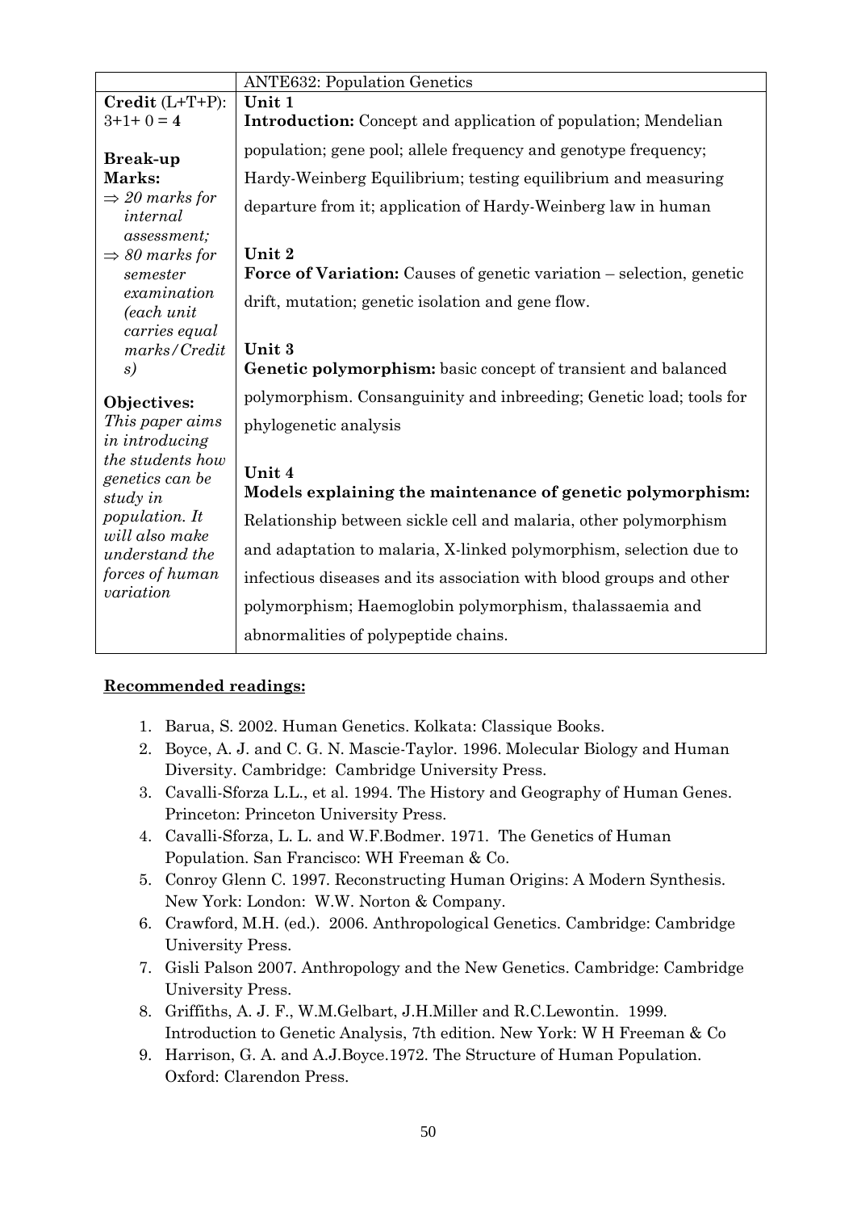| | ANTE632: Population Genetics |
|---|---|
| **Credit** (L+T+P): 3+1+ 0 = **4**<br><br>**Break-up Marks:**<br>⇒ *20 marks for internal assessment;*<br>⇒ *80 marks for semester examination (each unit carries equal marks/Credits)*<br><br>**Objectives:**<br>*This paper aims in introducing the students how genetics can be study in population. It will also make understand the forces of human variation* | **Unit 1**<br>**Introduction:** Concept and application of population; Mendelian population; gene pool; allele frequency and genotype frequency; Hardy-Weinberg Equilibrium; testing equilibrium and measuring departure from it; application of Hardy-Weinberg law in human<br><br>**Unit 2**<br>**Force of Variation:** Causes of genetic variation – selection, genetic drift, mutation; genetic isolation and gene flow.<br><br>**Unit 3**<br>**Genetic polymorphism:** basic concept of transient and balanced polymorphism. Consanguinity and inbreeding; Genetic load; tools for phylogenetic analysis<br><br>**Unit 4**<br>**Models explaining the maintenance of genetic polymorphism:** Relationship between sickle cell and malaria, other polymorphism and adaptation to malaria, X-linked polymorphism, selection due to infectious diseases and its association with blood groups and other polymorphism; Haemoglobin polymorphism, thalassaemia and abnormalities of polypeptide chains. |

**Recommended readings:**

1. Barua, S. 2002. Human Genetics. Kolkata: Classique Books.
2. Boyce, A. J. and C. G. N. Mascie-Taylor. 1996. Molecular Biology and Human Diversity. Cambridge: Cambridge University Press.
3. Cavalli-Sforza L.L., et al. 1994. The History and Geography of Human Genes. Princeton: Princeton University Press.
4. Cavalli-Sforza, L. L. and W.F.Bodmer. 1971. The Genetics of Human Population. San Francisco: WH Freeman & Co.
5. Conroy Glenn C. 1997. Reconstructing Human Origins: A Modern Synthesis. New York: London: W.W. Norton & Company.
6. Crawford, M.H. (ed.). 2006. Anthropological Genetics. Cambridge: Cambridge University Press.
7. Gisli Palson 2007. Anthropology and the New Genetics. Cambridge: Cambridge University Press.
8. Griffiths, A. J. F., W.M.Gelbart, J.H.Miller and R.C.Lewontin. 1999. Introduction to Genetic Analysis, 7th edition. New York: W H Freeman & Co
9. Harrison, G. A. and A.J.Boyce.1972. The Structure of Human Population. Oxford: Clarendon Press.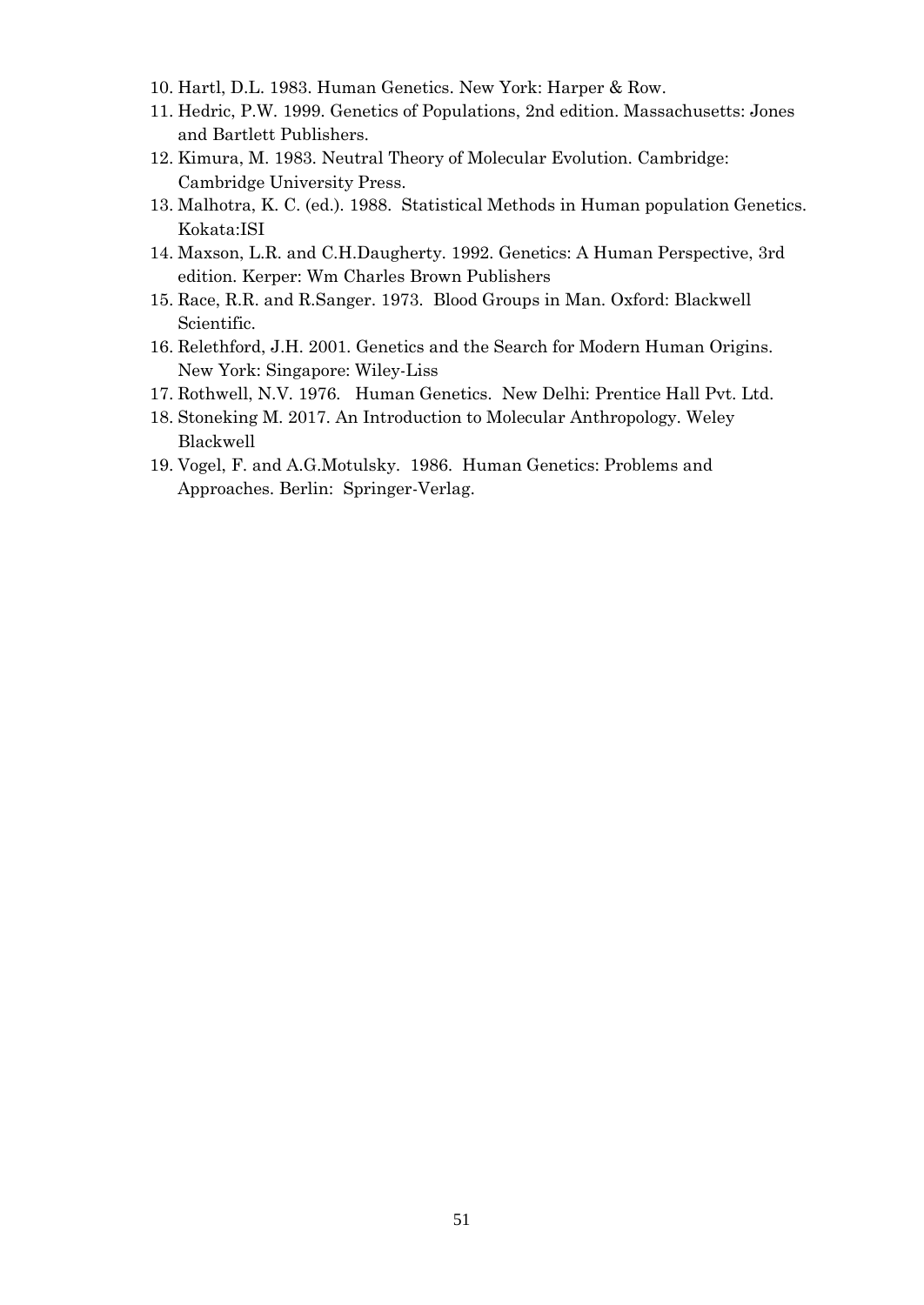10. Hartl, D.L. 1983. Human Genetics. New York: Harper & Row.
11. Hedric, P.W. 1999. Genetics of Populations, 2nd edition. Massachusetts: Jones and Bartlett Publishers.
12. Kimura, M. 1983. Neutral Theory of Molecular Evolution. Cambridge: Cambridge University Press.
13. Malhotra, K. C. (ed.). 1988. Statistical Methods in Human population Genetics. Kokata:ISI
14. Maxson, L.R. and C.H.Daugherty. 1992. Genetics: A Human Perspective, 3rd edition. Kerper: Wm Charles Brown Publishers
15. Race, R.R. and R.Sanger. 1973. Blood Groups in Man. Oxford: Blackwell Scientific.
16. Relethford, J.H. 2001. Genetics and the Search for Modern Human Origins. New York: Singapore: Wiley-Liss
17. Rothwell, N.V. 1976. Human Genetics. New Delhi: Prentice Hall Pvt. Ltd.
18. Stoneking M. 2017. An Introduction to Molecular Anthropology. Weley Blackwell
19. Vogel, F. and A.G.Motulsky. 1986. Human Genetics: Problems and Approaches. Berlin: Springer-Verlag.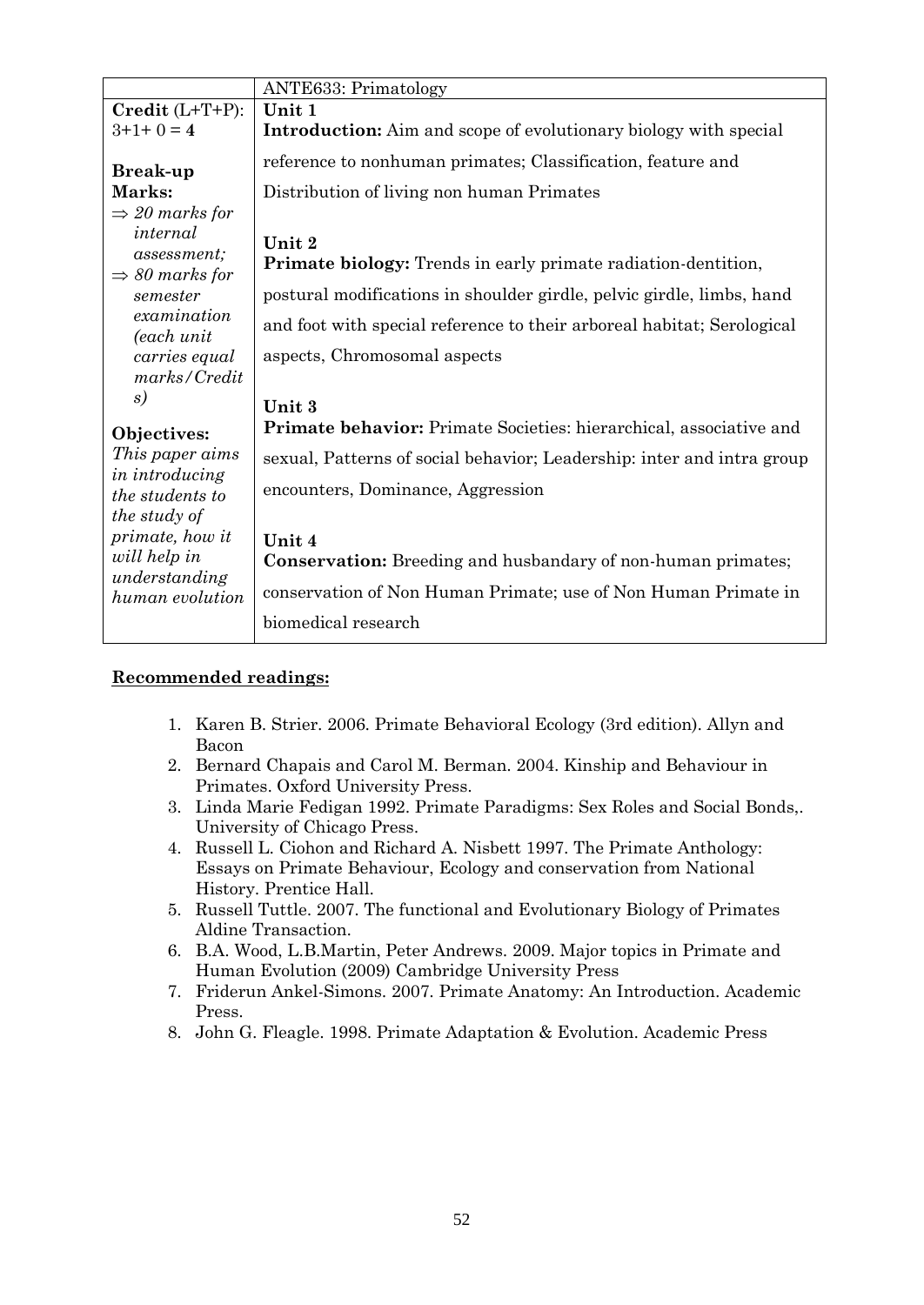| | ANTE633: Primatology |
|---|---|
| **Credit** (L+T+P): 3+1+ 0 = **4**<br><br>**Break-up Marks:**<br>⇒ *20 marks for internal assessment;*<br>⇒ *80 marks for semester examination (each unit carries equal marks/Credits)*<br><br>**Objectives:**<br>*This paper aims in introducing the students to the study of primate, how it will help in understanding human evolution* | **Unit 1**<br>**Introduction:** Aim and scope of evolutionary biology with special reference to nonhuman primates; Classification, feature and Distribution of living non human Primates<br><br>**Unit 2**<br>**Primate biology:** Trends in early primate radiation-dentition, postural modifications in shoulder girdle, pelvic girdle, limbs, hand and foot with special reference to their arboreal habitat; Serological aspects, Chromosomal aspects<br><br>**Unit 3**<br>**Primate behavior:** Primate Societies: hierarchical, associative and sexual, Patterns of social behavior; Leadership: inter and intra group encounters, Dominance, Aggression<br><br>**Unit 4**<br>**Conservation:** Breeding and husbandary of non-human primates; conservation of Non Human Primate; use of Non Human Primate in biomedical research |

**Recommended readings:**

1. Karen B. Strier. 2006. Primate Behavioral Ecology (3rd edition). Allyn and Bacon
2. Bernard Chapais and Carol M. Berman. 2004. Kinship and Behaviour in Primates. Oxford University Press.
3. Linda Marie Fedigan 1992. Primate Paradigms: Sex Roles and Social Bonds,. University of Chicago Press.
4. Russell L. Ciohon and Richard A. Nisbett 1997. The Primate Anthology: Essays on Primate Behaviour, Ecology and conservation from National History. Prentice Hall.
5. Russell Tuttle. 2007. The functional and Evolutionary Biology of Primates Aldine Transaction.
6. B.A. Wood, L.B.Martin, Peter Andrews. 2009. Major topics in Primate and Human Evolution (2009) Cambridge University Press
7. Friderun Ankel-Simons. 2007. Primate Anatomy: An Introduction. Academic Press.
8. John G. Fleagle. 1998. Primate Adaptation & Evolution. Academic Press